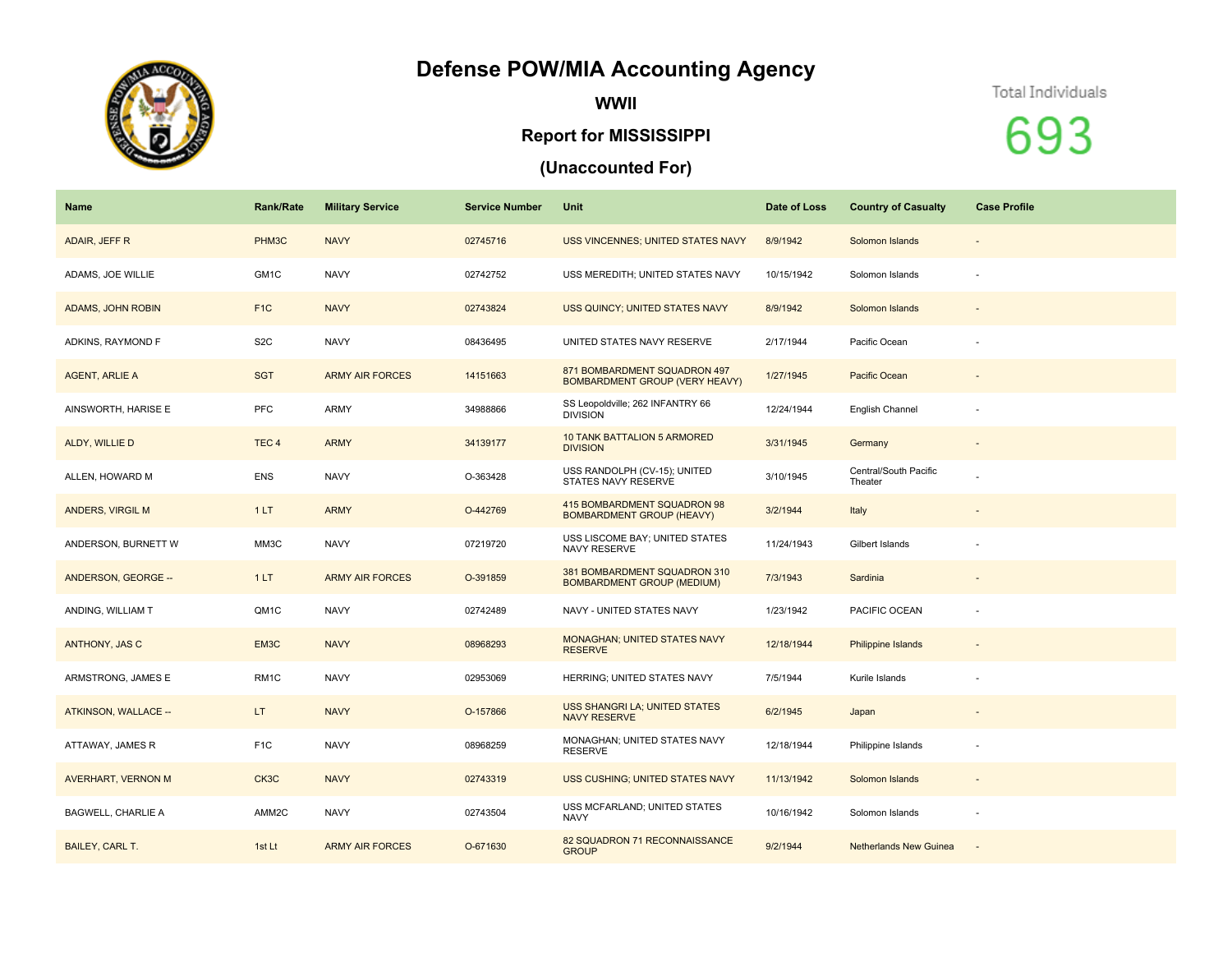# Defense POW/MIA Accounting Agency

## WWII

## Report for MISSISSIPPI

## (Unaccounted For)

Total Individuals

693

| Name | Rank/Rate | Military Service | Service Number | Unit | Date of Loss | Country of Casualty | Case Profile |
|---|---|---|---|---|---|---|---|
| ADAIR, JEFF R | PHM3C | NAVY | 02745716 | USS VINCENNES; UNITED STATES NAVY | 8/9/1942 | Solomon Islands | - |
| ADAMS, JOE WILLIE | GM1C | NAVY | 02742752 | USS MEREDITH; UNITED STATES NAVY | 10/15/1942 | Solomon Islands | - |
| ADAMS, JOHN ROBIN | F1C | NAVY | 02743824 | USS QUINCY; UNITED STATES NAVY | 8/9/1942 | Solomon Islands | - |
| ADKINS, RAYMOND F | S2C | NAVY | 08436495 | UNITED STATES NAVY RESERVE | 2/17/1944 | Pacific Ocean | - |
| AGENT, ARLIE A | SGT | ARMY AIR FORCES | 14151663 | 871 BOMBARDMENT SQUADRON 497 BOMBARDMENT GROUP (VERY HEAVY) | 1/27/1945 | Pacific Ocean | - |
| AINSWORTH, HARISE E | PFC | ARMY | 34988866 | SS Leopoldville; 262 INFANTRY 66 DIVISION | 12/24/1944 | English Channel | - |
| ALDY, WILLIE D | TEC 4 | ARMY | 34139177 | 10 TANK BATTALION 5 ARMORED DIVISION | 3/31/1945 | Germany | - |
| ALLEN, HOWARD M | ENS | NAVY | O-363428 | USS RANDOLPH (CV-15); UNITED STATES NAVY RESERVE | 3/10/1945 | Central/South Pacific Theater | - |
| ANDERS, VIRGIL M | 1 LT | ARMY | O-442769 | 415 BOMBARDMENT SQUADRON 98 BOMBARDMENT GROUP (HEAVY) | 3/2/1944 | Italy | - |
| ANDERSON, BURNETT W | MM3C | NAVY | 07219720 | USS LISCOME BAY; UNITED STATES NAVY RESERVE | 11/24/1943 | Gilbert Islands | - |
| ANDERSON, GEORGE -- | 1 LT | ARMY AIR FORCES | O-391859 | 381 BOMBARDMENT SQUADRON 310 BOMBARDMENT GROUP (MEDIUM) | 7/3/1943 | Sardinia | - |
| ANDING, WILLIAM T | QM1C | NAVY | 02742489 | NAVY - UNITED STATES NAVY | 1/23/1942 | PACIFIC OCEAN | - |
| ANTHONY, JAS C | EM3C | NAVY | 08968293 | MONAGHAN; UNITED STATES NAVY RESERVE | 12/18/1944 | Philippine Islands | - |
| ARMSTRONG, JAMES E | RM1C | NAVY | 02953069 | HERRING; UNITED STATES NAVY | 7/5/1944 | Kurile Islands | - |
| ATKINSON, WALLACE -- | LT | NAVY | O-157866 | USS SHANGRI LA; UNITED STATES NAVY RESERVE | 6/2/1945 | Japan | - |
| ATTAWAY, JAMES R | F1C | NAVY | 08968259 | MONAGHAN; UNITED STATES NAVY RESERVE | 12/18/1944 | Philippine Islands | - |
| AVERHART, VERNON M | CK3C | NAVY | 02743319 | USS CUSHING; UNITED STATES NAVY | 11/13/1942 | Solomon Islands | - |
| BAGWELL, CHARLIE A | AMM2C | NAVY | 02743504 | USS MCFARLAND; UNITED STATES NAVY | 10/16/1942 | Solomon Islands | - |
| BAILEY, CARL T. | 1st Lt | ARMY AIR FORCES | O-671630 | 82 SQUADRON 71 RECONNAISSANCE GROUP | 9/2/1944 | Netherlands New Guinea | - |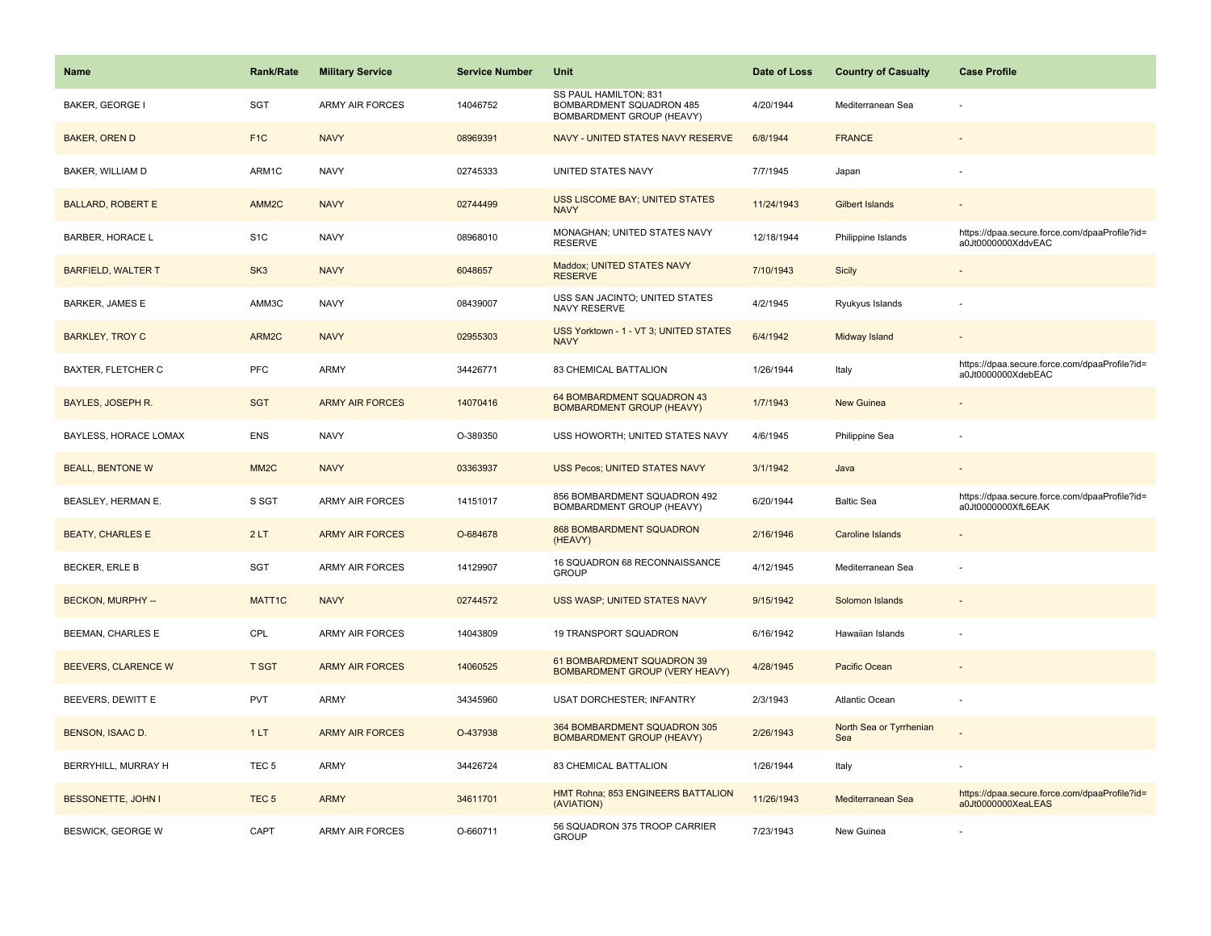| Name | Rank/Rate | Military Service | Service Number | Unit | Date of Loss | Country of Casualty | Case Profile |
|---|---|---|---|---|---|---|---|
| BAKER, GEORGE I | SGT | ARMY AIR FORCES | 14046752 | SS PAUL HAMILTON; 831 BOMBARDMENT SQUADRON 485 BOMBARDMENT GROUP (HEAVY) | 4/20/1944 | Mediterranean Sea | - |
| BAKER, OREN D | F1C | NAVY | 08969391 | NAVY - UNITED STATES NAVY RESERVE | 6/8/1944 | FRANCE | - |
| BAKER, WILLIAM D | ARM1C | NAVY | 02745333 | UNITED STATES NAVY | 7/7/1945 | Japan | - |
| BALLARD, ROBERT E | AMM2C | NAVY | 02744499 | USS LISCOME BAY; UNITED STATES NAVY | 11/24/1943 | Gilbert Islands | - |
| BARBER, HORACE L | S1C | NAVY | 08968010 | MONAGHAN; UNITED STATES NAVY RESERVE | 12/18/1944 | Philippine Islands | https://dpaa.secure.force.com/dpaaProfile?id=a0Jt0000000XddvEAC |
| BARFIELD, WALTER T | SK3 | NAVY | 6048657 | Maddox; UNITED STATES NAVY RESERVE | 7/10/1943 | Sicily | - |
| BARKER, JAMES E | AMM3C | NAVY | 08439007 | USS SAN JACINTO; UNITED STATES NAVY RESERVE | 4/2/1945 | Ryukyus Islands | - |
| BARKLEY, TROY C | ARM2C | NAVY | 02955303 | USS Yorktown - 1 - VT 3; UNITED STATES NAVY | 6/4/1942 | Midway Island | - |
| BAXTER, FLETCHER C | PFC | ARMY | 34426771 | 83 CHEMICAL BATTALION | 1/26/1944 | Italy | https://dpaa.secure.force.com/dpaaProfile?id=a0Jt0000000XdebEAC |
| BAYLES, JOSEPH R. | SGT | ARMY AIR FORCES | 14070416 | 64 BOMBARDMENT SQUADRON 43 BOMBARDMENT GROUP (HEAVY) | 1/7/1943 | New Guinea | - |
| BAYLESS, HORACE LOMAX | ENS | NAVY | O-389350 | USS HOWORTH; UNITED STATES NAVY | 4/6/1945 | Philippine Sea | - |
| BEALL, BENTONE W | MM2C | NAVY | 03363937 | USS Pecos; UNITED STATES NAVY | 3/1/1942 | Java | - |
| BEASLEY, HERMAN E. | S SGT | ARMY AIR FORCES | 14151017 | 856 BOMBARDMENT SQUADRON 492 BOMBARDMENT GROUP (HEAVY) | 6/20/1944 | Baltic Sea | https://dpaa.secure.force.com/dpaaProfile?id=a0Jt0000000XfL6EAK |
| BEATY, CHARLES E | 2 LT | ARMY AIR FORCES | O-684678 | 868 BOMBARDMENT SQUADRON (HEAVY) | 2/16/1946 | Caroline Islands | - |
| BECKER, ERLE B | SGT | ARMY AIR FORCES | 14129907 | 16 SQUADRON 68 RECONNAISSANCE GROUP | 4/12/1945 | Mediterranean Sea | - |
| BECKON, MURPHY -- | MATT1C | NAVY | 02744572 | USS WASP; UNITED STATES NAVY | 9/15/1942 | Solomon Islands | - |
| BEEMAN, CHARLES E | CPL | ARMY AIR FORCES | 14043809 | 19 TRANSPORT SQUADRON | 6/16/1942 | Hawaiian Islands | - |
| BEEVERS, CLARENCE W | T SGT | ARMY AIR FORCES | 14060525 | 61 BOMBARDMENT SQUADRON 39 BOMBARDMENT GROUP (VERY HEAVY) | 4/28/1945 | Pacific Ocean | - |
| BEEVERS, DEWITT E | PVT | ARMY | 34345960 | USAT DORCHESTER; INFANTRY | 2/3/1943 | Atlantic Ocean | - |
| BENSON, ISAAC D. | 1 LT | ARMY AIR FORCES | O-437938 | 364 BOMBARDMENT SQUADRON 305 BOMBARDMENT GROUP (HEAVY) | 2/26/1943 | North Sea or Tyrrhenian Sea | - |
| BERRYHILL, MURRAY H | TEC 5 | ARMY | 34426724 | 83 CHEMICAL BATTALION | 1/26/1944 | Italy | - |
| BESSONETTE, JOHN I | TEC 5 | ARMY | 34611701 | HMT Rohna; 853 ENGINEERS BATTALION (AVIATION) | 11/26/1943 | Mediterranean Sea | https://dpaa.secure.force.com/dpaaProfile?id=a0Jt0000000XeaLEAS |
| BESWICK, GEORGE W | CAPT | ARMY AIR FORCES | O-660711 | 56 SQUADRON 375 TROOP CARRIER GROUP | 7/23/1943 | New Guinea | - |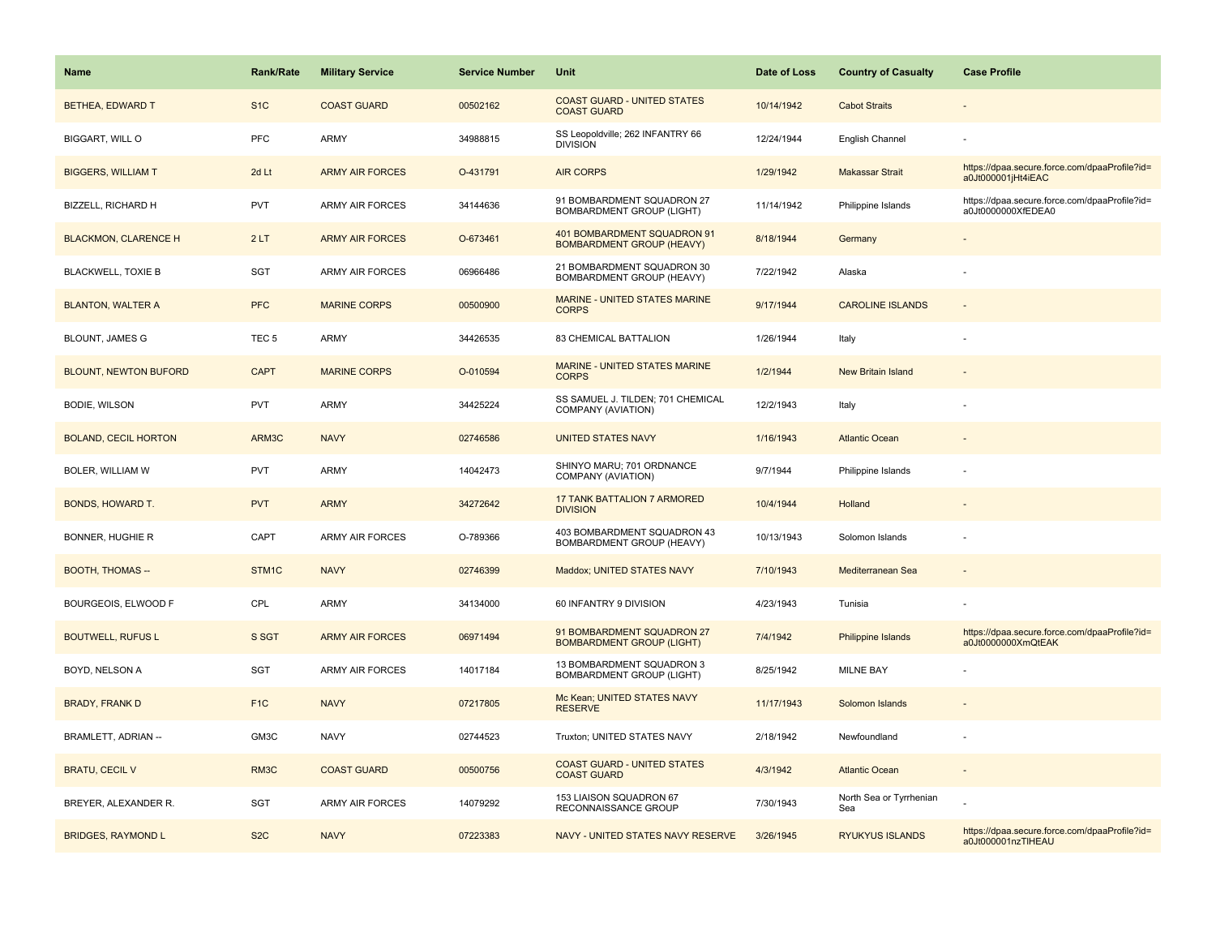| Name | Rank/Rate | Military Service | Service Number | Unit | Date of Loss | Country of Casualty | Case Profile |
|---|---|---|---|---|---|---|---|
| BETHEA, EDWARD T | S1C | COAST GUARD | 00502162 | COAST GUARD - UNITED STATES COAST GUARD | 10/14/1942 | Cabot Straits | - |
| BIGGART, WILL O | PFC | ARMY | 34988815 | SS Leopoldville; 262 INFANTRY 66 DIVISION | 12/24/1944 | English Channel | - |
| BIGGERS, WILLIAM T | 2d Lt | ARMY AIR FORCES | O-431791 | AIR CORPS | 1/29/1942 | Makassar Strait | https://dpaa.secure.force.com/dpaaProfile?id=a0Jt000001jHt4iEAC |
| BIZZELL, RICHARD H | PVT | ARMY AIR FORCES | 34144636 | 91 BOMBARDMENT SQUADRON 27 BOMBARDMENT GROUP (LIGHT) | 11/14/1942 | Philippine Islands | https://dpaa.secure.force.com/dpaaProfile?id=a0Jt0000000XfEDEA0 |
| BLACKMON, CLARENCE H | 2 LT | ARMY AIR FORCES | O-673461 | 401 BOMBARDMENT SQUADRON 91 BOMBARDMENT GROUP (HEAVY) | 8/18/1944 | Germany | - |
| BLACKWELL, TOXIE B | SGT | ARMY AIR FORCES | 06966486 | 21 BOMBARDMENT SQUADRON 30 BOMBARDMENT GROUP (HEAVY) | 7/22/1942 | Alaska | - |
| BLANTON, WALTER A | PFC | MARINE CORPS | 00500900 | MARINE - UNITED STATES MARINE CORPS | 9/17/1944 | CAROLINE ISLANDS | - |
| BLOUNT, JAMES G | TEC 5 | ARMY | 34426535 | 83 CHEMICAL BATTALION | 1/26/1944 | Italy | - |
| BLOUNT, NEWTON BUFORD | CAPT | MARINE CORPS | O-010594 | MARINE - UNITED STATES MARINE CORPS | 1/2/1944 | New Britain Island | - |
| BODIE, WILSON | PVT | ARMY | 34425224 | SS SAMUEL J. TILDEN; 701 CHEMICAL COMPANY (AVIATION) | 12/2/1943 | Italy | - |
| BOLAND, CECIL HORTON | ARM3C | NAVY | 02746586 | UNITED STATES NAVY | 1/16/1943 | Atlantic Ocean | - |
| BOLER, WILLIAM W | PVT | ARMY | 14042473 | SHINYO MARU; 701 ORDNANCE COMPANY (AVIATION) | 9/7/1944 | Philippine Islands | - |
| BONDS, HOWARD T. | PVT | ARMY | 34272642 | 17 TANK BATTALION 7 ARMORED DIVISION | 10/4/1944 | Holland | - |
| BONNER, HUGHIE R | CAPT | ARMY AIR FORCES | O-789366 | 403 BOMBARDMENT SQUADRON 43 BOMBARDMENT GROUP (HEAVY) | 10/13/1943 | Solomon Islands | - |
| BOOTH, THOMAS -- | STM1C | NAVY | 02746399 | Maddox; UNITED STATES NAVY | 7/10/1943 | Mediterranean Sea | - |
| BOURGEOIS, ELWOOD F | CPL | ARMY | 34134000 | 60 INFANTRY 9 DIVISION | 4/23/1943 | Tunisia | - |
| BOUTWELL, RUFUS L | S SGT | ARMY AIR FORCES | 06971494 | 91 BOMBARDMENT SQUADRON 27 BOMBARDMENT GROUP (LIGHT) | 7/4/1942 | Philippine Islands | https://dpaa.secure.force.com/dpaaProfile?id=a0Jt0000000XmQtEAK |
| BOYD, NELSON A | SGT | ARMY AIR FORCES | 14017184 | 13 BOMBARDMENT SQUADRON 3 BOMBARDMENT GROUP (LIGHT) | 8/25/1942 | MILNE BAY | - |
| BRADY, FRANK D | F1C | NAVY | 07217805 | Mc Kean; UNITED STATES NAVY RESERVE | 11/17/1943 | Solomon Islands | - |
| BRAMLETT, ADRIAN -- | GM3C | NAVY | 02744523 | Truxton; UNITED STATES NAVY | 2/18/1942 | Newfoundland | - |
| BRATU, CECIL V | RM3C | COAST GUARD | 00500756 | COAST GUARD - UNITED STATES COAST GUARD | 4/3/1942 | Atlantic Ocean | - |
| BREYER, ALEXANDER R. | SGT | ARMY AIR FORCES | 14079292 | 153 LIAISON SQUADRON 67 RECONNAISSANCE GROUP | 7/30/1943 | North Sea or Tyrrhenian Sea | - |
| BRIDGES, RAYMOND L | S2C | NAVY | 07223383 | NAVY - UNITED STATES NAVY RESERVE | 3/26/1945 | RYUKYUS ISLANDS | https://dpaa.secure.force.com/dpaaProfile?id=a0Jt000001nzTlHEAU |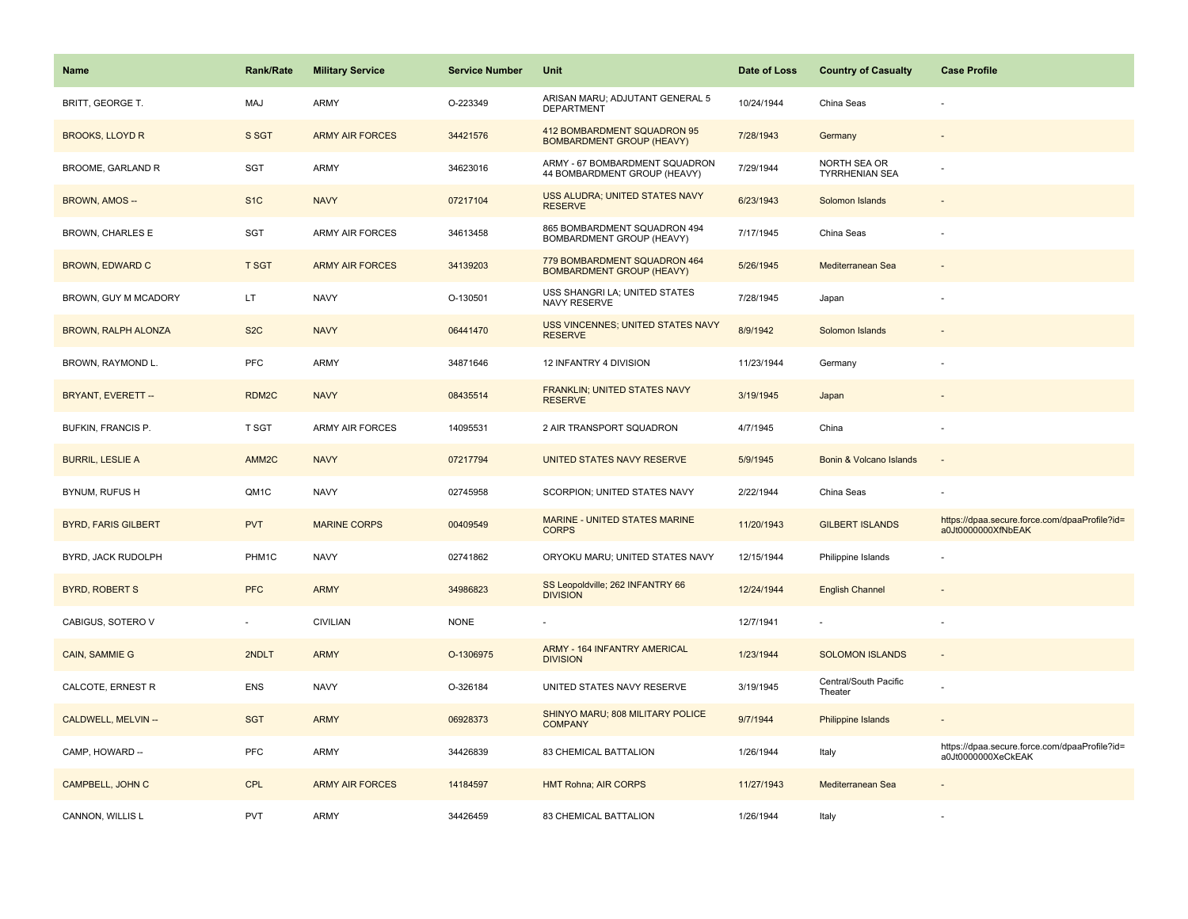| Name | Rank/Rate | Military Service | Service Number | Unit | Date of Loss | Country of Casualty | Case Profile |
|---|---|---|---|---|---|---|---|
| BRITT, GEORGE T. | MAJ | ARMY | O-223349 | ARISAN MARU; ADJUTANT GENERAL 5 DEPARTMENT | 10/24/1944 | China Seas | - |
| BROOKS, LLOYD R | S SGT | ARMY AIR FORCES | 34421576 | 412 BOMBARDMENT SQUADRON 95 BOMBARDMENT GROUP (HEAVY) | 7/28/1943 | Germany | - |
| BROOME, GARLAND R | SGT | ARMY | 34623016 | ARMY - 67 BOMBARDMENT SQUADRON 44 BOMBARDMENT GROUP (HEAVY) | 7/29/1944 | NORTH SEA OR TYRRHENIAN SEA | - |
| BROWN, AMOS -- | S1C | NAVY | 07217104 | USS ALUDRA; UNITED STATES NAVY RESERVE | 6/23/1943 | Solomon Islands | - |
| BROWN, CHARLES E | SGT | ARMY AIR FORCES | 34613458 | 865 BOMBARDMENT SQUADRON 494 BOMBARDMENT GROUP (HEAVY) | 7/17/1945 | China Seas | - |
| BROWN, EDWARD C | T SGT | ARMY AIR FORCES | 34139203 | 779 BOMBARDMENT SQUADRON 464 BOMBARDMENT GROUP (HEAVY) | 5/26/1945 | Mediterranean Sea | - |
| BROWN, GUY M MCADORY | LT | NAVY | O-130501 | USS SHANGRI LA; UNITED STATES NAVY RESERVE | 7/28/1945 | Japan | - |
| BROWN, RALPH ALONZA | S2C | NAVY | 06441470 | USS VINCENNES; UNITED STATES NAVY RESERVE | 8/9/1942 | Solomon Islands | - |
| BROWN, RAYMOND L. | PFC | ARMY | 34871646 | 12 INFANTRY 4 DIVISION | 11/23/1944 | Germany | - |
| BRYANT, EVERETT -- | RDM2C | NAVY | 08435514 | FRANKLIN; UNITED STATES NAVY RESERVE | 3/19/1945 | Japan | - |
| BUFKIN, FRANCIS P. | T SGT | ARMY AIR FORCES | 14095531 | 2 AIR TRANSPORT SQUADRON | 4/7/1945 | China | - |
| BURRIL, LESLIE A | AMM2C | NAVY | 07217794 | UNITED STATES NAVY RESERVE | 5/9/1945 | Bonin & Volcano Islands | - |
| BYNUM, RUFUS H | QM1C | NAVY | 02745958 | SCORPION; UNITED STATES NAVY | 2/22/1944 | China Seas | - |
| BYRD, FARIS GILBERT | PVT | MARINE CORPS | 00409549 | MARINE - UNITED STATES MARINE CORPS | 11/20/1943 | GILBERT ISLANDS | https://dpaa.secure.force.com/dpaaProfile?id=a0Jt0000000XfNbEAK |
| BYRD, JACK RUDOLPH | PHM1C | NAVY | 02741862 | ORYOKU MARU; UNITED STATES NAVY | 12/15/1944 | Philippine Islands | - |
| BYRD, ROBERT S | PFC | ARMY | 34986823 | SS Leopoldville; 262 INFANTRY 66 DIVISION | 12/24/1944 | English Channel | - |
| CABIGUS, SOTERO V | - | CIVILIAN | NONE | - | 12/7/1941 | - | - |
| CAIN, SAMMIE G | 2NDLT | ARMY | O-1306975 | ARMY - 164 INFANTRY AMERICAL DIVISION | 1/23/1944 | SOLOMON ISLANDS | - |
| CALCOTE, ERNEST R | ENS | NAVY | O-326184 | UNITED STATES NAVY RESERVE | 3/19/1945 | Central/South Pacific Theater | - |
| CALDWELL, MELVIN -- | SGT | ARMY | 06928373 | SHINYO MARU; 808 MILITARY POLICE COMPANY | 9/7/1944 | Philippine Islands | - |
| CAMP, HOWARD -- | PFC | ARMY | 34426839 | 83 CHEMICAL BATTALION | 1/26/1944 | Italy | https://dpaa.secure.force.com/dpaaProfile?id=a0Jt0000000XeCkEAK |
| CAMPBELL, JOHN C | CPL | ARMY AIR FORCES | 14184597 | HMT Rohna; AIR CORPS | 11/27/1943 | Mediterranean Sea | - |
| CANNON, WILLIS L | PVT | ARMY | 34426459 | 83 CHEMICAL BATTALION | 1/26/1944 | Italy | - |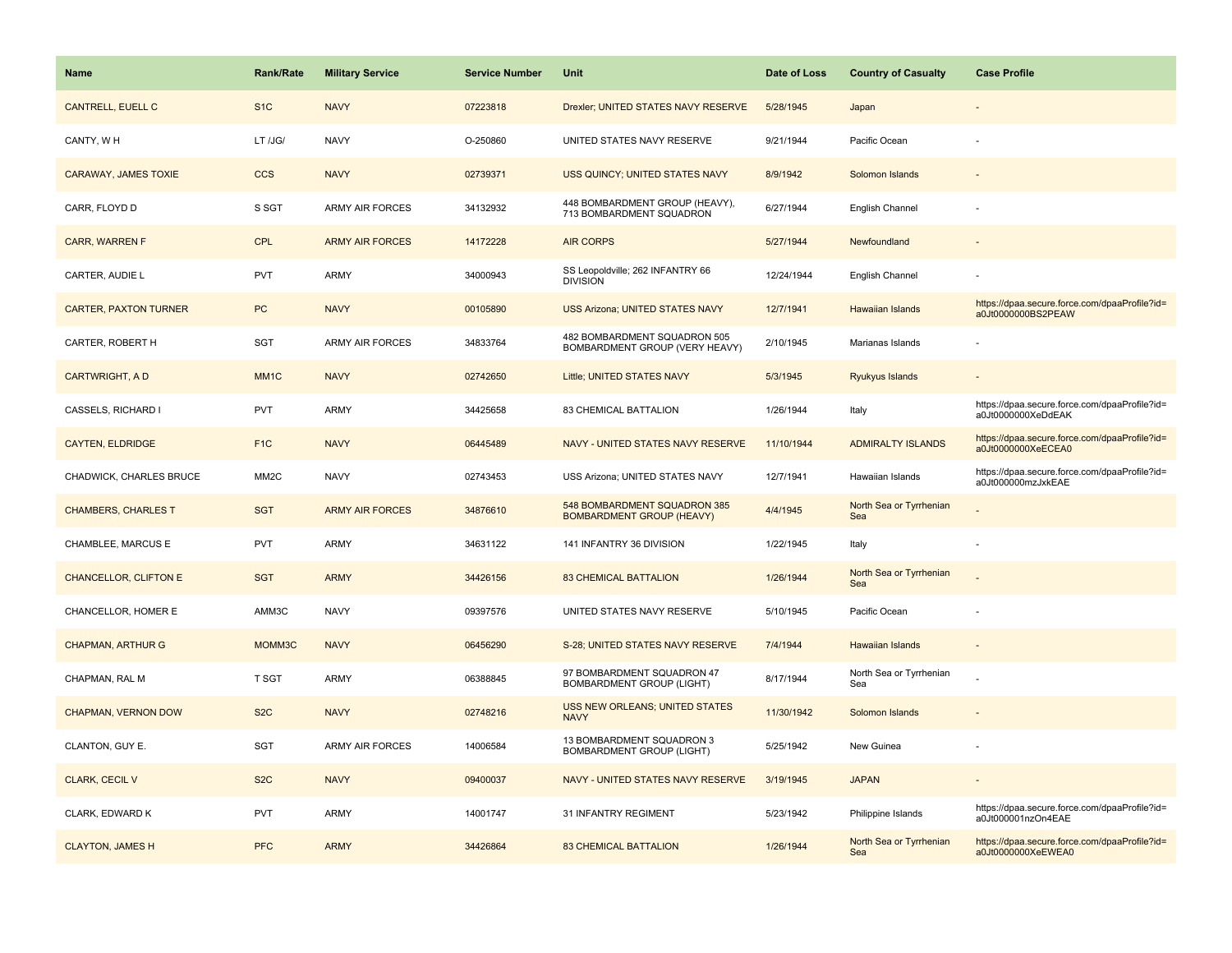| Name | Rank/Rate | Military Service | Service Number | Unit | Date of Loss | Country of Casualty | Case Profile |
| --- | --- | --- | --- | --- | --- | --- | --- |
| CANTRELL, EUELL C | S1C | NAVY | 07223818 | Drexler; UNITED STATES NAVY RESERVE | 5/28/1945 | Japan | - |
| CANTY, W H | LT /JG/ | NAVY | O-250860 | UNITED STATES NAVY RESERVE | 9/21/1944 | Pacific Ocean | - |
| CARAWAY, JAMES TOXIE | CCS | NAVY | 02739371 | USS QUINCY; UNITED STATES NAVY | 8/9/1942 | Solomon Islands | - |
| CARR, FLOYD D | S SGT | ARMY AIR FORCES | 34132932 | 448 BOMBARDMENT GROUP (HEAVY), 713 BOMBARDMENT SQUADRON | 6/27/1944 | English Channel | - |
| CARR, WARREN F | CPL | ARMY AIR FORCES | 14172228 | AIR CORPS | 5/27/1944 | Newfoundland | - |
| CARTER, AUDIE L | PVT | ARMY | 34000943 | SS Leopoldville; 262 INFANTRY 66 DIVISION | 12/24/1944 | English Channel | - |
| CARTER, PAXTON TURNER | PC | NAVY | 00105890 | USS Arizona; UNITED STATES NAVY | 12/7/1941 | Hawaiian Islands | https://dpaa.secure.force.com/dpaaProfile?id=a0Jt0000000BS2PEAW |
| CARTER, ROBERT H | SGT | ARMY AIR FORCES | 34833764 | 482 BOMBARDMENT SQUADRON 505 BOMBARDMENT GROUP (VERY HEAVY) | 2/10/1945 | Marianas Islands | - |
| CARTWRIGHT, A D | MM1C | NAVY | 02742650 | Little; UNITED STATES NAVY | 5/3/1945 | Ryukyus Islands | - |
| CASSELS, RICHARD I | PVT | ARMY | 34425658 | 83 CHEMICAL BATTALION | 1/26/1944 | Italy | https://dpaa.secure.force.com/dpaaProfile?id=a0Jt0000000XeDdEAK |
| CAYTEN, ELDRIDGE | F1C | NAVY | 06445489 | NAVY - UNITED STATES NAVY RESERVE | 11/10/1944 | ADMIRALTY ISLANDS | https://dpaa.secure.force.com/dpaaProfile?id=a0Jt0000000XeECEA0 |
| CHADWICK, CHARLES BRUCE | MM2C | NAVY | 02743453 | USS Arizona; UNITED STATES NAVY | 12/7/1941 | Hawaiian Islands | https://dpaa.secure.force.com/dpaaProfile?id=a0Jt000000mzJxkEAE |
| CHAMBERS, CHARLES T | SGT | ARMY AIR FORCES | 34876610 | 548 BOMBARDMENT SQUADRON 385 BOMBARDMENT GROUP (HEAVY) | 4/4/1945 | North Sea or Tyrrhenian Sea | - |
| CHAMBLEE, MARCUS E | PVT | ARMY | 34631122 | 141 INFANTRY 36 DIVISION | 1/22/1945 | Italy | - |
| CHANCELLOR, CLIFTON E | SGT | ARMY | 34426156 | 83 CHEMICAL BATTALION | 1/26/1944 | North Sea or Tyrrhenian Sea | - |
| CHANCELLOR, HOMER E | AMM3C | NAVY | 09397576 | UNITED STATES NAVY RESERVE | 5/10/1945 | Pacific Ocean | - |
| CHAPMAN, ARTHUR G | MOMM3C | NAVY | 06456290 | S-28; UNITED STATES NAVY RESERVE | 7/4/1944 | Hawaiian Islands | - |
| CHAPMAN, RAL M | T SGT | ARMY | 06388845 | 97 BOMBARDMENT SQUADRON 47 BOMBARDMENT GROUP (LIGHT) | 8/17/1944 | North Sea or Tyrrhenian Sea | - |
| CHAPMAN, VERNON DOW | S2C | NAVY | 02748216 | USS NEW ORLEANS; UNITED STATES NAVY | 11/30/1942 | Solomon Islands | - |
| CLANTON, GUY E. | SGT | ARMY AIR FORCES | 14006584 | 13 BOMBARDMENT SQUADRON 3 BOMBARDMENT GROUP (LIGHT) | 5/25/1942 | New Guinea | - |
| CLARK, CECIL V | S2C | NAVY | 09400037 | NAVY - UNITED STATES NAVY RESERVE | 3/19/1945 | JAPAN | - |
| CLARK, EDWARD K | PVT | ARMY | 14001747 | 31 INFANTRY REGIMENT | 5/23/1942 | Philippine Islands | https://dpaa.secure.force.com/dpaaProfile?id=a0Jt000001nzOn4EAE |
| CLAYTON, JAMES H | PFC | ARMY | 34426864 | 83 CHEMICAL BATTALION | 1/26/1944 | North Sea or Tyrrhenian Sea | https://dpaa.secure.force.com/dpaaProfile?id=a0Jt0000000XeEWEA0 |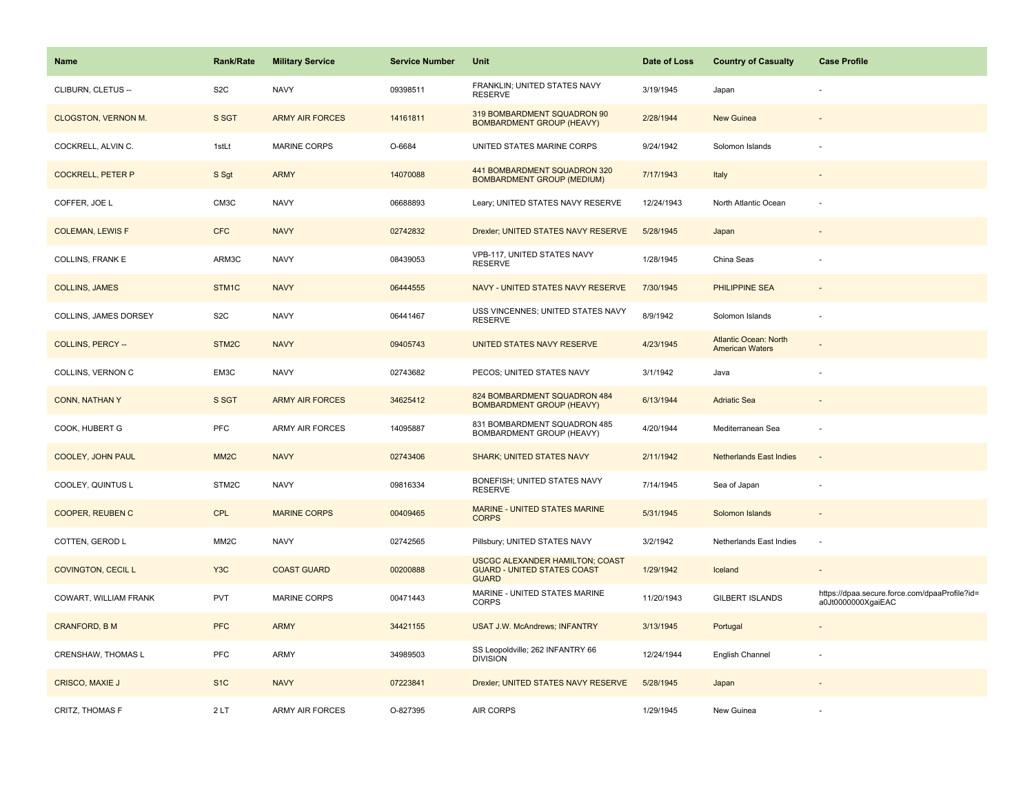| Name | Rank/Rate | Military Service | Service Number | Unit | Date of Loss | Country of Casualty | Case Profile |
|---|---|---|---|---|---|---|---|
| CLIBURN, CLETUS -- | S2C | NAVY | 09398511 | FRANKLIN; UNITED STATES NAVY RESERVE | 3/19/1945 | Japan | - |
| CLOGSTON, VERNON M. | S SGT | ARMY AIR FORCES | 14161811 | 319 BOMBARDMENT SQUADRON 90 BOMBARDMENT GROUP (HEAVY) | 2/28/1944 | New Guinea | - |
| COCKRELL, ALVIN C. | 1stLt | MARINE CORPS | O-6684 | UNITED STATES MARINE CORPS | 9/24/1942 | Solomon Islands | - |
| COCKRELL, PETER P | S Sgt | ARMY | 14070088 | 441 BOMBARDMENT SQUADRON 320 BOMBARDMENT GROUP (MEDIUM) | 7/17/1943 | Italy | - |
| COFFER, JOE L | CM3C | NAVY | 06688893 | Leary; UNITED STATES NAVY RESERVE | 12/24/1943 | North Atlantic Ocean | - |
| COLEMAN, LEWIS F | CFC | NAVY | 02742832 | Drexler; UNITED STATES NAVY RESERVE | 5/28/1945 | Japan | - |
| COLLINS, FRANK E | ARM3C | NAVY | 08439053 | VPB-117, UNITED STATES NAVY RESERVE | 1/28/1945 | China Seas | - |
| COLLINS, JAMES | STM1C | NAVY | 06444555 | NAVY - UNITED STATES NAVY RESERVE | 7/30/1945 | PHILIPPINE SEA | - |
| COLLINS, JAMES DORSEY | S2C | NAVY | 06441467 | USS VINCENNES; UNITED STATES NAVY RESERVE | 8/9/1942 | Solomon Islands | - |
| COLLINS, PERCY -- | STM2C | NAVY | 09405743 | UNITED STATES NAVY RESERVE | 4/23/1945 | Atlantic Ocean: North American Waters | - |
| COLLINS, VERNON C | EM3C | NAVY | 02743682 | PECOS; UNITED STATES NAVY | 3/1/1942 | Java | - |
| CONN, NATHAN Y | S SGT | ARMY AIR FORCES | 34625412 | 824 BOMBARDMENT SQUADRON 484 BOMBARDMENT GROUP (HEAVY) | 6/13/1944 | Adriatic Sea | - |
| COOK, HUBERT G | PFC | ARMY AIR FORCES | 14095887 | 831 BOMBARDMENT SQUADRON 485 BOMBARDMENT GROUP (HEAVY) | 4/20/1944 | Mediterranean Sea | - |
| COOLEY, JOHN PAUL | MM2C | NAVY | 02743406 | SHARK; UNITED STATES NAVY | 2/11/1942 | Netherlands East Indies | - |
| COOLEY, QUINTUS L | STM2C | NAVY | 09816334 | BONEFISH; UNITED STATES NAVY RESERVE | 7/14/1945 | Sea of Japan | - |
| COOPER, REUBEN C | CPL | MARINE CORPS | 00409465 | MARINE - UNITED STATES MARINE CORPS | 5/31/1945 | Solomon Islands | - |
| COTTEN, GEROD L | MM2C | NAVY | 02742565 | Pillsbury; UNITED STATES NAVY | 3/2/1942 | Netherlands East Indies | - |
| COVINGTON, CECIL L | Y3C | COAST GUARD | 00200888 | USCGC ALEXANDER HAMILTON; COAST GUARD - UNITED STATES COAST GUARD | 1/29/1942 | Iceland | - |
| COWART, WILLIAM FRANK | PVT | MARINE CORPS | 00471443 | MARINE - UNITED STATES MARINE CORPS | 11/20/1943 | GILBERT ISLANDS | https://dpaa.secure.force.com/dpaaProfile?id=a0Jt0000000XgaiEAC |
| CRANFORD, B M | PFC | ARMY | 34421155 | USAT J.W. McAndrews; INFANTRY | 3/13/1945 | Portugal | - |
| CRENSHAW, THOMAS L | PFC | ARMY | 34989503 | SS Leopoldville; 262 INFANTRY 66 DIVISION | 12/24/1944 | English Channel | - |
| CRISCO, MAXIE J | S1C | NAVY | 07223841 | Drexler; UNITED STATES NAVY RESERVE | 5/28/1945 | Japan | - |
| CRITZ, THOMAS F | 2 LT | ARMY AIR FORCES | O-827395 | AIR CORPS | 1/29/1945 | New Guinea | - |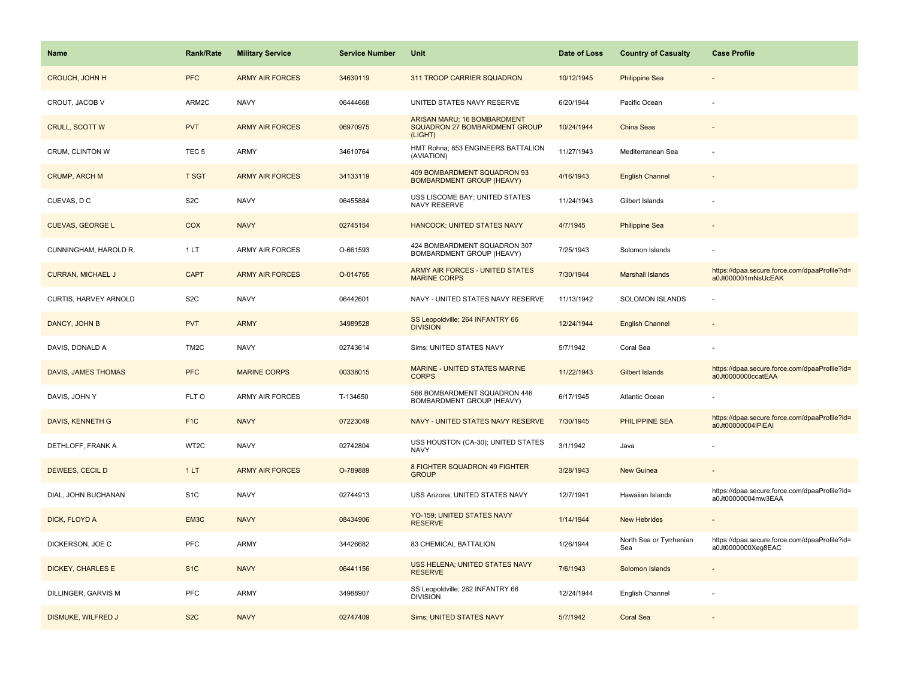| Name | Rank/Rate | Military Service | Service Number | Unit | Date of Loss | Country of Casualty | Case Profile |
|---|---|---|---|---|---|---|---|
| CROUCH, JOHN H | PFC | ARMY AIR FORCES | 34630119 | 311 TROOP CARRIER SQUADRON | 10/12/1945 | Philippine Sea | - |
| CROUT, JACOB V | ARM2C | NAVY | 06444668 | UNITED STATES NAVY RESERVE | 6/20/1944 | Pacific Ocean | - |
| CRULL, SCOTT W | PVT | ARMY AIR FORCES | 06970975 | ARISAN MARU; 16 BOMBARDMENT SQUADRON 27 BOMBARDMENT GROUP (LIGHT) | 10/24/1944 | China Seas | - |
| CRUM, CLINTON W | TEC 5 | ARMY | 34610764 | HMT Rohna; 853 ENGINEERS BATTALION (AVIATION) | 11/27/1943 | Mediterranean Sea | - |
| CRUMP, ARCH M | T SGT | ARMY AIR FORCES | 34133119 | 409 BOMBARDMENT SQUADRON 93 BOMBARDMENT GROUP (HEAVY) | 4/16/1943 | English Channel | - |
| CUEVAS, D C | S2C | NAVY | 06455884 | USS LISCOME BAY; UNITED STATES NAVY RESERVE | 11/24/1943 | Gilbert Islands | - |
| CUEVAS, GEORGE L | COX | NAVY | 02745154 | HANCOCK; UNITED STATES NAVY | 4/7/1945 | Philippine Sea | - |
| CUNNINGHAM, HAROLD R. | 1 LT | ARMY AIR FORCES | O-661593 | 424 BOMBARDMENT SQUADRON 307 BOMBARDMENT GROUP (HEAVY) | 7/25/1943 | Solomon Islands | - |
| CURRAN, MICHAEL J | CAPT | ARMY AIR FORCES | O-014765 | ARMY AIR FORCES - UNITED STATES MARINE CORPS | 7/30/1944 | Marshall Islands | https://dpaa.secure.force.com/dpaaProfile?id=a0Jt000001mNsUcEAK |
| CURTIS, HARVEY ARNOLD | S2C | NAVY | 06442601 | NAVY - UNITED STATES NAVY RESERVE | 11/13/1942 | SOLOMON ISLANDS | - |
| DANCY, JOHN B | PVT | ARMY | 34989528 | SS Leopoldville; 264 INFANTRY 66 DIVISION | 12/24/1944 | English Channel | - |
| DAVIS, DONALD A | TM2C | NAVY | 02743614 | Sims; UNITED STATES NAVY | 5/7/1942 | Coral Sea | - |
| DAVIS, JAMES THOMAS | PFC | MARINE CORPS | 00338015 | MARINE - UNITED STATES MARINE CORPS | 11/22/1943 | Gilbert Islands | https://dpaa.secure.force.com/dpaaProfile?id=a0Jt0000000ccatEAA |
| DAVIS, JOHN Y | FLT O | ARMY AIR FORCES | T-134650 | 566 BOMBARDMENT SQUADRON 446 BOMBARDMENT GROUP (HEAVY) | 6/17/1945 | Atlantic Ocean | - |
| DAVIS, KENNETH G | F1C | NAVY | 07223049 | NAVY - UNITED STATES NAVY RESERVE | 7/30/1945 | PHILIPPINE SEA | https://dpaa.secure.force.com/dpaaProfile?id=a0Jt00000004lPiEAI |
| DETHLOFF, FRANK A | WT2C | NAVY | 02742804 | USS HOUSTON (CA-30); UNITED STATES NAVY | 3/1/1942 | Java | - |
| DEWEES, CECIL D | 1 LT | ARMY AIR FORCES | O-789889 | 8 FIGHTER SQUADRON 49 FIGHTER GROUP | 3/28/1943 | New Guinea | - |
| DIAL, JOHN BUCHANAN | S1C | NAVY | 02744913 | USS Arizona; UNITED STATES NAVY | 12/7/1941 | Hawaiian Islands | https://dpaa.secure.force.com/dpaaProfile?id=a0Jt00000004mw3EAA |
| DICK, FLOYD A | EM3C | NAVY | 08434906 | YO-159; UNITED STATES NAVY RESERVE | 1/14/1944 | New Hebrides | - |
| DICKERSON, JOE C | PFC | ARMY | 34426682 | 83 CHEMICAL BATTALION | 1/26/1944 | North Sea or Tyrrhenian Sea | https://dpaa.secure.force.com/dpaaProfile?id=a0Jt0000000Xeg8EAC |
| DICKEY, CHARLES E | S1C | NAVY | 06441156 | USS HELENA; UNITED STATES NAVY RESERVE | 7/6/1943 | Solomon Islands | - |
| DILLINGER, GARVIS M | PFC | ARMY | 34988907 | SS Leopoldville; 262 INFANTRY 66 DIVISION | 12/24/1944 | English Channel | - |
| DISMUKE, WILFRED J | S2C | NAVY | 02747409 | Sims; UNITED STATES NAVY | 5/7/1942 | Coral Sea | - |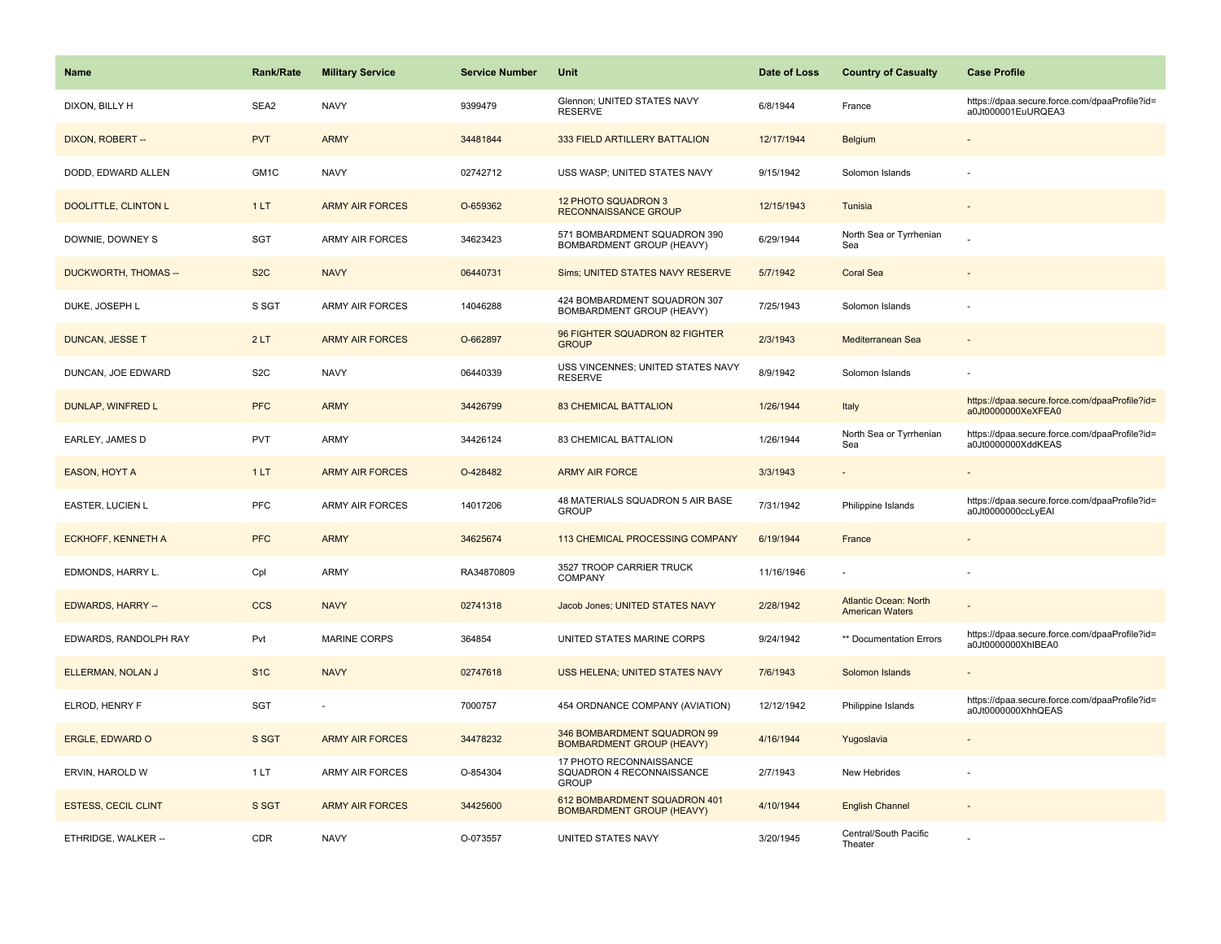| Name | Rank/Rate | Military Service | Service Number | Unit | Date of Loss | Country of Casualty | Case Profile |
| --- | --- | --- | --- | --- | --- | --- | --- |
| DIXON, BILLY H | SEA2 | NAVY | 9399479 | Glennon; UNITED STATES NAVY RESERVE | 6/8/1944 | France | https://dpaa.secure.force.com/dpaaProfile?id=a0Jt000001EuURQEA3 |
| DIXON, ROBERT -- | PVT | ARMY | 34481844 | 333 FIELD ARTILLERY BATTALION | 12/17/1944 | Belgium | - |
| DODD, EDWARD ALLEN | GM1C | NAVY | 02742712 | USS WASP; UNITED STATES NAVY | 9/15/1942 | Solomon Islands | - |
| DOOLITTLE, CLINTON L | 1 LT | ARMY AIR FORCES | O-659362 | 12 PHOTO SQUADRON 3 RECONNAISSANCE GROUP | 12/15/1943 | Tunisia | - |
| DOWNIE, DOWNEY S | SGT | ARMY AIR FORCES | 34623423 | 571 BOMBARDMENT SQUADRON 390 BOMBARDMENT GROUP (HEAVY) | 6/29/1944 | North Sea or Tyrrhenian Sea | - |
| DUCKWORTH, THOMAS -- | S2C | NAVY | 06440731 | Sims; UNITED STATES NAVY RESERVE | 5/7/1942 | Coral Sea | - |
| DUKE, JOSEPH L | S SGT | ARMY AIR FORCES | 14046288 | 424 BOMBARDMENT SQUADRON 307 BOMBARDMENT GROUP (HEAVY) | 7/25/1943 | Solomon Islands | - |
| DUNCAN, JESSE T | 2 LT | ARMY AIR FORCES | O-662897 | 96 FIGHTER SQUADRON 82 FIGHTER GROUP | 2/3/1943 | Mediterranean Sea | - |
| DUNCAN, JOE EDWARD | S2C | NAVY | 06440339 | USS VINCENNES; UNITED STATES NAVY RESERVE | 8/9/1942 | Solomon Islands | - |
| DUNLAP, WINFRED L | PFC | ARMY | 34426799 | 83 CHEMICAL BATTALION | 1/26/1944 | Italy | https://dpaa.secure.force.com/dpaaProfile?id=a0Jt0000000XeXFEA0 |
| EARLEY, JAMES D | PVT | ARMY | 34426124 | 83 CHEMICAL BATTALION | 1/26/1944 | North Sea or Tyrrhenian Sea | https://dpaa.secure.force.com/dpaaProfile?id=a0Jt0000000XddKEAS |
| EASON, HOYT A | 1 LT | ARMY AIR FORCES | O-428482 | ARMY AIR FORCE | 3/3/1943 | - | - |
| EASTER, LUCIEN L | PFC | ARMY AIR FORCES | 14017206 | 48 MATERIALS SQUADRON 5 AIR BASE GROUP | 7/31/1942 | Philippine Islands | https://dpaa.secure.force.com/dpaaProfile?id=a0Jt0000000ccLyEAI |
| ECKHOFF, KENNETH A | PFC | ARMY | 34625674 | 113 CHEMICAL PROCESSING COMPANY | 6/19/1944 | France | - |
| EDMONDS, HARRY L. | Cpl | ARMY | RA34870809 | 3527 TROOP CARRIER TRUCK COMPANY | 11/16/1946 | - | - |
| EDWARDS, HARRY -- | CCS | NAVY | 02741318 | Jacob Jones; UNITED STATES NAVY | 2/28/1942 | Atlantic Ocean: North American Waters | - |
| EDWARDS, RANDOLPH RAY | Pvt | MARINE CORPS | 364854 | UNITED STATES MARINE CORPS | 9/24/1942 | ** Documentation Errors | https://dpaa.secure.force.com/dpaaProfile?id=a0Jt0000000XhIBEA0 |
| ELLERMAN, NOLAN J | S1C | NAVY | 02747618 | USS HELENA; UNITED STATES NAVY | 7/6/1943 | Solomon Islands | - |
| ELROD, HENRY F | SGT | - | 7000757 | 454 ORDNANCE COMPANY (AVIATION) | 12/12/1942 | Philippine Islands | https://dpaa.secure.force.com/dpaaProfile?id=a0Jt0000000XhhQEAS |
| ERGLE, EDWARD O | S SGT | ARMY AIR FORCES | 34478232 | 346 BOMBARDMENT SQUADRON 99 BOMBARDMENT GROUP (HEAVY) | 4/16/1944 | Yugoslavia | - |
| ERVIN, HAROLD W | 1 LT | ARMY AIR FORCES | O-854304 | 17 PHOTO RECONNAISSANCE SQUADRON 4 RECONNAISSANCE GROUP | 2/7/1943 | New Hebrides | - |
| ESTESS, CECIL CLINT | S SGT | ARMY AIR FORCES | 34425600 | 612 BOMBARDMENT SQUADRON 401 BOMBARDMENT GROUP (HEAVY) | 4/10/1944 | English Channel | - |
| ETHRIDGE, WALKER -- | CDR | NAVY | O-073557 | UNITED STATES NAVY | 3/20/1945 | Central/South Pacific Theater | - |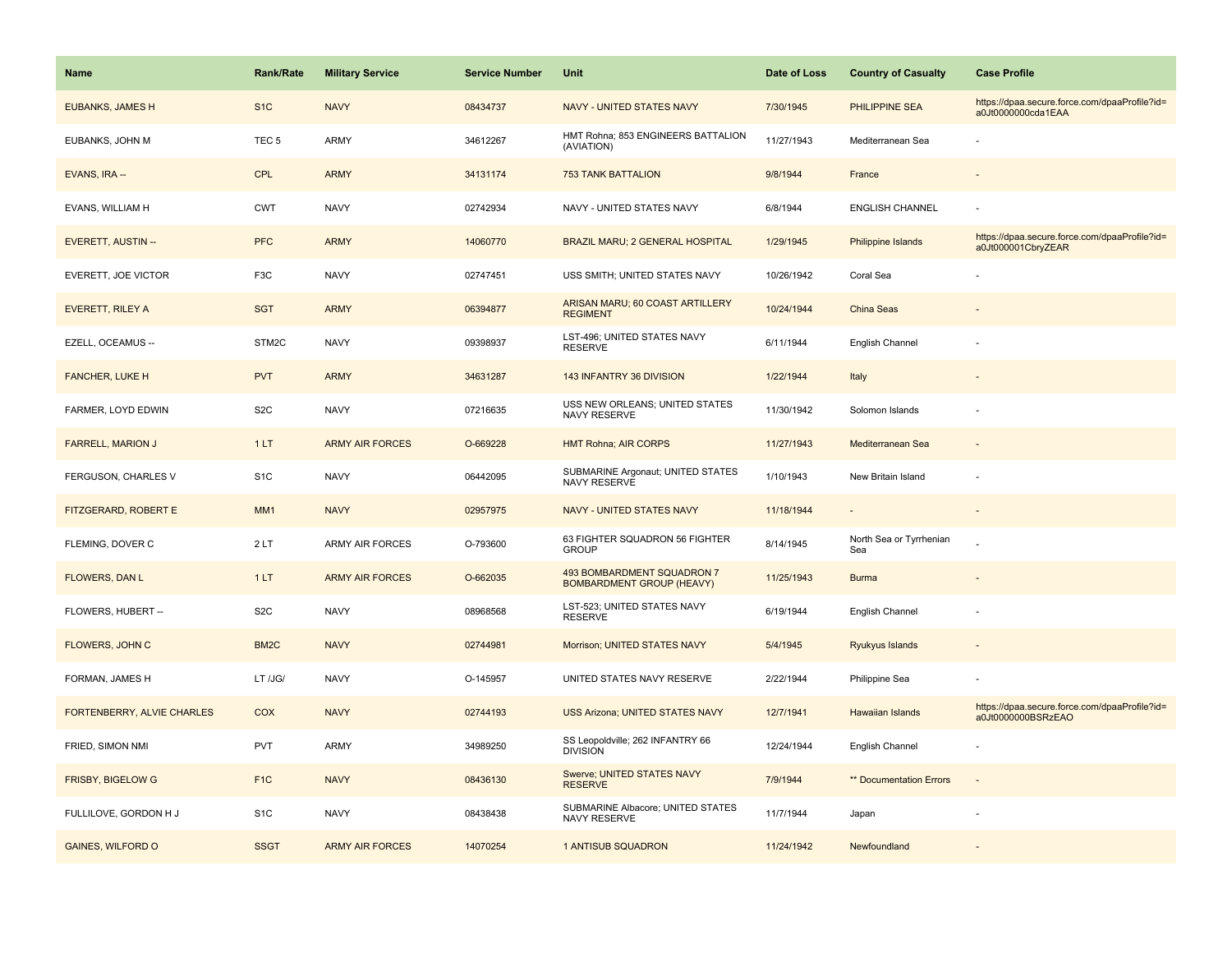| Name | Rank/Rate | Military Service | Service Number | Unit | Date of Loss | Country of Casualty | Case Profile |
|---|---|---|---|---|---|---|---|
| EUBANKS, JAMES H | S1C | NAVY | 08434737 | NAVY - UNITED STATES NAVY | 7/30/1945 | PHILIPPINE SEA | https://dpaa.secure.force.com/dpaaProfile?id=a0Jt0000000cda1EAA |
| EUBANKS, JOHN M | TEC 5 | ARMY | 34612267 | HMT Rohna; 853 ENGINEERS BATTALION (AVIATION) | 11/27/1943 | Mediterranean Sea | - |
| EVANS, IRA -- | CPL | ARMY | 34131174 | 753 TANK BATTALION | 9/8/1944 | France | - |
| EVANS, WILLIAM H | CWT | NAVY | 02742934 | NAVY - UNITED STATES NAVY | 6/8/1944 | ENGLISH CHANNEL | - |
| EVERETT, AUSTIN -- | PFC | ARMY | 14060770 | BRAZIL MARU; 2 GENERAL HOSPITAL | 1/29/1945 | Philippine Islands | https://dpaa.secure.force.com/dpaaProfile?id=a0Jt000001CbryZEAR |
| EVERETT, JOE VICTOR | F3C | NAVY | 02747451 | USS SMITH; UNITED STATES NAVY | 10/26/1942 | Coral Sea | - |
| EVERETT, RILEY A | SGT | ARMY | 06394877 | ARISAN MARU; 60 COAST ARTILLERY REGIMENT | 10/24/1944 | China Seas | - |
| EZELL, OCEAMUS -- | STM2C | NAVY | 09398937 | LST-496; UNITED STATES NAVY RESERVE | 6/11/1944 | English Channel | - |
| FANCHER, LUKE H | PVT | ARMY | 34631287 | 143 INFANTRY 36 DIVISION | 1/22/1944 | Italy | - |
| FARMER, LOYD EDWIN | S2C | NAVY | 07216635 | USS NEW ORLEANS; UNITED STATES NAVY RESERVE | 11/30/1942 | Solomon Islands | - |
| FARRELL, MARION J | 1 LT | ARMY AIR FORCES | O-669228 | HMT Rohna; AIR CORPS | 11/27/1943 | Mediterranean Sea | - |
| FERGUSON, CHARLES V | S1C | NAVY | 06442095 | SUBMARINE Argonaut; UNITED STATES NAVY RESERVE | 1/10/1943 | New Britain Island | - |
| FITZGERARD, ROBERT E | MM1 | NAVY | 02957975 | NAVY - UNITED STATES NAVY | 11/18/1944 | - | - |
| FLEMING, DOVER C | 2 LT | ARMY AIR FORCES | O-793600 | 63 FIGHTER SQUADRON 56 FIGHTER GROUP | 8/14/1945 | North Sea or Tyrrhenian Sea | - |
| FLOWERS, DAN L | 1 LT | ARMY AIR FORCES | O-662035 | 493 BOMBARDMENT SQUADRON 7 BOMBARDMENT GROUP (HEAVY) | 11/25/1943 | Burma | - |
| FLOWERS, HUBERT -- | S2C | NAVY | 08968568 | LST-523; UNITED STATES NAVY RESERVE | 6/19/1944 | English Channel | - |
| FLOWERS, JOHN C | BM2C | NAVY | 02744981 | Morrison; UNITED STATES NAVY | 5/4/1945 | Ryukyus Islands | - |
| FORMAN, JAMES H | LT /JG/ | NAVY | O-145957 | UNITED STATES NAVY RESERVE | 2/22/1944 | Philippine Sea | - |
| FORTENBERRY, ALVIE CHARLES | COX | NAVY | 02744193 | USS Arizona; UNITED STATES NAVY | 12/7/1941 | Hawaiian Islands | https://dpaa.secure.force.com/dpaaProfile?id=a0Jt0000000BSRzEAO |
| FRIED, SIMON NMI | PVT | ARMY | 34989250 | SS Leopoldville; 262 INFANTRY 66 DIVISION | 12/24/1944 | English Channel | - |
| FRISBY, BIGELOW G | F1C | NAVY | 08436130 | Swerve; UNITED STATES NAVY RESERVE | 7/9/1944 | ** Documentation Errors | - |
| FULLILOVE, GORDON H J | S1C | NAVY | 08438438 | SUBMARINE Albacore; UNITED STATES NAVY RESERVE | 11/7/1944 | Japan | - |
| GAINES, WILFORD O | SSGT | ARMY AIR FORCES | 14070254 | 1 ANTISUB SQUADRON | 11/24/1942 | Newfoundland | - |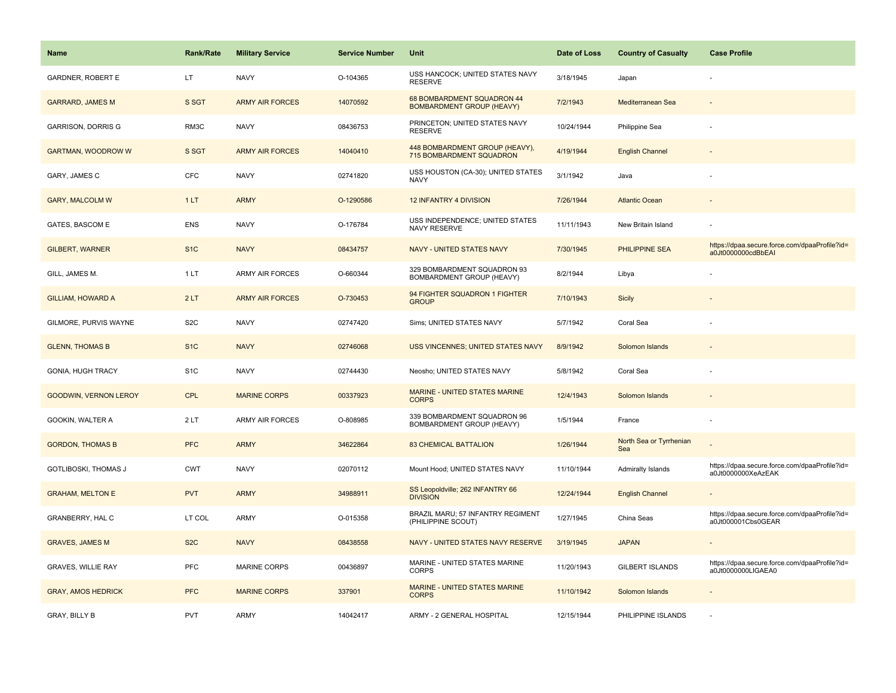| Name | Rank/Rate | Military Service | Service Number | Unit | Date of Loss | Country of Casualty | Case Profile |
| --- | --- | --- | --- | --- | --- | --- | --- |
| GARDNER, ROBERT E | LT | NAVY | O-104365 | USS HANCOCK; UNITED STATES NAVY RESERVE | 3/18/1945 | Japan | - |
| GARRARD, JAMES M | S SGT | ARMY AIR FORCES | 14070592 | 68 BOMBARDMENT SQUADRON 44 BOMBARDMENT GROUP (HEAVY) | 7/2/1943 | Mediterranean Sea | - |
| GARRISON, DORRIS G | RM3C | NAVY | 08436753 | PRINCETON; UNITED STATES NAVY RESERVE | 10/24/1944 | Philippine Sea | - |
| GARTMAN, WOODROW W | S SGT | ARMY AIR FORCES | 14040410 | 448 BOMBARDMENT GROUP (HEAVY), 715 BOMBARDMENT SQUADRON | 4/19/1944 | English Channel | - |
| GARY, JAMES C | CFC | NAVY | 02741820 | USS HOUSTON (CA-30); UNITED STATES NAVY | 3/1/1942 | Java | - |
| GARY, MALCOLM W | 1 LT | ARMY | O-1290586 | 12 INFANTRY 4 DIVISION | 7/26/1944 | Atlantic Ocean | - |
| GATES, BASCOM E | ENS | NAVY | O-176784 | USS INDEPENDENCE; UNITED STATES NAVY RESERVE | 11/11/1943 | New Britain Island | - |
| GILBERT, WARNER | S1C | NAVY | 08434757 | NAVY - UNITED STATES NAVY | 7/30/1945 | PHILIPPINE SEA | https://dpaa.secure.force.com/dpaaProfile?id=a0Jt0000000cdBbEAI |
| GILL, JAMES M. | 1 LT | ARMY AIR FORCES | O-660344 | 329 BOMBARDMENT SQUADRON 93 BOMBARDMENT GROUP (HEAVY) | 8/2/1944 | Libya | - |
| GILLIAM, HOWARD A | 2 LT | ARMY AIR FORCES | O-730453 | 94 FIGHTER SQUADRON 1 FIGHTER GROUP | 7/10/1943 | Sicily | - |
| GILMORE, PURVIS WAYNE | S2C | NAVY | 02747420 | Sims; UNITED STATES NAVY | 5/7/1942 | Coral Sea | - |
| GLENN, THOMAS B | S1C | NAVY | 02746068 | USS VINCENNES; UNITED STATES NAVY | 8/9/1942 | Solomon Islands | - |
| GONIA, HUGH TRACY | S1C | NAVY | 02744430 | Neosho; UNITED STATES NAVY | 5/8/1942 | Coral Sea | - |
| GOODWIN, VERNON LEROY | CPL | MARINE CORPS | 00337923 | MARINE - UNITED STATES MARINE CORPS | 12/4/1943 | Solomon Islands | - |
| GOOKIN, WALTER A | 2 LT | ARMY AIR FORCES | O-808985 | 339 BOMBARDMENT SQUADRON 96 BOMBARDMENT GROUP (HEAVY) | 1/5/1944 | France | - |
| GORDON, THOMAS B | PFC | ARMY | 34622864 | 83 CHEMICAL BATTALION | 1/26/1944 | North Sea or Tyrrhenian Sea | - |
| GOTLIBOSKI, THOMAS J | CWT | NAVY | 02070112 | Mount Hood; UNITED STATES NAVY | 11/10/1944 | Admiralty Islands | https://dpaa.secure.force.com/dpaaProfile?id=a0Jt0000000XeAzEAK |
| GRAHAM, MELTON E | PVT | ARMY | 34988911 | SS Leopoldville; 262 INFANTRY 66 DIVISION | 12/24/1944 | English Channel | - |
| GRANBERRY, HAL C | LT COL | ARMY | O-015358 | BRAZIL MARU; 57 INFANTRY REGIMENT (PHILIPPINE SCOUT) | 1/27/1945 | China Seas | https://dpaa.secure.force.com/dpaaProfile?id=a0Jt000001Cbs0GEAR |
| GRAVES, JAMES M | S2C | NAVY | 08438558 | NAVY - UNITED STATES NAVY RESERVE | 3/19/1945 | JAPAN | - |
| GRAVES, WILLIE RAY | PFC | MARINE CORPS | 00436897 | MARINE - UNITED STATES MARINE CORPS | 11/20/1943 | GILBERT ISLANDS | https://dpaa.secure.force.com/dpaaProfile?id=a0Jt0000000LlGAEA0 |
| GRAY, AMOS HEDRICK | PFC | MARINE CORPS | 337901 | MARINE - UNITED STATES MARINE CORPS | 11/10/1942 | Solomon Islands | - |
| GRAY, BILLY B | PVT | ARMY | 14042417 | ARMY - 2 GENERAL HOSPITAL | 12/15/1944 | PHILIPPINE ISLANDS | - |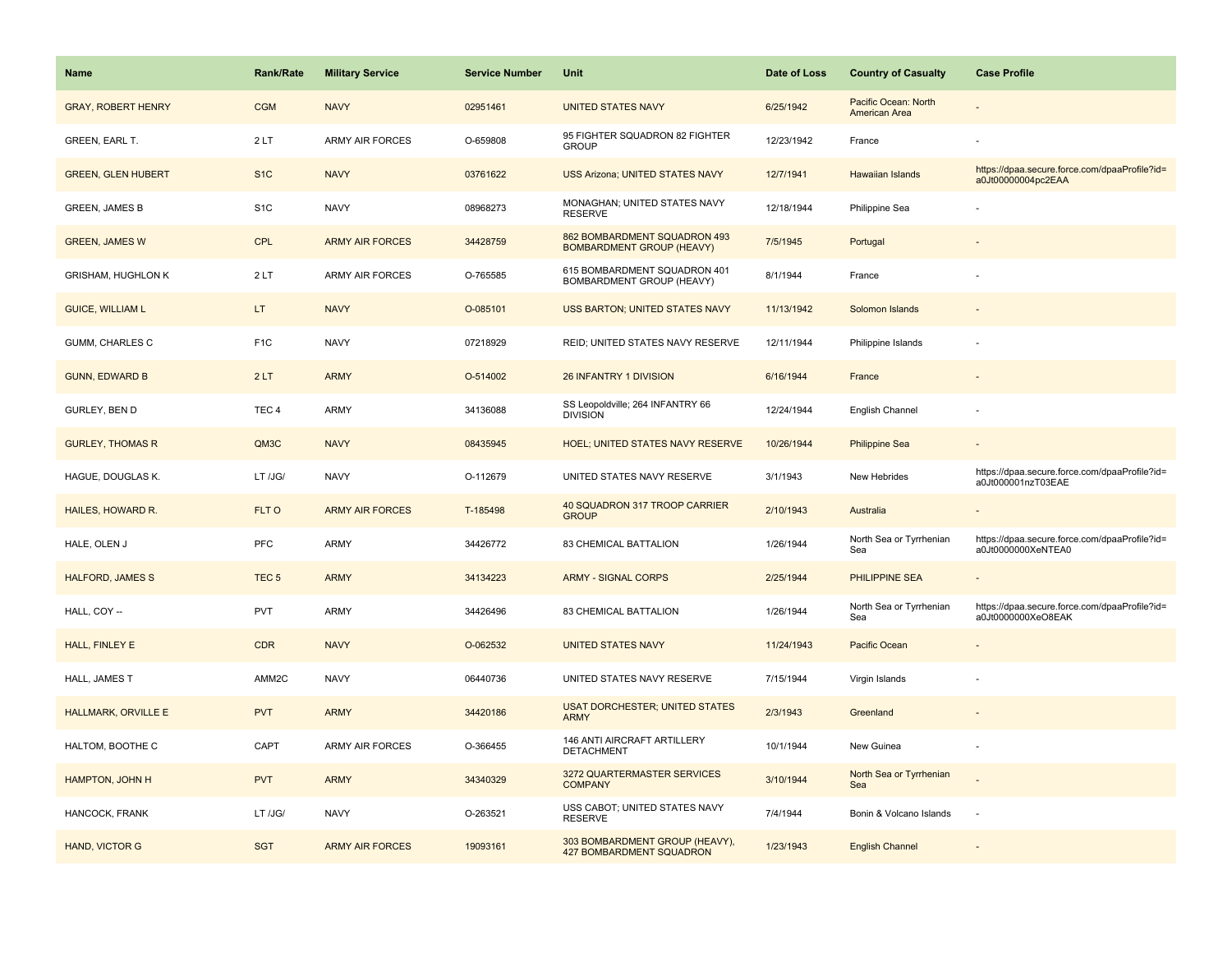| Name | Rank/Rate | Military Service | Service Number | Unit | Date of Loss | Country of Casualty | Case Profile |
|---|---|---|---|---|---|---|---|
| GRAY, ROBERT HENRY | CGM | NAVY | 02951461 | UNITED STATES NAVY | 6/25/1942 | Pacific Ocean: North American Area | - |
| GREEN, EARL T. | 2 LT | ARMY AIR FORCES | O-659808 | 95 FIGHTER SQUADRON 82 FIGHTER GROUP | 12/23/1942 | France | - |
| GREEN, GLEN HUBERT | S1C | NAVY | 03761622 | USS Arizona; UNITED STATES NAVY | 12/7/1941 | Hawaiian Islands | https://dpaa.secure.force.com/dpaaProfile?id=a0Jt00000004pc2EAA |
| GREEN, JAMES B | S1C | NAVY | 08968273 | MONAGHAN; UNITED STATES NAVY RESERVE | 12/18/1944 | Philippine Sea | - |
| GREEN, JAMES W | CPL | ARMY AIR FORCES | 34428759 | 862 BOMBARDMENT SQUADRON 493 BOMBARDMENT GROUP (HEAVY) | 7/5/1945 | Portugal | - |
| GRISHAM, HUGHLON K | 2 LT | ARMY AIR FORCES | O-765585 | 615 BOMBARDMENT SQUADRON 401 BOMBARDMENT GROUP (HEAVY) | 8/1/1944 | France | - |
| GUICE, WILLIAM L | LT | NAVY | O-085101 | USS BARTON; UNITED STATES NAVY | 11/13/1942 | Solomon Islands | - |
| GUMM, CHARLES C | F1C | NAVY | 07218929 | REID; UNITED STATES NAVY RESERVE | 12/11/1944 | Philippine Islands | - |
| GUNN, EDWARD B | 2 LT | ARMY | O-514002 | 26 INFANTRY 1 DIVISION | 6/16/1944 | France | - |
| GURLEY, BEN D | TEC 4 | ARMY | 34136088 | SS Leopoldville; 264 INFANTRY 66 DIVISION | 12/24/1944 | English Channel | - |
| GURLEY, THOMAS R | QM3C | NAVY | 08435945 | HOEL; UNITED STATES NAVY RESERVE | 10/26/1944 | Philippine Sea | - |
| HAGUE, DOUGLAS K. | LT /JG/ | NAVY | O-112679 | UNITED STATES NAVY RESERVE | 3/1/1943 | New Hebrides | https://dpaa.secure.force.com/dpaaProfile?id=a0Jt000001nzT03EAE |
| HAILES, HOWARD R. | FLT O | ARMY AIR FORCES | T-185498 | 40 SQUADRON 317 TROOP CARRIER GROUP | 2/10/1943 | Australia | - |
| HALE, OLEN J | PFC | ARMY | 34426772 | 83 CHEMICAL BATTALION | 1/26/1944 | North Sea or Tyrrhenian Sea | https://dpaa.secure.force.com/dpaaProfile?id=a0Jt0000000XeNTEA0 |
| HALFORD, JAMES S | TEC 5 | ARMY | 34134223 | ARMY - SIGNAL CORPS | 2/25/1944 | PHILIPPINE SEA | - |
| HALL, COY -- | PVT | ARMY | 34426496 | 83 CHEMICAL BATTALION | 1/26/1944 | North Sea or Tyrrhenian Sea | https://dpaa.secure.force.com/dpaaProfile?id=a0Jt0000000XeO8EAK |
| HALL, FINLEY E | CDR | NAVY | O-062532 | UNITED STATES NAVY | 11/24/1943 | Pacific Ocean | - |
| HALL, JAMES T | AMM2C | NAVY | 06440736 | UNITED STATES NAVY RESERVE | 7/15/1944 | Virgin Islands | - |
| HALLMARK, ORVILLE E | PVT | ARMY | 34420186 | USAT DORCHESTER; UNITED STATES ARMY | 2/3/1943 | Greenland | - |
| HALTOM, BOOTHE C | CAPT | ARMY AIR FORCES | O-366455 | 146 ANTI AIRCRAFT ARTILLERY DETACHMENT | 10/1/1944 | New Guinea | - |
| HAMPTON, JOHN H | PVT | ARMY | 34340329 | 3272 QUARTERMASTER SERVICES COMPANY | 3/10/1944 | North Sea or Tyrrhenian Sea | - |
| HANCOCK, FRANK | LT /JG/ | NAVY | O-263521 | USS CABOT; UNITED STATES NAVY RESERVE | 7/4/1944 | Bonin & Volcano Islands | - |
| HAND, VICTOR G | SGT | ARMY AIR FORCES | 19093161 | 303 BOMBARDMENT GROUP (HEAVY), 427 BOMBARDMENT SQUADRON | 1/23/1943 | English Channel | - |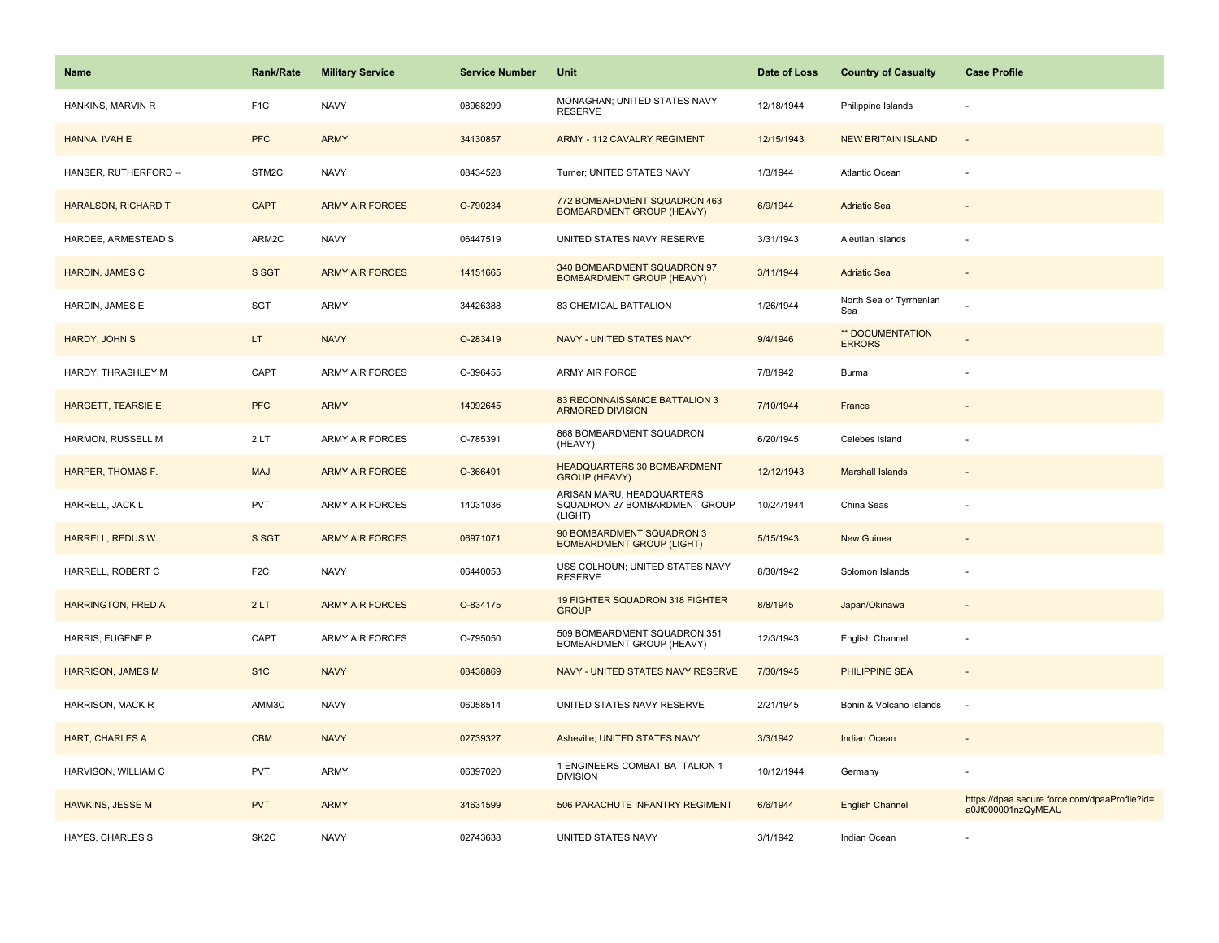| Name | Rank/Rate | Military Service | Service Number | Unit | Date of Loss | Country of Casualty | Case Profile |
| --- | --- | --- | --- | --- | --- | --- | --- |
| HANKINS, MARVIN R | F1C | NAVY | 08968299 | MONAGHAN; UNITED STATES NAVY RESERVE | 12/18/1944 | Philippine Islands | - |
| HANNA, IVAH E | PFC | ARMY | 34130857 | ARMY - 112 CAVALRY REGIMENT | 12/15/1943 | NEW BRITAIN ISLAND | - |
| HANSER, RUTHERFORD -- | STM2C | NAVY | 08434528 | Turner; UNITED STATES NAVY | 1/3/1944 | Atlantic Ocean | - |
| HARALSON, RICHARD T | CAPT | ARMY AIR FORCES | O-790234 | 772 BOMBARDMENT SQUADRON 463 BOMBARDMENT GROUP (HEAVY) | 6/9/1944 | Adriatic Sea | - |
| HARDEE, ARMESTEAD S | ARM2C | NAVY | 06447519 | UNITED STATES NAVY RESERVE | 3/31/1943 | Aleutian Islands | - |
| HARDIN, JAMES C | S SGT | ARMY AIR FORCES | 14151665 | 340 BOMBARDMENT SQUADRON 97 BOMBARDMENT GROUP (HEAVY) | 3/11/1944 | Adriatic Sea | - |
| HARDIN, JAMES E | SGT | ARMY | 34426388 | 83 CHEMICAL BATTALION | 1/26/1944 | North Sea or Tyrrhenian Sea | - |
| HARDY, JOHN S | LT | NAVY | O-283419 | NAVY - UNITED STATES NAVY | 9/4/1946 | ** DOCUMENTATION ERRORS | - |
| HARDY, THRASHLEY M | CAPT | ARMY AIR FORCES | O-396455 | ARMY AIR FORCE | 7/8/1942 | Burma | - |
| HARGETT, TEARSIE E. | PFC | ARMY | 14092645 | 83 RECONNAISSANCE BATTALION 3 ARMORED DIVISION | 7/10/1944 | France | - |
| HARMON, RUSSELL M | 2 LT | ARMY AIR FORCES | O-785391 | 868 BOMBARDMENT SQUADRON (HEAVY) | 6/20/1945 | Celebes Island | - |
| HARPER, THOMAS F. | MAJ | ARMY AIR FORCES | O-366491 | HEADQUARTERS 30 BOMBARDMENT GROUP (HEAVY) | 12/12/1943 | Marshall Islands | - |
| HARRELL, JACK L | PVT | ARMY AIR FORCES | 14031036 | ARISAN MARU; HEADQUARTERS SQUADRON 27 BOMBARDMENT GROUP (LIGHT) | 10/24/1944 | China Seas | - |
| HARRELL, REDUS W. | S SGT | ARMY AIR FORCES | 06971071 | 90 BOMBARDMENT SQUADRON 3 BOMBARDMENT GROUP (LIGHT) | 5/15/1943 | New Guinea | - |
| HARRELL, ROBERT C | F2C | NAVY | 06440053 | USS COLHOUN; UNITED STATES NAVY RESERVE | 8/30/1942 | Solomon Islands | - |
| HARRINGTON, FRED A | 2 LT | ARMY AIR FORCES | O-834175 | 19 FIGHTER SQUADRON 318 FIGHTER GROUP | 8/8/1945 | Japan/Okinawa | - |
| HARRIS, EUGENE P | CAPT | ARMY AIR FORCES | O-795050 | 509 BOMBARDMENT SQUADRON 351 BOMBARDMENT GROUP (HEAVY) | 12/3/1943 | English Channel | - |
| HARRISON, JAMES M | S1C | NAVY | 08438869 | NAVY - UNITED STATES NAVY RESERVE | 7/30/1945 | PHILIPPINE SEA | - |
| HARRISON, MACK R | AMM3C | NAVY | 06058514 | UNITED STATES NAVY RESERVE | 2/21/1945 | Bonin & Volcano Islands | - |
| HART, CHARLES A | CBM | NAVY | 02739327 | Asheville; UNITED STATES NAVY | 3/3/1942 | Indian Ocean | - |
| HARVISON, WILLIAM C | PVT | ARMY | 06397020 | 1 ENGINEERS COMBAT BATTALION 1 DIVISION | 10/12/1944 | Germany | - |
| HAWKINS, JESSE M | PVT | ARMY | 34631599 | 506 PARACHUTE INFANTRY REGIMENT | 6/6/1944 | English Channel | https://dpaa.secure.force.com/dpaaProfile?id=a0Jt000001nzQyMEAU |
| HAYES, CHARLES S | SK2C | NAVY | 02743638 | UNITED STATES NAVY | 3/1/1942 | Indian Ocean | - |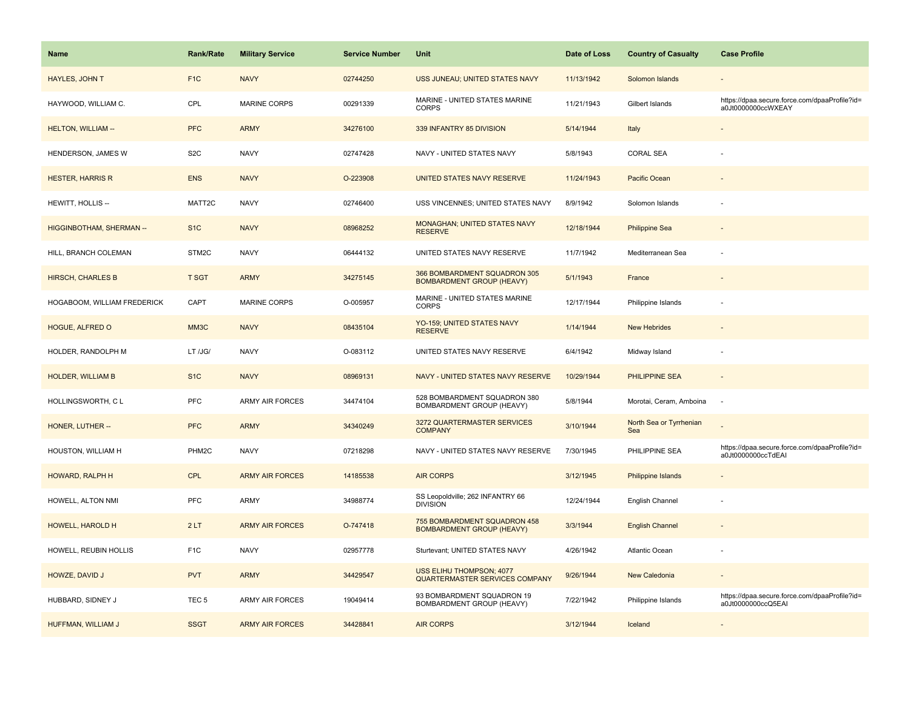| Name | Rank/Rate | Military Service | Service Number | Unit | Date of Loss | Country of Casualty | Case Profile |
| --- | --- | --- | --- | --- | --- | --- | --- |
| HAYLES, JOHN T | F1C | NAVY | 02744250 | USS JUNEAU; UNITED STATES NAVY | 11/13/1942 | Solomon Islands | - |
| HAYWOOD, WILLIAM C. | CPL | MARINE CORPS | 00291339 | MARINE - UNITED STATES MARINE CORPS | 11/21/1943 | Gilbert Islands | https://dpaa.secure.force.com/dpaaProfile?id=a0Jt0000000ccWXEAY |
| HELTON, WILLIAM -- | PFC | ARMY | 34276100 | 339 INFANTRY 85 DIVISION | 5/14/1944 | Italy | - |
| HENDERSON, JAMES W | S2C | NAVY | 02747428 | NAVY - UNITED STATES NAVY | 5/8/1943 | CORAL SEA | - |
| HESTER, HARRIS R | ENS | NAVY | O-223908 | UNITED STATES NAVY RESERVE | 11/24/1943 | Pacific Ocean | - |
| HEWITT, HOLLIS -- | MATT2C | NAVY | 02746400 | USS VINCENNES; UNITED STATES NAVY | 8/9/1942 | Solomon Islands | - |
| HIGGINBOTHAM, SHERMAN -- | S1C | NAVY | 08968252 | MONAGHAN; UNITED STATES NAVY RESERVE | 12/18/1944 | Philippine Sea | - |
| HILL, BRANCH COLEMAN | STM2C | NAVY | 06444132 | UNITED STATES NAVY RESERVE | 11/7/1942 | Mediterranean Sea | - |
| HIRSCH, CHARLES B | T SGT | ARMY | 34275145 | 366 BOMBARDMENT SQUADRON 305 BOMBARDMENT GROUP (HEAVY) | 5/1/1943 | France | - |
| HOGABOOM, WILLIAM FREDERICK | CAPT | MARINE CORPS | O-005957 | MARINE - UNITED STATES MARINE CORPS | 12/17/1944 | Philippine Islands | - |
| HOGUE, ALFRED O | MM3C | NAVY | 08435104 | YO-159; UNITED STATES NAVY RESERVE | 1/14/1944 | New Hebrides | - |
| HOLDER, RANDOLPH M | LT /JG/ | NAVY | O-083112 | UNITED STATES NAVY RESERVE | 6/4/1942 | Midway Island | - |
| HOLDER, WILLIAM B | S1C | NAVY | 08969131 | NAVY - UNITED STATES NAVY RESERVE | 10/29/1944 | PHILIPPINE SEA | - |
| HOLLINGSWORTH, C L | PFC | ARMY AIR FORCES | 34474104 | 528 BOMBARDMENT SQUADRON 380 BOMBARDMENT GROUP (HEAVY) | 5/8/1944 | Morotai, Ceram, Amboina | - |
| HONER, LUTHER -- | PFC | ARMY | 34340249 | 3272 QUARTERMASTER SERVICES COMPANY | 3/10/1944 | North Sea or Tyrrhenian Sea | - |
| HOUSTON, WILLIAM H | PHM2C | NAVY | 07218298 | NAVY - UNITED STATES NAVY RESERVE | 7/30/1945 | PHILIPPINE SEA | https://dpaa.secure.force.com/dpaaProfile?id=a0Jt0000000ccTdEAI |
| HOWARD, RALPH H | CPL | ARMY AIR FORCES | 14185538 | AIR CORPS | 3/12/1945 | Philippine Islands | - |
| HOWELL, ALTON NMI | PFC | ARMY | 34988774 | SS Leopoldville; 262 INFANTRY 66 DIVISION | 12/24/1944 | English Channel | - |
| HOWELL, HAROLD H | 2 LT | ARMY AIR FORCES | O-747418 | 755 BOMBARDMENT SQUADRON 458 BOMBARDMENT GROUP (HEAVY) | 3/3/1944 | English Channel | - |
| HOWELL, REUBIN HOLLIS | F1C | NAVY | 02957778 | Sturtevant; UNITED STATES NAVY | 4/26/1942 | Atlantic Ocean | - |
| HOWZE, DAVID J | PVT | ARMY | 34429547 | USS ELIHU THOMPSON; 4077 QUARTERMASTER SERVICES COMPANY | 9/26/1944 | New Caledonia | - |
| HUBBARD, SIDNEY J | TEC 5 | ARMY AIR FORCES | 19049414 | 93 BOMBARDMENT SQUADRON 19 BOMBARDMENT GROUP (HEAVY) | 7/22/1942 | Philippine Islands | https://dpaa.secure.force.com/dpaaProfile?id=a0Jt0000000ccQ5EAI |
| HUFFMAN, WILLIAM J | SSGT | ARMY AIR FORCES | 34428841 | AIR CORPS | 3/12/1944 | Iceland | - |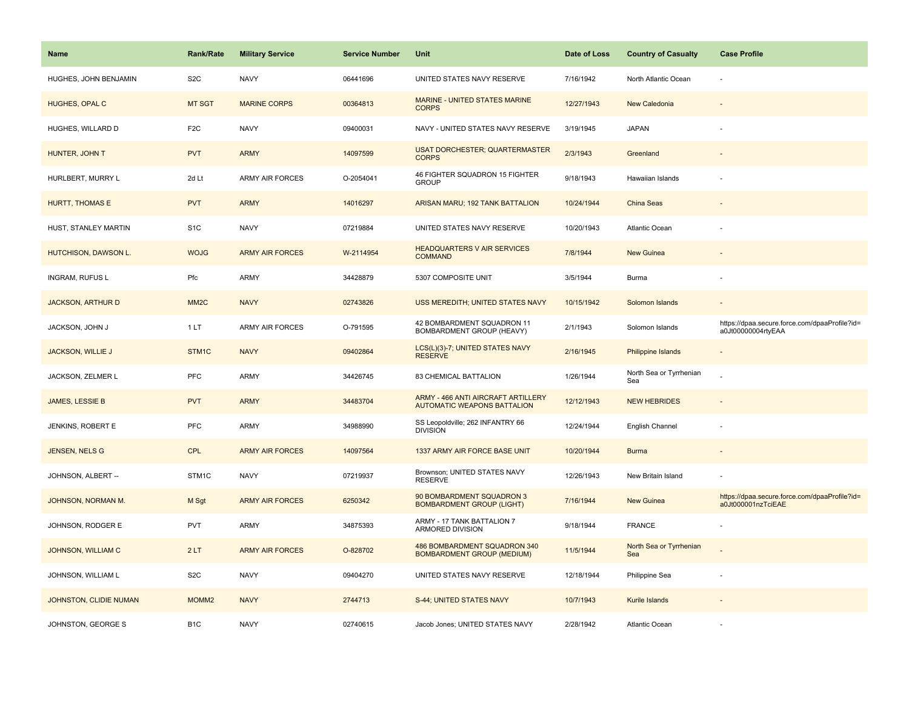| Name | Rank/Rate | Military Service | Service Number | Unit | Date of Loss | Country of Casualty | Case Profile |
|---|---|---|---|---|---|---|---|
| HUGHES, JOHN BENJAMIN | S2C | NAVY | 06441696 | UNITED STATES NAVY RESERVE | 7/16/1942 | North Atlantic Ocean | - |
| HUGHES, OPAL C | MT SGT | MARINE CORPS | 00364813 | MARINE - UNITED STATES MARINE CORPS | 12/27/1943 | New Caledonia | - |
| HUGHES, WILLARD D | F2C | NAVY | 09400031 | NAVY - UNITED STATES NAVY RESERVE | 3/19/1945 | JAPAN | - |
| HUNTER, JOHN T | PVT | ARMY | 14097599 | USAT DORCHESTER; QUARTERMASTER CORPS | 2/3/1943 | Greenland | - |
| HURLBERT, MURRY L | 2d Lt | ARMY AIR FORCES | O-2054041 | 46 FIGHTER SQUADRON 15 FIGHTER GROUP | 9/18/1943 | Hawaiian Islands | - |
| HURTT, THOMAS E | PVT | ARMY | 14016297 | ARISAN MARU; 192 TANK BATTALION | 10/24/1944 | China Seas | - |
| HUST, STANLEY MARTIN | S1C | NAVY | 07219884 | UNITED STATES NAVY RESERVE | 10/20/1943 | Atlantic Ocean | - |
| HUTCHISON, DAWSON L. | WOJG | ARMY AIR FORCES | W-2114954 | HEADQUARTERS V AIR SERVICES COMMAND | 7/8/1944 | New Guinea | - |
| INGRAM, RUFUS L | Pfc | ARMY | 34428879 | 5307 COMPOSITE UNIT | 3/5/1944 | Burma | - |
| JACKSON, ARTHUR D | MM2C | NAVY | 02743826 | USS MEREDITH; UNITED STATES NAVY | 10/15/1942 | Solomon Islands | - |
| JACKSON, JOHN J | 1 LT | ARMY AIR FORCES | O-791595 | 42 BOMBARDMENT SQUADRON 11 BOMBARDMENT GROUP (HEAVY) | 2/1/1943 | Solomon Islands | https://dpaa.secure.force.com/dpaaProfile?id=a0Jt00000004rtyEAA |
| JACKSON, WILLIE J | STM1C | NAVY | 09402864 | LCS(L)(3)-7; UNITED STATES NAVY RESERVE | 2/16/1945 | Philippine Islands | - |
| JACKSON, ZELMER L | PFC | ARMY | 34426745 | 83 CHEMICAL BATTALION | 1/26/1944 | North Sea or Tyrrhenian Sea | - |
| JAMES, LESSIE B | PVT | ARMY | 34483704 | ARMY - 466 ANTI AIRCRAFT ARTILLERY AUTOMATIC WEAPONS BATTALION | 12/12/1943 | NEW HEBRIDES | - |
| JENKINS, ROBERT E | PFC | ARMY | 34988990 | SS Leopoldville; 262 INFANTRY 66 DIVISION | 12/24/1944 | English Channel | - |
| JENSEN, NELS G | CPL | ARMY AIR FORCES | 14097564 | 1337 ARMY AIR FORCE BASE UNIT | 10/20/1944 | Burma | - |
| JOHNSON, ALBERT -- | STM1C | NAVY | 07219937 | Brownson; UNITED STATES NAVY RESERVE | 12/26/1943 | New Britain Island | - |
| JOHNSON, NORMAN M. | M Sgt | ARMY AIR FORCES | 6250342 | 90 BOMBARDMENT SQUADRON 3 BOMBARDMENT GROUP (LIGHT) | 7/16/1944 | New Guinea | https://dpaa.secure.force.com/dpaaProfile?id=a0Jt000001nzTciEAE |
| JOHNSON, RODGER E | PVT | ARMY | 34875393 | ARMY - 17 TANK BATTALION 7 ARMORED DIVISION | 9/18/1944 | FRANCE | - |
| JOHNSON, WILLIAM C | 2 LT | ARMY AIR FORCES | O-828702 | 486 BOMBARDMENT SQUADRON 340 BOMBARDMENT GROUP (MEDIUM) | 11/5/1944 | North Sea or Tyrrhenian Sea | - |
| JOHNSON, WILLIAM L | S2C | NAVY | 09404270 | UNITED STATES NAVY RESERVE | 12/18/1944 | Philippine Sea | - |
| JOHNSTON, CLIDIE NUMAN | MOMM2 | NAVY | 2744713 | S-44; UNITED STATES NAVY | 10/7/1943 | Kurile Islands | - |
| JOHNSTON, GEORGE S | B1C | NAVY | 02740615 | Jacob Jones; UNITED STATES NAVY | 2/28/1942 | Atlantic Ocean | - |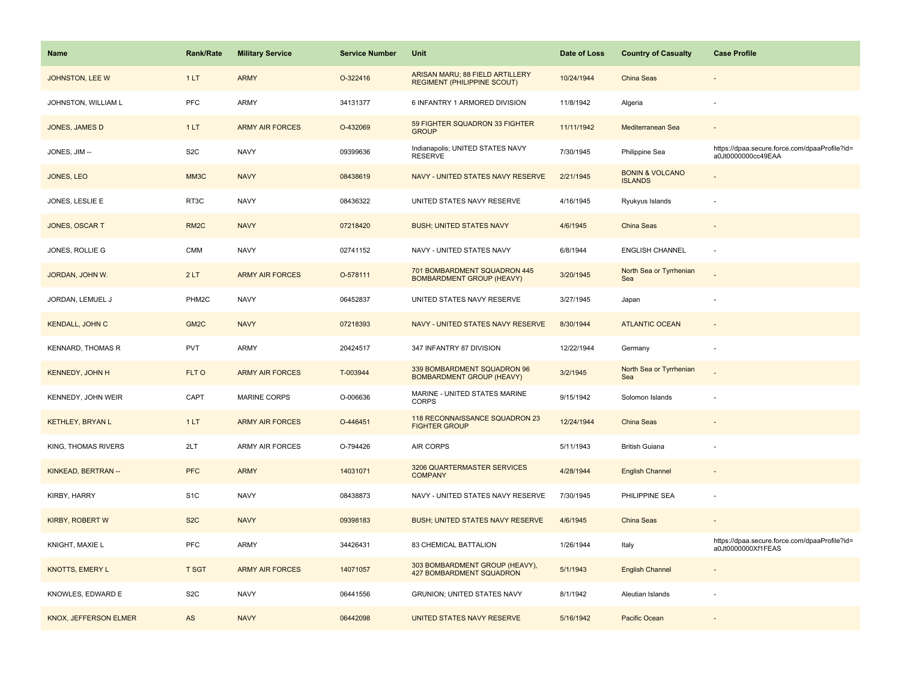| Name | Rank/Rate | Military Service | Service Number | Unit | Date of Loss | Country of Casualty | Case Profile |
| --- | --- | --- | --- | --- | --- | --- | --- |
| JOHNSTON, LEE W | 1 LT | ARMY | O-322416 | ARISAN MARU; 88 FIELD ARTILLERY REGIMENT (PHILIPPINE SCOUT) | 10/24/1944 | China Seas | - |
| JOHNSTON, WILLIAM L | PFC | ARMY | 34131377 | 6 INFANTRY 1 ARMORED DIVISION | 11/8/1942 | Algeria | - |
| JONES, JAMES D | 1 LT | ARMY AIR FORCES | O-432069 | 59 FIGHTER SQUADRON 33 FIGHTER GROUP | 11/11/1942 | Mediterranean Sea | - |
| JONES, JIM -- | S2C | NAVY | 09399636 | Indianapolis; UNITED STATES NAVY RESERVE | 7/30/1945 | Philippine Sea | https://dpaa.secure.force.com/dpaaProfile?id=a0Jt0000000cc49EAA |
| JONES, LEO | MM3C | NAVY | 08438619 | NAVY - UNITED STATES NAVY RESERVE | 2/21/1945 | BONIN & VOLCANO ISLANDS | - |
| JONES, LESLIE E | RT3C | NAVY | 08436322 | UNITED STATES NAVY RESERVE | 4/16/1945 | Ryukyus Islands | - |
| JONES, OSCAR T | RM2C | NAVY | 07218420 | BUSH; UNITED STATES NAVY | 4/6/1945 | China Seas | - |
| JONES, ROLLIE G | CMM | NAVY | 02741152 | NAVY - UNITED STATES NAVY | 6/8/1944 | ENGLISH CHANNEL | - |
| JORDAN, JOHN W. | 2 LT | ARMY AIR FORCES | O-578111 | 701 BOMBARDMENT SQUADRON 445 BOMBARDMENT GROUP (HEAVY) | 3/20/1945 | North Sea or Tyrrhenian Sea | - |
| JORDAN, LEMUEL J | PHM2C | NAVY | 06452837 | UNITED STATES NAVY RESERVE | 3/27/1945 | Japan | - |
| KENDALL, JOHN C | GM2C | NAVY | 07218393 | NAVY - UNITED STATES NAVY RESERVE | 8/30/1944 | ATLANTIC OCEAN | - |
| KENNARD, THOMAS R | PVT | ARMY | 20424517 | 347 INFANTRY 87 DIVISION | 12/22/1944 | Germany | - |
| KENNEDY, JOHN H | FLT O | ARMY AIR FORCES | T-003944 | 339 BOMBARDMENT SQUADRON 96 BOMBARDMENT GROUP (HEAVY) | 3/2/1945 | North Sea or Tyrrhenian Sea | - |
| KENNEDY, JOHN WEIR | CAPT | MARINE CORPS | O-006636 | MARINE - UNITED STATES MARINE CORPS | 9/15/1942 | Solomon Islands | - |
| KETHLEY, BRYAN L | 1 LT | ARMY AIR FORCES | O-446451 | 118 RECONNAISSANCE SQUADRON 23 FIGHTER GROUP | 12/24/1944 | China Seas | - |
| KING, THOMAS RIVERS | 2LT | ARMY AIR FORCES | O-794426 | AIR CORPS | 5/11/1943 | British Guiana | - |
| KINKEAD, BERTRAN -- | PFC | ARMY | 14031071 | 3206 QUARTERMASTER SERVICES COMPANY | 4/28/1944 | English Channel | - |
| KIRBY, HARRY | S1C | NAVY | 08438873 | NAVY - UNITED STATES NAVY RESERVE | 7/30/1945 | PHILIPPINE SEA | - |
| KIRBY, ROBERT W | S2C | NAVY | 09398183 | BUSH; UNITED STATES NAVY RESERVE | 4/6/1945 | China Seas | - |
| KNIGHT, MAXIE L | PFC | ARMY | 34426431 | 83 CHEMICAL BATTALION | 1/26/1944 | Italy | https://dpaa.secure.force.com/dpaaProfile?id=a0Jt0000000Xf1FEAS |
| KNOTTS, EMERY L | T SGT | ARMY AIR FORCES | 14071057 | 303 BOMBARDMENT GROUP (HEAVY), 427 BOMBARDMENT SQUADRON | 5/1/1943 | English Channel | - |
| KNOWLES, EDWARD E | S2C | NAVY | 06441556 | GRUNION; UNITED STATES NAVY | 8/1/1942 | Aleutian Islands | - |
| KNOX, JEFFERSON ELMER | AS | NAVY | 06442098 | UNITED STATES NAVY RESERVE | 5/16/1942 | Pacific Ocean | - |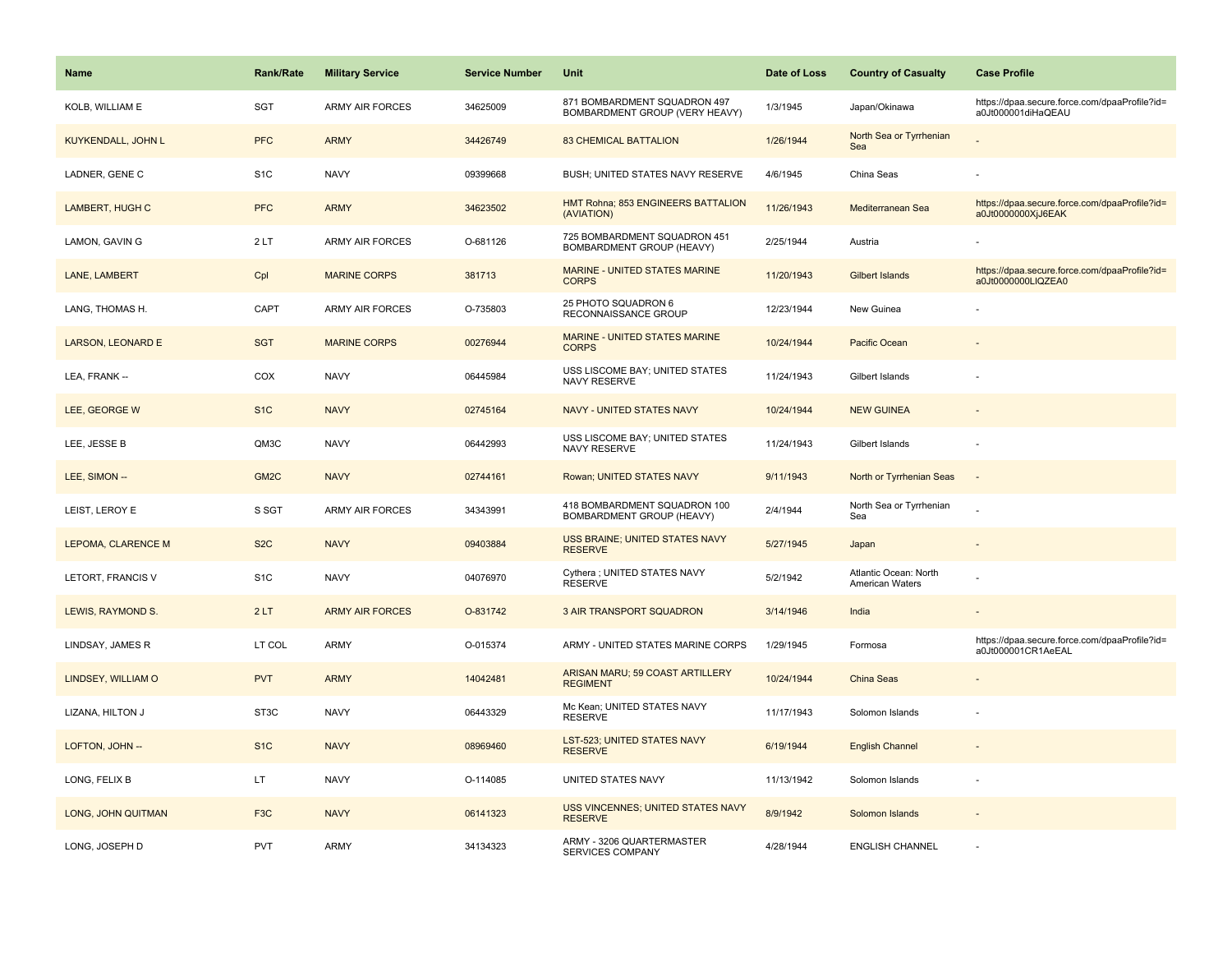| Name | Rank/Rate | Military Service | Service Number | Unit | Date of Loss | Country of Casualty | Case Profile |
|---|---|---|---|---|---|---|---|
| KOLB, WILLIAM E | SGT | ARMY AIR FORCES | 34625009 | 871 BOMBARDMENT SQUADRON 497 BOMBARDMENT GROUP (VERY HEAVY) | 1/3/1945 | Japan/Okinawa | https://dpaa.secure.force.com/dpaaProfile?id=a0Jt000001diHaQEAU |
| KUYKENDALL, JOHN L | PFC | ARMY | 34426749 | 83 CHEMICAL BATTALION | 1/26/1944 | North Sea or Tyrrhenian Sea | - |
| LADNER, GENE C | S1C | NAVY | 09399668 | BUSH; UNITED STATES NAVY RESERVE | 4/6/1945 | China Seas | - |
| LAMBERT, HUGH C | PFC | ARMY | 34623502 | HMT Rohna; 853 ENGINEERS BATTALION (AVIATION) | 11/26/1943 | Mediterranean Sea | https://dpaa.secure.force.com/dpaaProfile?id=a0Jt0000000XjJ6EAK |
| LAMON, GAVIN G | 2 LT | ARMY AIR FORCES | O-681126 | 725 BOMBARDMENT SQUADRON 451 BOMBARDMENT GROUP (HEAVY) | 2/25/1944 | Austria | - |
| LANE, LAMBERT | Cpl | MARINE CORPS | 381713 | MARINE - UNITED STATES MARINE CORPS | 11/20/1943 | Gilbert Islands | https://dpaa.secure.force.com/dpaaProfile?id=a0Jt0000000LlQZEA0 |
| LANG, THOMAS H. | CAPT | ARMY AIR FORCES | O-735803 | 25 PHOTO SQUADRON 6 RECONNAISSANCE GROUP | 12/23/1944 | New Guinea | - |
| LARSON, LEONARD E | SGT | MARINE CORPS | 00276944 | MARINE - UNITED STATES MARINE CORPS | 10/24/1944 | Pacific Ocean | - |
| LEA, FRANK -- | COX | NAVY | 06445984 | USS LISCOME BAY; UNITED STATES NAVY RESERVE | 11/24/1943 | Gilbert Islands | - |
| LEE, GEORGE W | S1C | NAVY | 02745164 | NAVY - UNITED STATES NAVY | 10/24/1944 | NEW GUINEA | - |
| LEE, JESSE B | QM3C | NAVY | 06442993 | USS LISCOME BAY; UNITED STATES NAVY RESERVE | 11/24/1943 | Gilbert Islands | - |
| LEE, SIMON -- | GM2C | NAVY | 02744161 | Rowan; UNITED STATES NAVY | 9/11/1943 | North or Tyrrhenian Seas | - |
| LEIST, LEROY E | S SGT | ARMY AIR FORCES | 34343991 | 418 BOMBARDMENT SQUADRON 100 BOMBARDMENT GROUP (HEAVY) | 2/4/1944 | North Sea or Tyrrhenian Sea | - |
| LEPOMA, CLARENCE M | S2C | NAVY | 09403884 | USS BRAINE; UNITED STATES NAVY RESERVE | 5/27/1945 | Japan | - |
| LETORT, FRANCIS V | S1C | NAVY | 04076970 | Cythera ; UNITED STATES NAVY RESERVE | 5/2/1942 | Atlantic Ocean: North American Waters | - |
| LEWIS, RAYMOND S. | 2 LT | ARMY AIR FORCES | O-831742 | 3 AIR TRANSPORT SQUADRON | 3/14/1946 | India | - |
| LINDSAY, JAMES R | LT COL | ARMY | O-015374 | ARMY - UNITED STATES MARINE CORPS | 1/29/1945 | Formosa | https://dpaa.secure.force.com/dpaaProfile?id=a0Jt000001CR1AeEAL |
| LINDSEY, WILLIAM O | PVT | ARMY | 14042481 | ARISAN MARU; 59 COAST ARTILLERY REGIMENT | 10/24/1944 | China Seas | - |
| LIZANA, HILTON J | ST3C | NAVY | 06443329 | Mc Kean; UNITED STATES NAVY RESERVE | 11/17/1943 | Solomon Islands | - |
| LOFTON, JOHN -- | S1C | NAVY | 08969460 | LST-523; UNITED STATES NAVY RESERVE | 6/19/1944 | English Channel | - |
| LONG, FELIX B | LT | NAVY | O-114085 | UNITED STATES NAVY | 11/13/1942 | Solomon Islands | - |
| LONG, JOHN QUITMAN | F3C | NAVY | 06141323 | USS VINCENNES; UNITED STATES NAVY RESERVE | 8/9/1942 | Solomon Islands | - |
| LONG, JOSEPH D | PVT | ARMY | 34134323 | ARMY - 3206 QUARTERMASTER SERVICES COMPANY | 4/28/1944 | ENGLISH CHANNEL | - |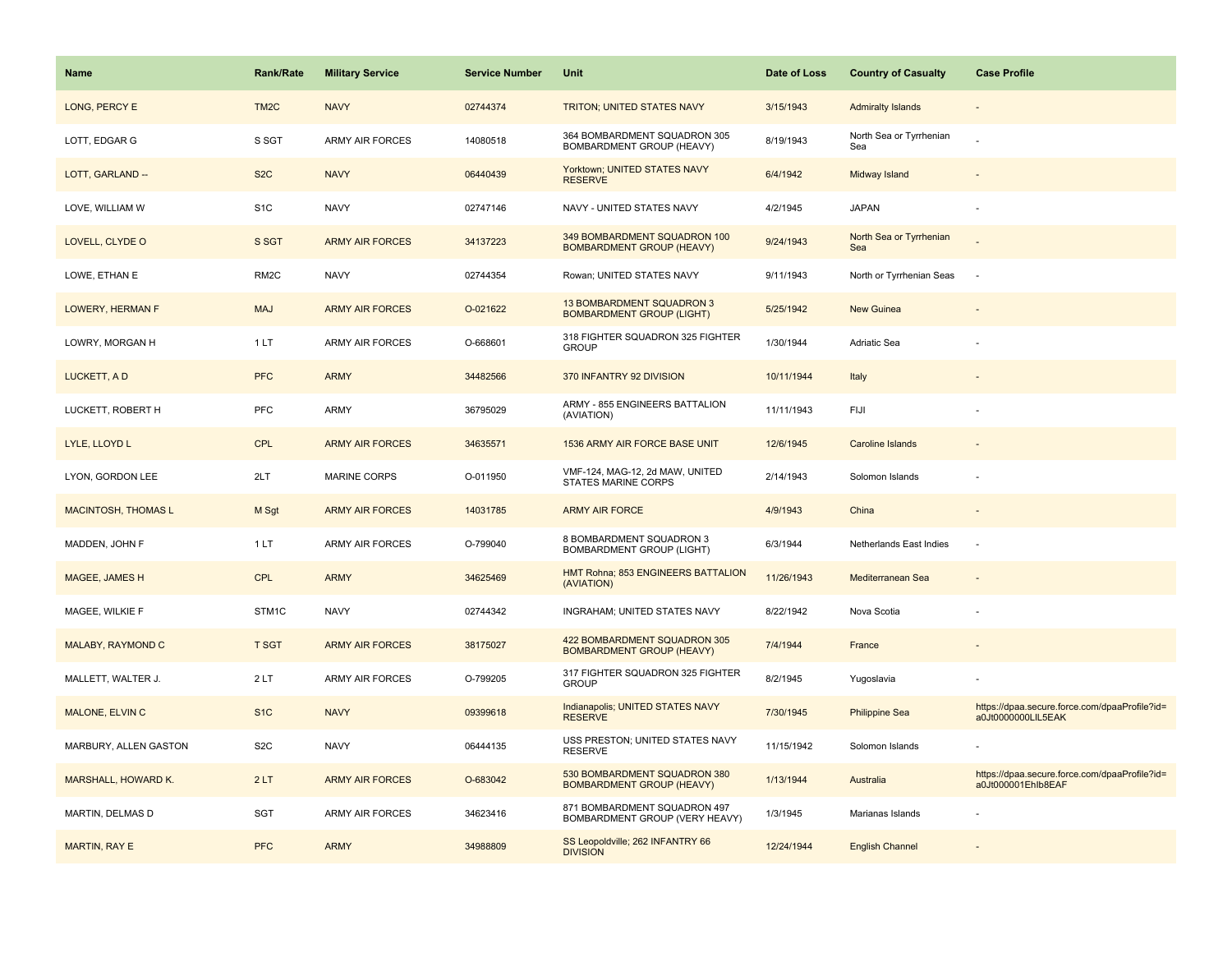| Name | Rank/Rate | Military Service | Service Number | Unit | Date of Loss | Country of Casualty | Case Profile |
|---|---|---|---|---|---|---|---|
| LONG, PERCY E | TM2C | NAVY | 02744374 | TRITON; UNITED STATES NAVY | 3/15/1943 | Admiralty Islands | - |
| LOTT, EDGAR G | S SGT | ARMY AIR FORCES | 14080518 | 364 BOMBARDMENT SQUADRON 305 BOMBARDMENT GROUP (HEAVY) | 8/19/1943 | North Sea or Tyrrhenian Sea | - |
| LOTT, GARLAND -- | S2C | NAVY | 06440439 | Yorktown; UNITED STATES NAVY RESERVE | 6/4/1942 | Midway Island | - |
| LOVE, WILLIAM W | S1C | NAVY | 02747146 | NAVY - UNITED STATES NAVY | 4/2/1945 | JAPAN | - |
| LOVELL, CLYDE O | S SGT | ARMY AIR FORCES | 34137223 | 349 BOMBARDMENT SQUADRON 100 BOMBARDMENT GROUP (HEAVY) | 9/24/1943 | North Sea or Tyrrhenian Sea | - |
| LOWE, ETHAN E | RM2C | NAVY | 02744354 | Rowan; UNITED STATES NAVY | 9/11/1943 | North or Tyrrhenian Seas | - |
| LOWERY, HERMAN F | MAJ | ARMY AIR FORCES | O-021622 | 13 BOMBARDMENT SQUADRON 3 BOMBARDMENT GROUP (LIGHT) | 5/25/1942 | New Guinea | - |
| LOWRY, MORGAN H | 1 LT | ARMY AIR FORCES | O-668601 | 318 FIGHTER SQUADRON 325 FIGHTER GROUP | 1/30/1944 | Adriatic Sea | - |
| LUCKETT, A D | PFC | ARMY | 34482566 | 370 INFANTRY 92 DIVISION | 10/11/1944 | Italy | - |
| LUCKETT, ROBERT H | PFC | ARMY | 36795029 | ARMY - 855 ENGINEERS BATTALION (AVIATION) | 11/11/1943 | FIJI | - |
| LYLE, LLOYD L | CPL | ARMY AIR FORCES | 34635571 | 1536 ARMY AIR FORCE BASE UNIT | 12/6/1945 | Caroline Islands | - |
| LYON, GORDON LEE | 2LT | MARINE CORPS | O-011950 | VMF-124, MAG-12, 2d MAW, UNITED STATES MARINE CORPS | 2/14/1943 | Solomon Islands | - |
| MACINTOSH, THOMAS L | M Sgt | ARMY AIR FORCES | 14031785 | ARMY AIR FORCE | 4/9/1943 | China | - |
| MADDEN, JOHN F | 1 LT | ARMY AIR FORCES | O-799040 | 8 BOMBARDMENT SQUADRON 3 BOMBARDMENT GROUP (LIGHT) | 6/3/1944 | Netherlands East Indies | - |
| MAGEE, JAMES H | CPL | ARMY | 34625469 | HMT Rohna; 853 ENGINEERS BATTALION (AVIATION) | 11/26/1943 | Mediterranean Sea | - |
| MAGEE, WILKIE F | STM1C | NAVY | 02744342 | INGRAHAM; UNITED STATES NAVY | 8/22/1942 | Nova Scotia | - |
| MALABY, RAYMOND C | T SGT | ARMY AIR FORCES | 38175027 | 422 BOMBARDMENT SQUADRON 305 BOMBARDMENT GROUP (HEAVY) | 7/4/1944 | France | - |
| MALLETT, WALTER J. | 2 LT | ARMY AIR FORCES | O-799205 | 317 FIGHTER SQUADRON 325 FIGHTER GROUP | 8/2/1945 | Yugoslavia | - |
| MALONE, ELVIN C | S1C | NAVY | 09399618 | Indianapolis; UNITED STATES NAVY RESERVE | 7/30/1945 | Philippine Sea | https://dpaa.secure.force.com/dpaaProfile?id=a0Jt0000000LlL5EAK |
| MARBURY, ALLEN GASTON | S2C | NAVY | 06444135 | USS PRESTON; UNITED STATES NAVY RESERVE | 11/15/1942 | Solomon Islands | - |
| MARSHALL, HOWARD K. | 2 LT | ARMY AIR FORCES | O-683042 | 530 BOMBARDMENT SQUADRON 380 BOMBARDMENT GROUP (HEAVY) | 1/13/1944 | Australia | https://dpaa.secure.force.com/dpaaProfile?id=a0Jt000001EhIb8EAF |
| MARTIN, DELMAS D | SGT | ARMY AIR FORCES | 34623416 | 871 BOMBARDMENT SQUADRON 497 BOMBARDMENT GROUP (VERY HEAVY) | 1/3/1945 | Marianas Islands | - |
| MARTIN, RAY E | PFC | ARMY | 34988809 | SS Leopoldville; 262 INFANTRY 66 DIVISION | 12/24/1944 | English Channel | - |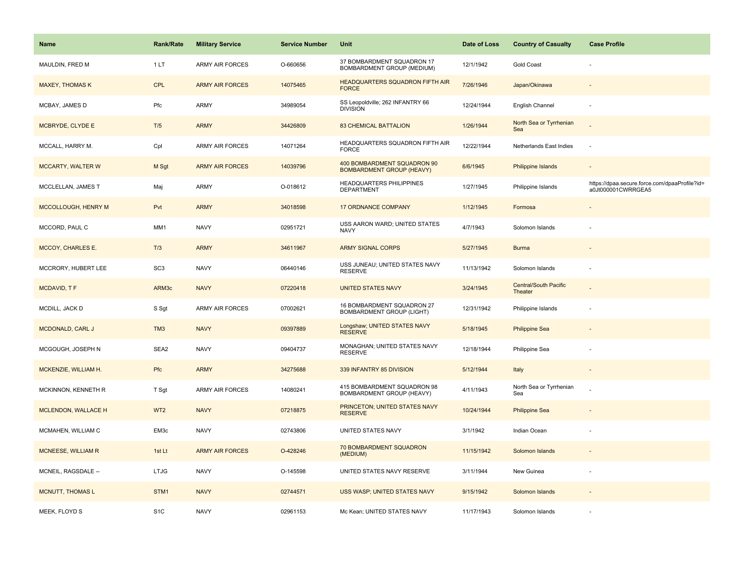| Name | Rank/Rate | Military Service | Service Number | Unit | Date of Loss | Country of Casualty | Case Profile |
|---|---|---|---|---|---|---|---|
| MAULDIN, FRED M | 1 LT | ARMY AIR FORCES | O-660656 | 37 BOMBARDMENT SQUADRON 17 BOMBARDMENT GROUP (MEDIUM) | 12/1/1942 | Gold Coast | - |
| MAXEY, THOMAS K | CPL | ARMY AIR FORCES | 14075465 | HEADQUARTERS SQUADRON FIFTH AIR FORCE | 7/26/1946 | Japan/Okinawa | - |
| MCBAY, JAMES D | Pfc | ARMY | 34989054 | SS Leopoldville; 262 INFANTRY 66 DIVISION | 12/24/1944 | English Channel | - |
| MCBRYDE, CLYDE E | T/5 | ARMY | 34426809 | 83 CHEMICAL BATTALION | 1/26/1944 | North Sea or Tyrrhenian Sea | - |
| MCCALL, HARRY M. | Cpl | ARMY AIR FORCES | 14071264 | HEADQUARTERS SQUADRON FIFTH AIR FORCE | 12/22/1944 | Netherlands East Indies | - |
| MCCARTY, WALTER W | M Sgt | ARMY AIR FORCES | 14039796 | 400 BOMBARDMENT SQUADRON 90 BOMBARDMENT GROUP (HEAVY) | 6/6/1945 | Philippine Islands | - |
| MCCLELLAN, JAMES T | Maj | ARMY | O-018612 | HEADQUARTERS PHILIPPINES DEPARTMENT | 1/27/1945 | Philippine Islands | https://dpaa.secure.force.com/dpaaProfile?id=a0Jt000001CWRRGEA5 |
| MCCOLLOUGH, HENRY M | Pvt | ARMY | 34018598 | 17 ORDNANCE COMPANY | 1/12/1945 | Formosa | - |
| MCCORD, PAUL C | MM1 | NAVY | 02951721 | USS AARON WARD; UNITED STATES NAVY | 4/7/1943 | Solomon Islands | - |
| MCCOY, CHARLES E. | T/3 | ARMY | 34611967 | ARMY SIGNAL CORPS | 5/27/1945 | Burma | - |
| MCCRORY, HUBERT LEE | SC3 | NAVY | 06440146 | USS JUNEAU; UNITED STATES NAVY RESERVE | 11/13/1942 | Solomon Islands | - |
| MCDAVID, T F | ARM3c | NAVY | 07220418 | UNITED STATES NAVY | 3/24/1945 | Central/South Pacific Theater | - |
| MCDILL, JACK D | S Sgt | ARMY AIR FORCES | 07002621 | 16 BOMBARDMENT SQUADRON 27 BOMBARDMENT GROUP (LIGHT) | 12/31/1942 | Philippine Islands | - |
| MCDONALD, CARL J | TM3 | NAVY | 09397889 | Longshaw; UNITED STATES NAVY RESERVE | 5/18/1945 | Philippine Sea | - |
| MCGOUGH, JOSEPH N | SEA2 | NAVY | 09404737 | MONAGHAN; UNITED STATES NAVY RESERVE | 12/18/1944 | Philippine Sea | - |
| MCKENZIE, WILLIAM H. | Pfc | ARMY | 34275688 | 339 INFANTRY 85 DIVISION | 5/12/1944 | Italy | - |
| MCKINNON, KENNETH R | T Sgt | ARMY AIR FORCES | 14080241 | 415 BOMBARDMENT SQUADRON 98 BOMBARDMENT GROUP (HEAVY) | 4/11/1943 | North Sea or Tyrrhenian Sea | - |
| MCLENDON, WALLACE H | WT2 | NAVY | 07218875 | PRINCETON; UNITED STATES NAVY RESERVE | 10/24/1944 | Philippine Sea | - |
| MCMAHEN, WILLIAM C | EM3c | NAVY | 02743806 | UNITED STATES NAVY | 3/1/1942 | Indian Ocean | - |
| MCNEESE, WILLIAM R | 1st Lt | ARMY AIR FORCES | O-428246 | 70 BOMBARDMENT SQUADRON (MEDIUM) | 11/15/1942 | Solomon Islands | - |
| MCNEIL, RAGSDALE -- | LTJG | NAVY | O-145598 | UNITED STATES NAVY RESERVE | 3/11/1944 | New Guinea | - |
| MCNUTT, THOMAS L | STM1 | NAVY | 02744571 | USS WASP; UNITED STATES NAVY | 9/15/1942 | Solomon Islands | - |
| MEEK, FLOYD S | S1C | NAVY | 02961153 | Mc Kean; UNITED STATES NAVY | 11/17/1943 | Solomon Islands | - |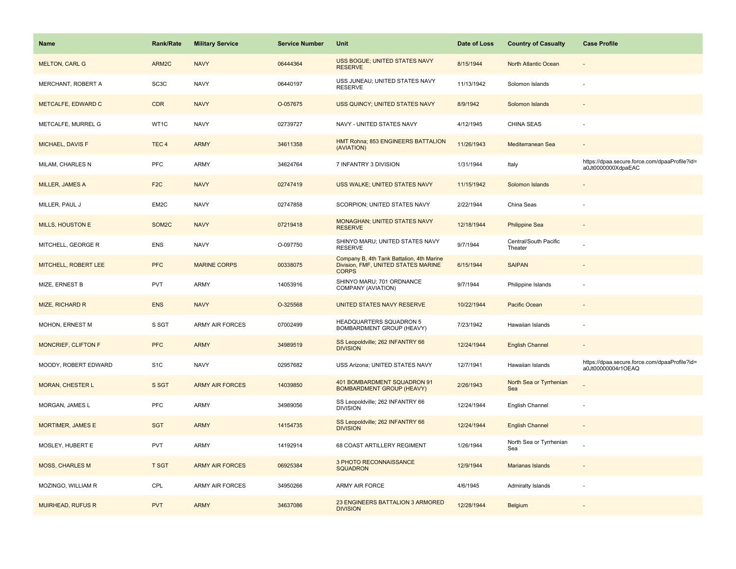| Name | Rank/Rate | Military Service | Service Number | Unit | Date of Loss | Country of Casualty | Case Profile |
|---|---|---|---|---|---|---|---|
| MELTON, CARL G | ARM2C | NAVY | 06444364 | USS BOGUE; UNITED STATES NAVY RESERVE | 8/15/1944 | North Atlantic Ocean | - |
| MERCHANT, ROBERT A | SC3C | NAVY | 06440197 | USS JUNEAU; UNITED STATES NAVY RESERVE | 11/13/1942 | Solomon Islands | - |
| METCALFE, EDWARD C | CDR | NAVY | O-057675 | USS QUINCY; UNITED STATES NAVY | 8/9/1942 | Solomon Islands | - |
| METCALFE, MURREL G | WT1C | NAVY | 02739727 | NAVY - UNITED STATES NAVY | 4/12/1945 | CHINA SEAS | - |
| MICHAEL, DAVIS F | TEC 4 | ARMY | 34611358 | HMT Rohna; 853 ENGINEERS BATTALION (AVIATION) | 11/26/1943 | Mediterranean Sea | - |
| MILAM, CHARLES N | PFC | ARMY | 34624764 | 7 INFANTRY 3 DIVISION | 1/31/1944 | Italy | https://dpaa.secure.force.com/dpaaProfile?id=a0Jt0000000XdpaEAC |
| MILLER, JAMES A | F2C | NAVY | 02747419 | USS WALKE; UNITED STATES NAVY | 11/15/1942 | Solomon Islands | - |
| MILLER, PAUL J | EM2C | NAVY | 02747858 | SCORPION; UNITED STATES NAVY | 2/22/1944 | China Seas | - |
| MILLS, HOUSTON E | SOM2C | NAVY | 07219418 | MONAGHAN; UNITED STATES NAVY RESERVE | 12/18/1944 | Philippine Sea | - |
| MITCHELL, GEORGE R | ENS | NAVY | O-097750 | SHINYO MARU; UNITED STATES NAVY RESERVE | 9/7/1944 | Central/South Pacific Theater | - |
| MITCHELL, ROBERT LEE | PFC | MARINE CORPS | 00338075 | Company B, 4th Tank Battalion, 4th Marine Division, FMF, UNITED STATES MARINE CORPS | 6/15/1944 | SAIPAN | - |
| MIZE, ERNEST B | PVT | ARMY | 14053916 | SHINYO MARU; 701 ORDNANCE COMPANY (AVIATION) | 9/7/1944 | Philippine Islands | - |
| MIZE, RICHARD R | ENS | NAVY | O-325568 | UNITED STATES NAVY RESERVE | 10/22/1944 | Pacific Ocean | - |
| MOHON, ERNEST M | S SGT | ARMY AIR FORCES | 07002499 | HEADQUARTERS SQUADRON 5 BOMBARDMENT GROUP (HEAVY) | 7/23/1942 | Hawaiian Islands | - |
| MONCRIEF, CLIFTON F | PFC | ARMY | 34989519 | SS Leopoldville; 262 INFANTRY 66 DIVISION | 12/24/1944 | English Channel | - |
| MOODY, ROBERT EDWARD | S1C | NAVY | 02957682 | USS Arizona; UNITED STATES NAVY | 12/7/1941 | Hawaiian Islands | https://dpaa.secure.force.com/dpaaProfile?id=a0Jt00000004r1OEAQ |
| MORAN, CHESTER L | S SGT | ARMY AIR FORCES | 14039850 | 401 BOMBARDMENT SQUADRON 91 BOMBARDMENT GROUP (HEAVY) | 2/26/1943 | North Sea or Tyrrhenian Sea | - |
| MORGAN, JAMES L | PFC | ARMY | 34989056 | SS Leopoldville; 262 INFANTRY 66 DIVISION | 12/24/1944 | English Channel | - |
| MORTIMER, JAMES E | SGT | ARMY | 14154735 | SS Leopoldville; 262 INFANTRY 66 DIVISION | 12/24/1944 | English Channel | - |
| MOSLEY, HUBERT E | PVT | ARMY | 14192914 | 68 COAST ARTILLERY REGIMENT | 1/26/1944 | North Sea or Tyrrhenian Sea | - |
| MOSS, CHARLES M | T SGT | ARMY AIR FORCES | 06925384 | 3 PHOTO RECONNAISSANCE SQUADRON | 12/9/1944 | Marianas Islands | - |
| MOZINGO, WILLIAM R | CPL | ARMY AIR FORCES | 34950266 | ARMY AIR FORCE | 4/6/1945 | Admiralty Islands | - |
| MUIRHEAD, RUFUS R | PVT | ARMY | 34637086 | 23 ENGINEERS BATTALION 3 ARMORED DIVISION | 12/28/1944 | Belgium | - |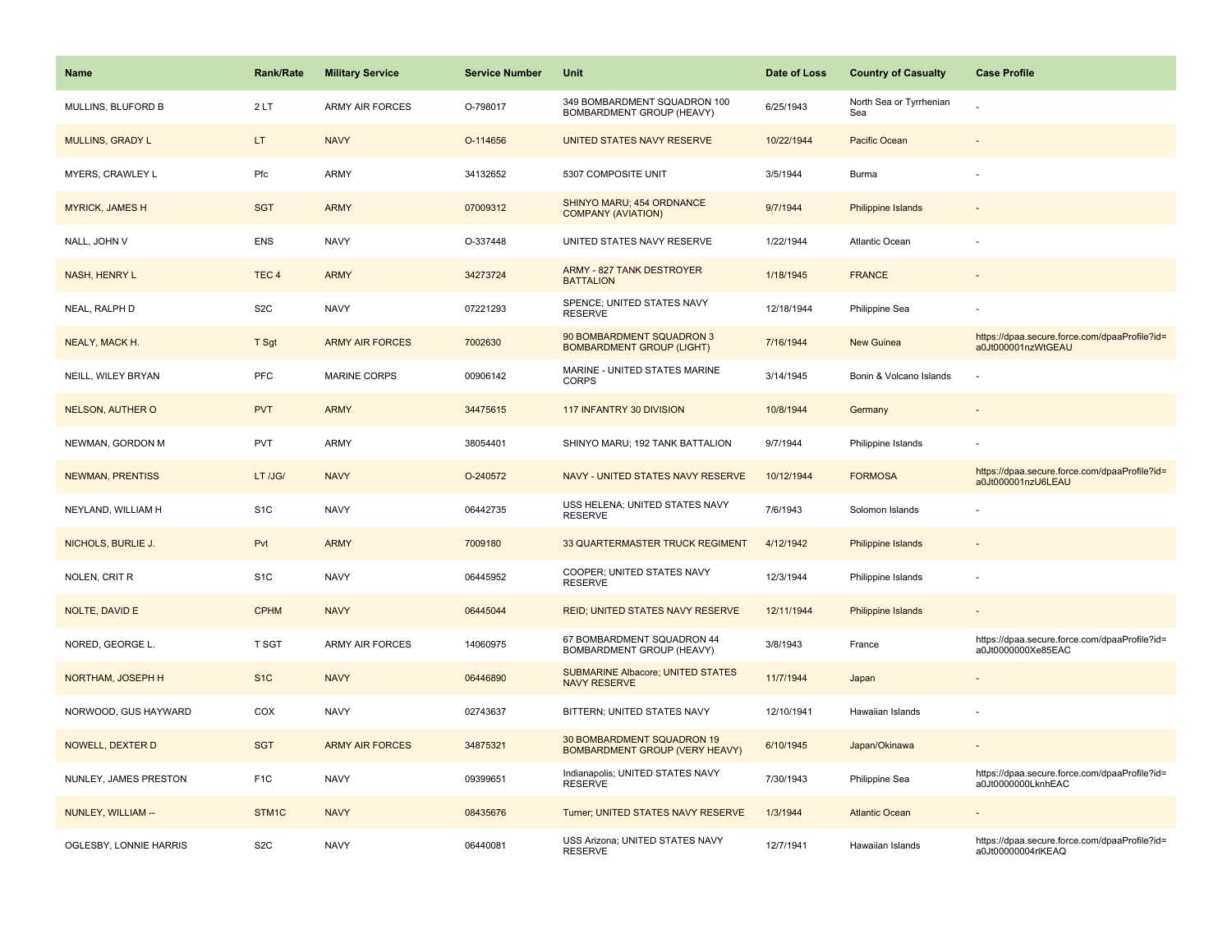| Name | Rank/Rate | Military Service | Service Number | Unit | Date of Loss | Country of Casualty | Case Profile |
|---|---|---|---|---|---|---|---|
| MULLINS, BLUFORD B | 2 LT | ARMY AIR FORCES | O-798017 | 349 BOMBARDMENT SQUADRON 100 BOMBARDMENT GROUP (HEAVY) | 6/25/1943 | North Sea or Tyrrhenian Sea | - |
| MULLINS, GRADY L | LT | NAVY | O-114656 | UNITED STATES NAVY RESERVE | 10/22/1944 | Pacific Ocean | - |
| MYERS, CRAWLEY L | Pfc | ARMY | 34132652 | 5307 COMPOSITE UNIT | 3/5/1944 | Burma | - |
| MYRICK, JAMES H | SGT | ARMY | 07009312 | SHINYO MARU; 454 ORDNANCE COMPANY (AVIATION) | 9/7/1944 | Philippine Islands | - |
| NALL, JOHN V | ENS | NAVY | O-337448 | UNITED STATES NAVY RESERVE | 1/22/1944 | Atlantic Ocean | - |
| NASH, HENRY L | TEC 4 | ARMY | 34273724 | ARMY - 827 TANK DESTROYER BATTALION | 1/18/1945 | FRANCE | - |
| NEAL, RALPH D | S2C | NAVY | 07221293 | SPENCE; UNITED STATES NAVY RESERVE | 12/18/1944 | Philippine Sea | - |
| NEALY, MACK H. | T Sgt | ARMY AIR FORCES | 7002630 | 90 BOMBARDMENT SQUADRON 3 BOMBARDMENT GROUP (LIGHT) | 7/16/1944 | New Guinea | https://dpaa.secure.force.com/dpaaProfile?id=a0Jt000001nzWtGEAU |
| NEILL, WILEY BRYAN | PFC | MARINE CORPS | 00906142 | MARINE - UNITED STATES MARINE CORPS | 3/14/1945 | Bonin & Volcano Islands | - |
| NELSON, AUTHER O | PVT | ARMY | 34475615 | 117 INFANTRY 30 DIVISION | 10/8/1944 | Germany | - |
| NEWMAN, GORDON M | PVT | ARMY | 38054401 | SHINYO MARU; 192 TANK BATTALION | 9/7/1944 | Philippine Islands | - |
| NEWMAN, PRENTISS | LT /JG/ | NAVY | O-240572 | NAVY - UNITED STATES NAVY RESERVE | 10/12/1944 | FORMOSA | https://dpaa.secure.force.com/dpaaProfile?id=a0Jt000001nzU6LEAU |
| NEYLAND, WILLIAM H | S1C | NAVY | 06442735 | USS HELENA; UNITED STATES NAVY RESERVE | 7/6/1943 | Solomon Islands | - |
| NICHOLS, BURLIE J. | Pvt | ARMY | 7009180 | 33 QUARTERMASTER TRUCK REGIMENT | 4/12/1942 | Philippine Islands | - |
| NOLEN, CRIT R | S1C | NAVY | 06445952 | COOPER; UNITED STATES NAVY RESERVE | 12/3/1944 | Philippine Islands | - |
| NOLTE, DAVID E | CPHM | NAVY | 06445044 | REID; UNITED STATES NAVY RESERVE | 12/11/1944 | Philippine Islands | - |
| NORED, GEORGE L. | T SGT | ARMY AIR FORCES | 14060975 | 67 BOMBARDMENT SQUADRON 44 BOMBARDMENT GROUP (HEAVY) | 3/8/1943 | France | https://dpaa.secure.force.com/dpaaProfile?id=a0Jt0000000Xe85EAC |
| NORTHAM, JOSEPH H | S1C | NAVY | 06446890 | SUBMARINE Albacore; UNITED STATES NAVY RESERVE | 11/7/1944 | Japan | - |
| NORWOOD, GUS HAYWARD | COX | NAVY | 02743637 | BITTERN; UNITED STATES NAVY | 12/10/1941 | Hawaiian Islands | - |
| NOWELL, DEXTER D | SGT | ARMY AIR FORCES | 34875321 | 30 BOMBARDMENT SQUADRON 19 BOMBARDMENT GROUP (VERY HEAVY) | 6/10/1945 | Japan/Okinawa | - |
| NUNLEY, JAMES PRESTON | F1C | NAVY | 09399651 | Indianapolis; UNITED STATES NAVY RESERVE | 7/30/1943 | Philippine Sea | https://dpaa.secure.force.com/dpaaProfile?id=a0Jt0000000LknhEAC |
| NUNLEY, WILLIAM -- | STM1C | NAVY | 08435676 | Turner; UNITED STATES NAVY RESERVE | 1/3/1944 | Atlantic Ocean | - |
| OGLESBY, LONNIE HARRIS | S2C | NAVY | 06440081 | USS Arizona; UNITED STATES NAVY RESERVE | 12/7/1941 | Hawaiian Islands | https://dpaa.secure.force.com/dpaaProfile?id=a0Jt00000004rlKEAQ |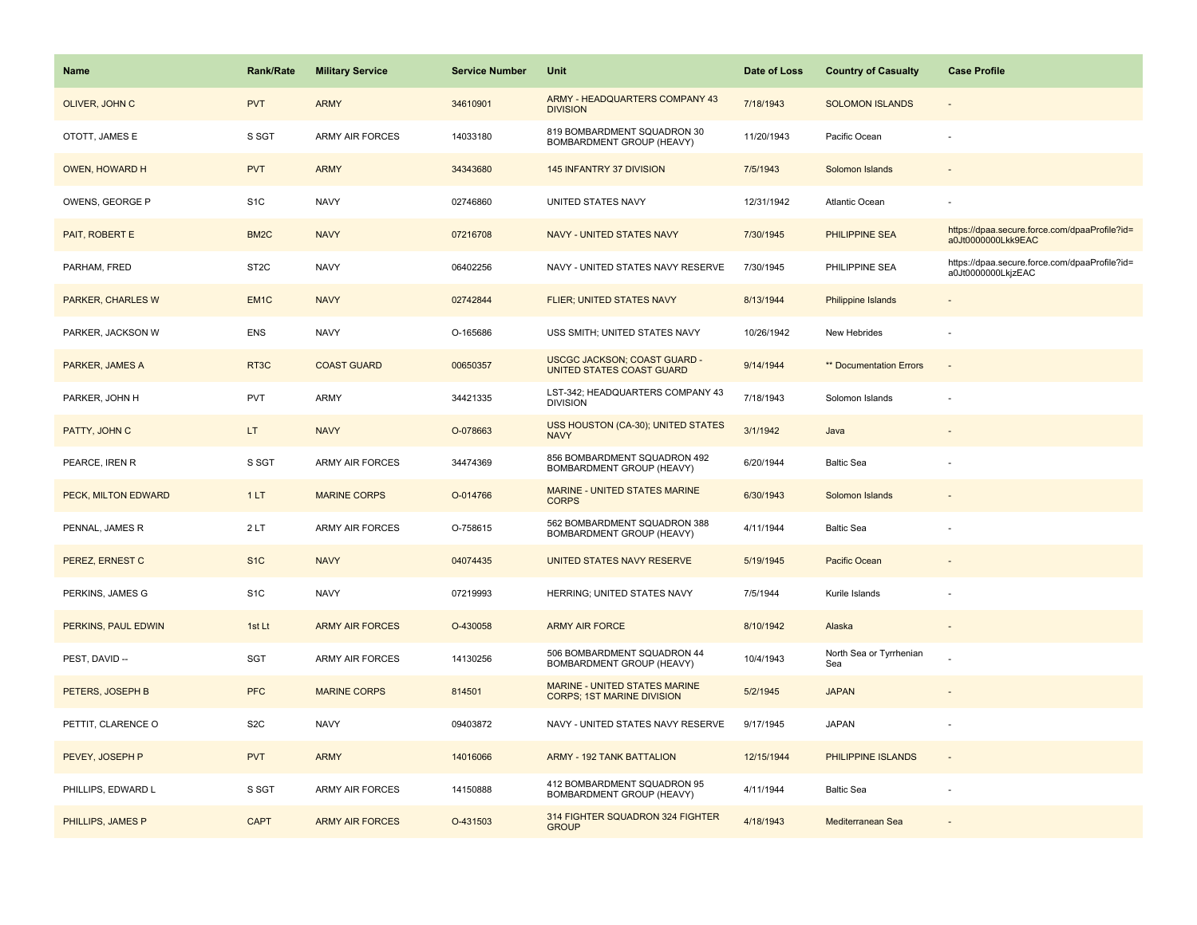| Name | Rank/Rate | Military Service | Service Number | Unit | Date of Loss | Country of Casualty | Case Profile |
|---|---|---|---|---|---|---|---|
| OLIVER, JOHN C | PVT | ARMY | 34610901 | ARMY - HEADQUARTERS COMPANY 43 DIVISION | 7/18/1943 | SOLOMON ISLANDS | - |
| OTOTT, JAMES E | S SGT | ARMY AIR FORCES | 14033180 | 819 BOMBARDMENT SQUADRON 30 BOMBARDMENT GROUP (HEAVY) | 11/20/1943 | Pacific Ocean | - |
| OWEN, HOWARD H | PVT | ARMY | 34343680 | 145 INFANTRY 37 DIVISION | 7/5/1943 | Solomon Islands | - |
| OWENS, GEORGE P | S1C | NAVY | 02746860 | UNITED STATES NAVY | 12/31/1942 | Atlantic Ocean | - |
| PAIT, ROBERT E | BM2C | NAVY | 07216708 | NAVY - UNITED STATES NAVY | 7/30/1945 | PHILIPPINE SEA | https://dpaa.secure.force.com/dpaaProfile?id=a0Jt0000000Lkk9EAC |
| PARHAM, FRED | ST2C | NAVY | 06402256 | NAVY - UNITED STATES NAVY RESERVE | 7/30/1945 | PHILIPPINE SEA | https://dpaa.secure.force.com/dpaaProfile?id=a0Jt0000000LkjzEAC |
| PARKER, CHARLES W | EM1C | NAVY | 02742844 | FLIER; UNITED STATES NAVY | 8/13/1944 | Philippine Islands | - |
| PARKER, JACKSON W | ENS | NAVY | O-165686 | USS SMITH; UNITED STATES NAVY | 10/26/1942 | New Hebrides | - |
| PARKER, JAMES A | RT3C | COAST GUARD | 00650357 | USCGC JACKSON; COAST GUARD - UNITED STATES COAST GUARD | 9/14/1944 | ** Documentation Errors | - |
| PARKER, JOHN H | PVT | ARMY | 34421335 | LST-342; HEADQUARTERS COMPANY 43 DIVISION | 7/18/1943 | Solomon Islands | - |
| PATTY, JOHN C | LT | NAVY | O-078663 | USS HOUSTON (CA-30); UNITED STATES NAVY | 3/1/1942 | Java | - |
| PEARCE, IREN R | S SGT | ARMY AIR FORCES | 34474369 | 856 BOMBARDMENT SQUADRON 492 BOMBARDMENT GROUP (HEAVY) | 6/20/1944 | Baltic Sea | - |
| PECK, MILTON EDWARD | 1 LT | MARINE CORPS | O-014766 | MARINE - UNITED STATES MARINE CORPS | 6/30/1943 | Solomon Islands | - |
| PENNAL, JAMES R | 2 LT | ARMY AIR FORCES | O-758615 | 562 BOMBARDMENT SQUADRON 388 BOMBARDMENT GROUP (HEAVY) | 4/11/1944 | Baltic Sea | - |
| PEREZ, ERNEST C | S1C | NAVY | 04074435 | UNITED STATES NAVY RESERVE | 5/19/1945 | Pacific Ocean | - |
| PERKINS, JAMES G | S1C | NAVY | 07219993 | HERRING; UNITED STATES NAVY | 7/5/1944 | Kurile Islands | - |
| PERKINS, PAUL EDWIN | 1st Lt | ARMY AIR FORCES | O-430058 | ARMY AIR FORCE | 8/10/1942 | Alaska | - |
| PEST, DAVID -- | SGT | ARMY AIR FORCES | 14130256 | 506 BOMBARDMENT SQUADRON 44 BOMBARDMENT GROUP (HEAVY) | 10/4/1943 | North Sea or Tyrrhenian Sea | - |
| PETERS, JOSEPH B | PFC | MARINE CORPS | 814501 | MARINE - UNITED STATES MARINE CORPS; 1ST MARINE DIVISION | 5/2/1945 | JAPAN | - |
| PETTIT, CLARENCE O | S2C | NAVY | 09403872 | NAVY - UNITED STATES NAVY RESERVE | 9/17/1945 | JAPAN | - |
| PEVEY, JOSEPH P | PVT | ARMY | 14016066 | ARMY - 192 TANK BATTALION | 12/15/1944 | PHILIPPINE ISLANDS | - |
| PHILLIPS, EDWARD L | S SGT | ARMY AIR FORCES | 14150888 | 412 BOMBARDMENT SQUADRON 95 BOMBARDMENT GROUP (HEAVY) | 4/11/1944 | Baltic Sea | - |
| PHILLIPS, JAMES P | CAPT | ARMY AIR FORCES | O-431503 | 314 FIGHTER SQUADRON 324 FIGHTER GROUP | 4/18/1943 | Mediterranean Sea | - |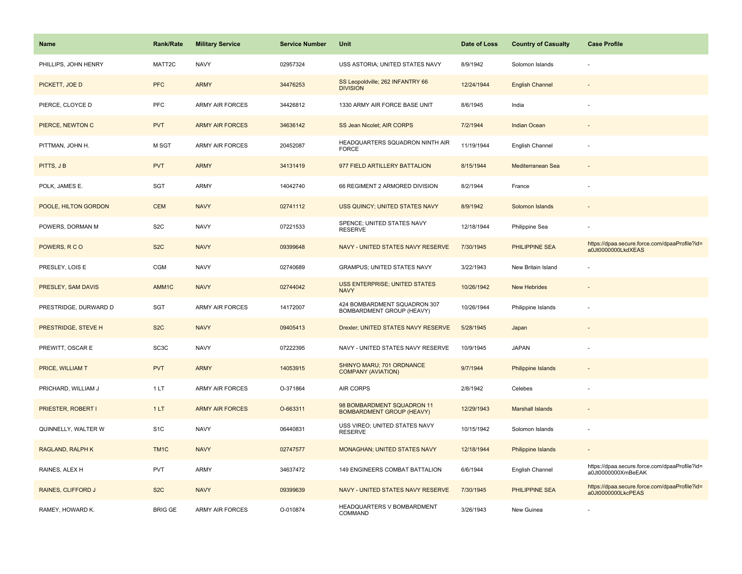| Name | Rank/Rate | Military Service | Service Number | Unit | Date of Loss | Country of Casualty | Case Profile |
|---|---|---|---|---|---|---|---|
| PHILLIPS, JOHN HENRY | MATT2C | NAVY | 02957324 | USS ASTORIA; UNITED STATES NAVY | 8/9/1942 | Solomon Islands | - |
| PICKETT, JOE D | PFC | ARMY | 34476253 | SS Leopoldville; 262 INFANTRY 66 DIVISION | 12/24/1944 | English Channel | - |
| PIERCE, CLOYCE D | PFC | ARMY AIR FORCES | 34426812 | 1330 ARMY AIR FORCE BASE UNIT | 8/6/1945 | India | - |
| PIERCE, NEWTON C | PVT | ARMY AIR FORCES | 34636142 | SS Jean Nicolet; AIR CORPS | 7/2/1944 | Indian Ocean | - |
| PITTMAN, JOHN H. | M SGT | ARMY AIR FORCES | 20452087 | HEADQUARTERS SQUADRON NINTH AIR FORCE | 11/19/1944 | English Channel | - |
| PITTS, J B | PVT | ARMY | 34131419 | 977 FIELD ARTILLERY BATTALION | 8/15/1944 | Mediterranean Sea | - |
| POLK, JAMES E. | SGT | ARMY | 14042740 | 66 REGIMENT 2 ARMORED DIVISION | 8/2/1944 | France | - |
| POOLE, HILTON GORDON | CEM | NAVY | 02741112 | USS QUINCY; UNITED STATES NAVY | 8/9/1942 | Solomon Islands | - |
| POWERS, DORMAN M | S2C | NAVY | 07221533 | SPENCE; UNITED STATES NAVY RESERVE | 12/18/1944 | Philippine Sea | - |
| POWERS, R C O | S2C | NAVY | 09399648 | NAVY - UNITED STATES NAVY RESERVE | 7/30/1945 | PHILIPPINE SEA | https://dpaa.secure.force.com/dpaaProfile?id=a0Jt0000000LkdXEAS |
| PRESLEY, LOIS E | CGM | NAVY | 02740689 | GRAMPUS; UNITED STATES NAVY | 3/22/1943 | New Britain Island | - |
| PRESLEY, SAM DAVIS | AMM1C | NAVY | 02744042 | USS ENTERPRISE; UNITED STATES NAVY | 10/26/1942 | New Hebrides | - |
| PRESTRIDGE, DURWARD D | SGT | ARMY AIR FORCES | 14172007 | 424 BOMBARDMENT SQUADRON 307 BOMBARDMENT GROUP (HEAVY) | 10/26/1944 | Philippine Islands | - |
| PRESTRIDGE, STEVE H | S2C | NAVY | 09405413 | Drexler; UNITED STATES NAVY RESERVE | 5/28/1945 | Japan | - |
| PREWITT, OSCAR E | SC3C | NAVY | 07222395 | NAVY - UNITED STATES NAVY RESERVE | 10/9/1945 | JAPAN | - |
| PRICE, WILLIAM T | PVT | ARMY | 14053915 | SHINYO MARU; 701 ORDNANCE COMPANY (AVIATION) | 9/7/1944 | Philippine Islands | - |
| PRICHARD, WILLIAM J | 1 LT | ARMY AIR FORCES | O-371864 | AIR CORPS | 2/8/1942 | Celebes | - |
| PRIESTER, ROBERT I | 1 LT | ARMY AIR FORCES | O-663311 | 98 BOMBARDMENT SQUADRON 11 BOMBARDMENT GROUP (HEAVY) | 12/29/1943 | Marshall Islands | - |
| QUINNELLY, WALTER W | S1C | NAVY | 06440831 | USS VIREO; UNITED STATES NAVY RESERVE | 10/15/1942 | Solomon Islands | - |
| RAGLAND, RALPH K | TM1C | NAVY | 02747577 | MONAGHAN; UNITED STATES NAVY | 12/18/1944 | Philippine Islands | - |
| RAINES, ALEX H | PVT | ARMY | 34637472 | 149 ENGINEERS COMBAT BATTALION | 6/6/1944 | English Channel | https://dpaa.secure.force.com/dpaaProfile?id=a0Jt0000000XmBeEAK |
| RAINES, CLIFFORD J | S2C | NAVY | 09399639 | NAVY - UNITED STATES NAVY RESERVE | 7/30/1945 | PHILIPPINE SEA | https://dpaa.secure.force.com/dpaaProfile?id=a0Jt0000000LkcPEAS |
| RAMEY, HOWARD K. | BRIG GE | ARMY AIR FORCES | O-010874 | HEADQUARTERS V BOMBARDMENT COMMAND | 3/26/1943 | New Guinea | - |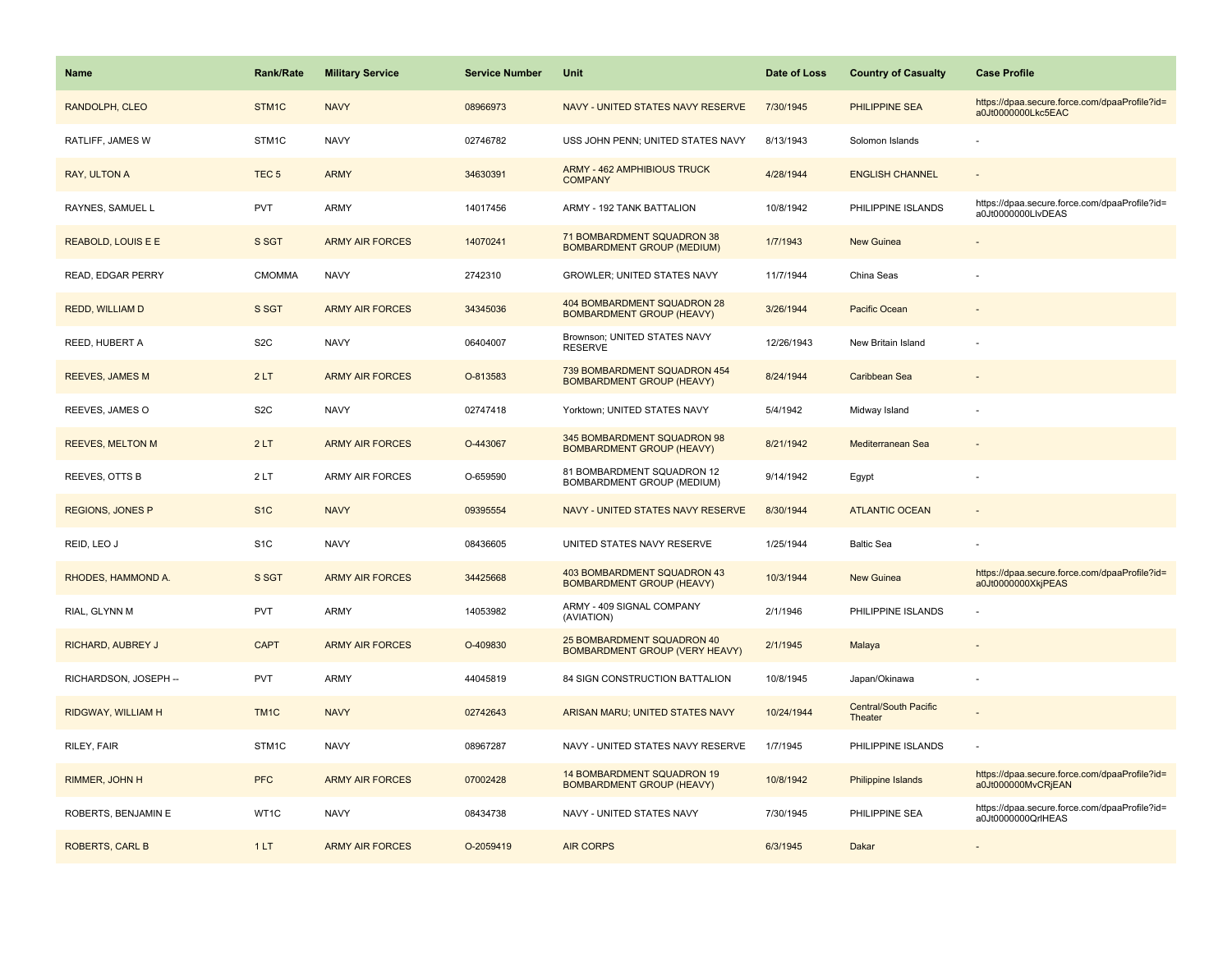| Name | Rank/Rate | Military Service | Service Number | Unit | Date of Loss | Country of Casualty | Case Profile |
|---|---|---|---|---|---|---|---|
| RANDOLPH, CLEO | STM1C | NAVY | 08966973 | NAVY - UNITED STATES NAVY RESERVE | 7/30/1945 | PHILIPPINE SEA | https://dpaa.secure.force.com/dpaaProfile?id=a0Jt0000000Lkc5EAC |
| RATLIFF, JAMES W | STM1C | NAVY | 02746782 | USS JOHN PENN; UNITED STATES NAVY | 8/13/1943 | Solomon Islands | - |
| RAY, ULTON A | TEC 5 | ARMY | 34630391 | ARMY - 462 AMPHIBIOUS TRUCK COMPANY | 4/28/1944 | ENGLISH CHANNEL | - |
| RAYNES, SAMUEL L | PVT | ARMY | 14017456 | ARMY - 192 TANK BATTALION | 10/8/1942 | PHILIPPINE ISLANDS | https://dpaa.secure.force.com/dpaaProfile?id=a0Jt0000000LIvDEAS |
| REABOLD, LOUIS E E | S SGT | ARMY AIR FORCES | 14070241 | 71 BOMBARDMENT SQUADRON 38 BOMBARDMENT GROUP (MEDIUM) | 1/7/1943 | New Guinea | - |
| READ, EDGAR PERRY | CMOMMA | NAVY | 2742310 | GROWLER; UNITED STATES NAVY | 11/7/1944 | China Seas | - |
| REDD, WILLIAM D | S SGT | ARMY AIR FORCES | 34345036 | 404 BOMBARDMENT SQUADRON 28 BOMBARDMENT GROUP (HEAVY) | 3/26/1944 | Pacific Ocean | - |
| REED, HUBERT A | S2C | NAVY | 06404007 | Brownson; UNITED STATES NAVY RESERVE | 12/26/1943 | New Britain Island | - |
| REEVES, JAMES M | 2 LT | ARMY AIR FORCES | O-813583 | 739 BOMBARDMENT SQUADRON 454 BOMBARDMENT GROUP (HEAVY) | 8/24/1944 | Caribbean Sea | - |
| REEVES, JAMES O | S2C | NAVY | 02747418 | Yorktown; UNITED STATES NAVY | 5/4/1942 | Midway Island | - |
| REEVES, MELTON M | 2 LT | ARMY AIR FORCES | O-443067 | 345 BOMBARDMENT SQUADRON 98 BOMBARDMENT GROUP (HEAVY) | 8/21/1942 | Mediterranean Sea | - |
| REEVES, OTTS B | 2 LT | ARMY AIR FORCES | O-659590 | 81 BOMBARDMENT SQUADRON 12 BOMBARDMENT GROUP (MEDIUM) | 9/14/1942 | Egypt | - |
| REGIONS, JONES P | S1C | NAVY | 09395554 | NAVY - UNITED STATES NAVY RESERVE | 8/30/1944 | ATLANTIC OCEAN | - |
| REID, LEO J | S1C | NAVY | 08436605 | UNITED STATES NAVY RESERVE | 1/25/1944 | Baltic Sea | - |
| RHODES, HAMMOND A. | S SGT | ARMY AIR FORCES | 34425668 | 403 BOMBARDMENT SQUADRON 43 BOMBARDMENT GROUP (HEAVY) | 10/3/1944 | New Guinea | https://dpaa.secure.force.com/dpaaProfile?id=a0Jt0000000XkjPEAS |
| RIAL, GLYNN M | PVT | ARMY | 14053982 | ARMY - 409 SIGNAL COMPANY (AVIATION) | 2/1/1946 | PHILIPPINE ISLANDS | - |
| RICHARD, AUBREY J | CAPT | ARMY AIR FORCES | O-409830 | 25 BOMBARDMENT SQUADRON 40 BOMBARDMENT GROUP (VERY HEAVY) | 2/1/1945 | Malaya | - |
| RICHARDSON, JOSEPH -- | PVT | ARMY | 44045819 | 84 SIGN CONSTRUCTION BATTALION | 10/8/1945 | Japan/Okinawa | - |
| RIDGWAY, WILLIAM H | TM1C | NAVY | 02742643 | ARISAN MARU; UNITED STATES NAVY | 10/24/1944 | Central/South Pacific Theater | - |
| RILEY, FAIR | STM1C | NAVY | 08967287 | NAVY - UNITED STATES NAVY RESERVE | 1/7/1945 | PHILIPPINE ISLANDS | - |
| RIMMER, JOHN H | PFC | ARMY AIR FORCES | 07002428 | 14 BOMBARDMENT SQUADRON 19 BOMBARDMENT GROUP (HEAVY) | 10/8/1942 | Philippine Islands | https://dpaa.secure.force.com/dpaaProfile?id=a0Jt000000MvCRjEAN |
| ROBERTS, BENJAMIN E | WT1C | NAVY | 08434738 | NAVY - UNITED STATES NAVY | 7/30/1945 | PHILIPPINE SEA | https://dpaa.secure.force.com/dpaaProfile?id=a0Jt0000000QrlHEAS |
| ROBERTS, CARL B | 1 LT | ARMY AIR FORCES | O-2059419 | AIR CORPS | 6/3/1945 | Dakar | - |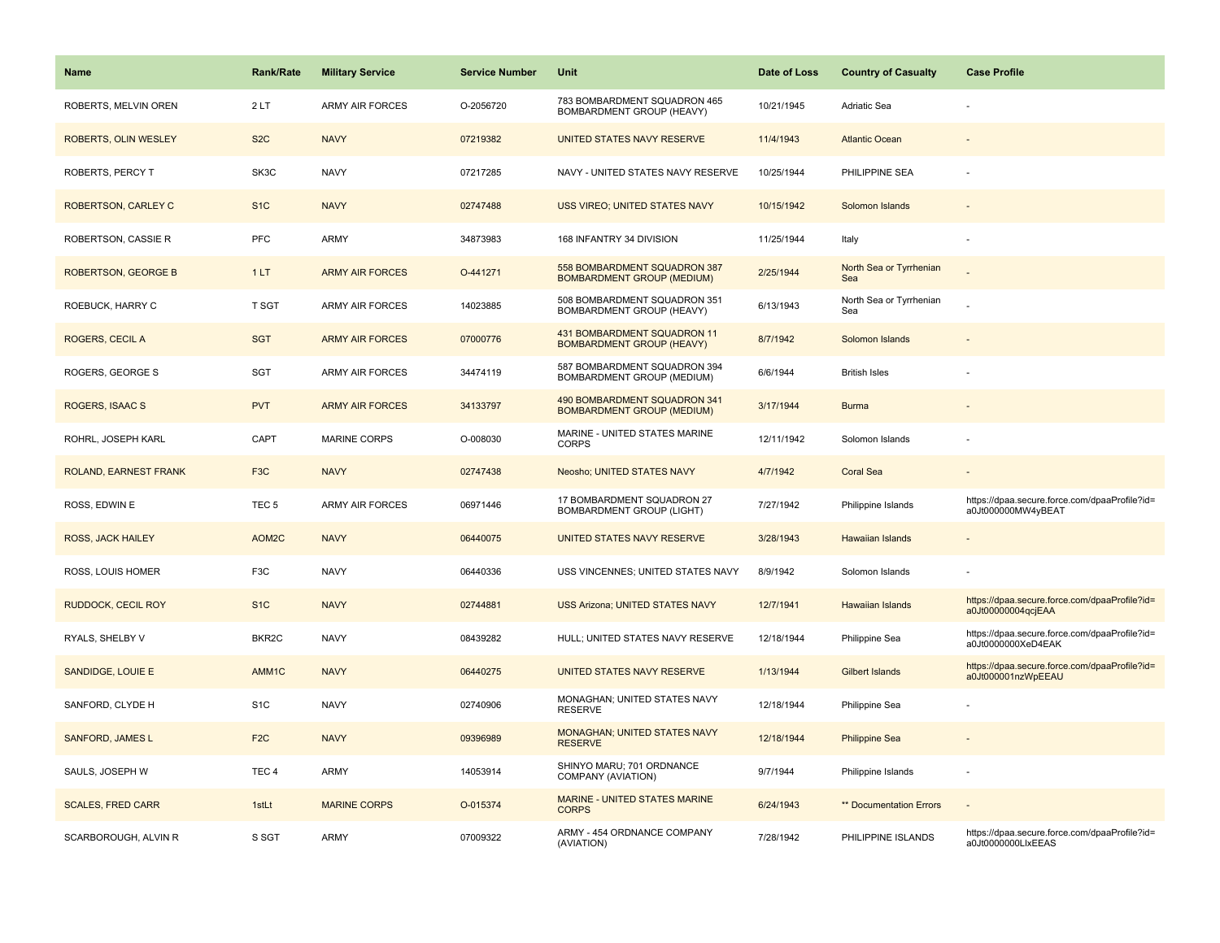| Name | Rank/Rate | Military Service | Service Number | Unit | Date of Loss | Country of Casualty | Case Profile |
|---|---|---|---|---|---|---|---|
| ROBERTS, MELVIN OREN | 2 LT | ARMY AIR FORCES | O-2056720 | 783 BOMBARDMENT SQUADRON 465 BOMBARDMENT GROUP (HEAVY) | 10/21/1945 | Adriatic Sea | - |
| ROBERTS, OLIN WESLEY | S2C | NAVY | 07219382 | UNITED STATES NAVY RESERVE | 11/4/1943 | Atlantic Ocean | - |
| ROBERTS, PERCY T | SK3C | NAVY | 07217285 | NAVY - UNITED STATES NAVY RESERVE | 10/25/1944 | PHILIPPINE SEA | - |
| ROBERTSON, CARLEY C | S1C | NAVY | 02747488 | USS VIREO; UNITED STATES NAVY | 10/15/1942 | Solomon Islands | - |
| ROBERTSON, CASSIE R | PFC | ARMY | 34873983 | 168 INFANTRY 34 DIVISION | 11/25/1944 | Italy | - |
| ROBERTSON, GEORGE B | 1 LT | ARMY AIR FORCES | O-441271 | 558 BOMBARDMENT SQUADRON 387 BOMBARDMENT GROUP (MEDIUM) | 2/25/1944 | North Sea or Tyrrhenian Sea | - |
| ROEBUCK, HARRY C | T SGT | ARMY AIR FORCES | 14023885 | 508 BOMBARDMENT SQUADRON 351 BOMBARDMENT GROUP (HEAVY) | 6/13/1943 | North Sea or Tyrrhenian Sea | - |
| ROGERS, CECIL A | SGT | ARMY AIR FORCES | 07000776 | 431 BOMBARDMENT SQUADRON 11 BOMBARDMENT GROUP (HEAVY) | 8/7/1942 | Solomon Islands | - |
| ROGERS, GEORGE S | SGT | ARMY AIR FORCES | 34474119 | 587 BOMBARDMENT SQUADRON 394 BOMBARDMENT GROUP (MEDIUM) | 6/6/1944 | British Isles | - |
| ROGERS, ISAAC S | PVT | ARMY AIR FORCES | 34133797 | 490 BOMBARDMENT SQUADRON 341 BOMBARDMENT GROUP (MEDIUM) | 3/17/1944 | Burma | - |
| ROHRL, JOSEPH KARL | CAPT | MARINE CORPS | O-008030 | MARINE - UNITED STATES MARINE CORPS | 12/11/1942 | Solomon Islands | - |
| ROLAND, EARNEST FRANK | F3C | NAVY | 02747438 | Neosho; UNITED STATES NAVY | 4/7/1942 | Coral Sea | - |
| ROSS, EDWIN E | TEC 5 | ARMY AIR FORCES | 06971446 | 17 BOMBARDMENT SQUADRON 27 BOMBARDMENT GROUP (LIGHT) | 7/27/1942 | Philippine Islands | https://dpaa.secure.force.com/dpaaProfile?id=a0Jt000000MW4yBEAT |
| ROSS, JACK HAILEY | AOM2C | NAVY | 06440075 | UNITED STATES NAVY RESERVE | 3/28/1943 | Hawaiian Islands | - |
| ROSS, LOUIS HOMER | F3C | NAVY | 06440336 | USS VINCENNES; UNITED STATES NAVY | 8/9/1942 | Solomon Islands | - |
| RUDDOCK, CECIL ROY | S1C | NAVY | 02744881 | USS Arizona; UNITED STATES NAVY | 12/7/1941 | Hawaiian Islands | https://dpaa.secure.force.com/dpaaProfile?id=a0Jt00000004qcjEAA |
| RYALS, SHELBY V | BKR2C | NAVY | 08439282 | HULL; UNITED STATES NAVY RESERVE | 12/18/1944 | Philippine Sea | https://dpaa.secure.force.com/dpaaProfile?id=a0Jt0000000XeD4EAK |
| SANDIDGE, LOUIE E | AMM1C | NAVY | 06440275 | UNITED STATES NAVY RESERVE | 1/13/1944 | Gilbert Islands | https://dpaa.secure.force.com/dpaaProfile?id=a0Jt000001nzWpEEAU |
| SANFORD, CLYDE H | S1C | NAVY | 02740906 | MONAGHAN; UNITED STATES NAVY RESERVE | 12/18/1944 | Philippine Sea | - |
| SANFORD, JAMES L | F2C | NAVY | 09396989 | MONAGHAN; UNITED STATES NAVY RESERVE | 12/18/1944 | Philippine Sea | - |
| SAULS, JOSEPH W | TEC 4 | ARMY | 14053914 | SHINYO MARU; 701 ORDNANCE COMPANY (AVIATION) | 9/7/1944 | Philippine Islands | - |
| SCALES, FRED CARR | 1stLt | MARINE CORPS | O-015374 | MARINE - UNITED STATES MARINE CORPS | 6/24/1943 | ** Documentation Errors | - |
| SCARBOROUGH, ALVIN R | S SGT | ARMY | 07009322 | ARMY - 454 ORDNANCE COMPANY (AVIATION) | 7/28/1942 | PHILIPPINE ISLANDS | https://dpaa.secure.force.com/dpaaProfile?id=a0Jt0000000LlxEEAS |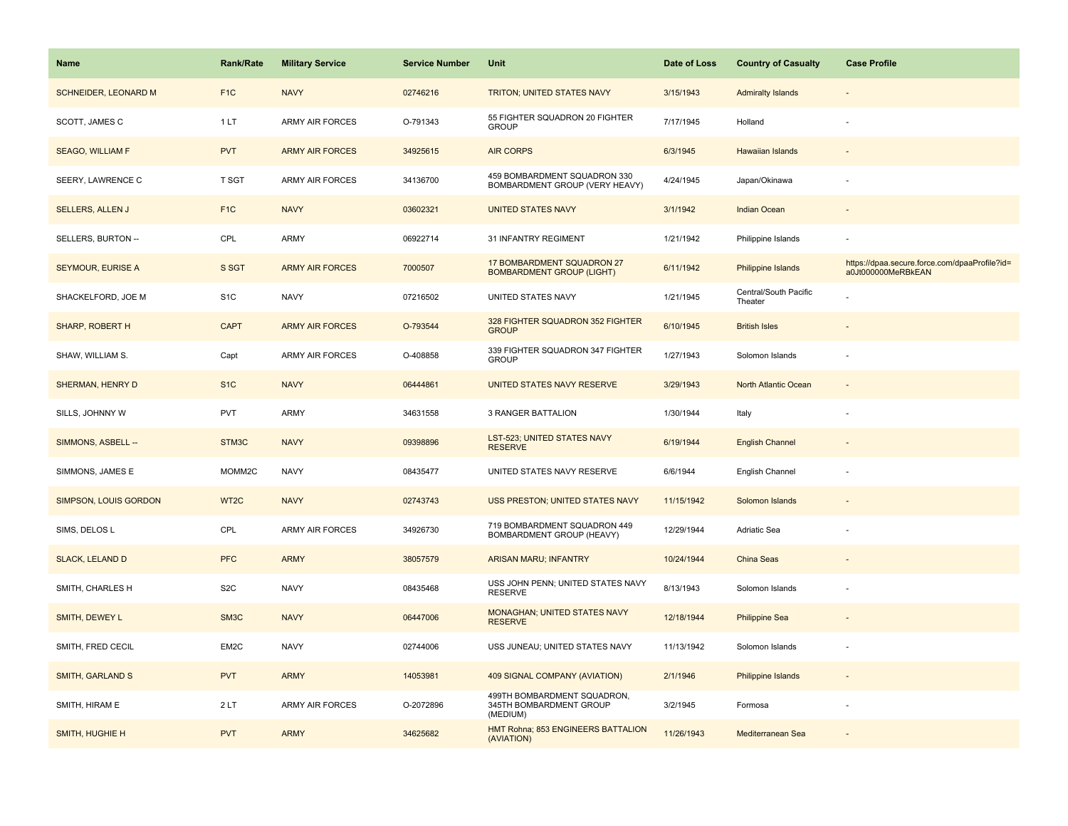| Name | Rank/Rate | Military Service | Service Number | Unit | Date of Loss | Country of Casualty | Case Profile |
| --- | --- | --- | --- | --- | --- | --- | --- |
| SCHNEIDER, LEONARD M | F1C | NAVY | 02746216 | TRITON; UNITED STATES NAVY | 3/15/1943 | Admiralty Islands | - |
| SCOTT, JAMES C | 1 LT | ARMY AIR FORCES | O-791343 | 55 FIGHTER SQUADRON 20 FIGHTER GROUP | 7/17/1945 | Holland | - |
| SEAGO, WILLIAM F | PVT | ARMY AIR FORCES | 34925615 | AIR CORPS | 6/3/1945 | Hawaiian Islands | - |
| SEERY, LAWRENCE C | T SGT | ARMY AIR FORCES | 34136700 | 459 BOMBARDMENT SQUADRON 330 BOMBARDMENT GROUP (VERY HEAVY) | 4/24/1945 | Japan/Okinawa | - |
| SELLERS, ALLEN J | F1C | NAVY | 03602321 | UNITED STATES NAVY | 3/1/1942 | Indian Ocean | - |
| SELLERS, BURTON -- | CPL | ARMY | 06922714 | 31 INFANTRY REGIMENT | 1/21/1942 | Philippine Islands | - |
| SEYMOUR, EURISE A | S SGT | ARMY AIR FORCES | 7000507 | 17 BOMBARDMENT SQUADRON 27 BOMBARDMENT GROUP (LIGHT) | 6/11/1942 | Philippine Islands | https://dpaa.secure.force.com/dpaaProfile?id=a0Jt000000MeRBkEAN |
| SHACKELFORD, JOE M | S1C | NAVY | 07216502 | UNITED STATES NAVY | 1/21/1945 | Central/South Pacific Theater | - |
| SHARP, ROBERT H | CAPT | ARMY AIR FORCES | O-793544 | 328 FIGHTER SQUADRON 352 FIGHTER GROUP | 6/10/1945 | British Isles | - |
| SHAW, WILLIAM S. | Capt | ARMY AIR FORCES | O-408858 | 339 FIGHTER SQUADRON 347 FIGHTER GROUP | 1/27/1943 | Solomon Islands | - |
| SHERMAN, HENRY D | S1C | NAVY | 06444861 | UNITED STATES NAVY RESERVE | 3/29/1943 | North Atlantic Ocean | - |
| SILLS, JOHNNY W | PVT | ARMY | 34631558 | 3 RANGER BATTALION | 1/30/1944 | Italy | - |
| SIMMONS, ASBELL -- | STM3C | NAVY | 09398896 | LST-523; UNITED STATES NAVY RESERVE | 6/19/1944 | English Channel | - |
| SIMMONS, JAMES E | MOMM2C | NAVY | 08435477 | UNITED STATES NAVY RESERVE | 6/6/1944 | English Channel | - |
| SIMPSON, LOUIS GORDON | WT2C | NAVY | 02743743 | USS PRESTON; UNITED STATES NAVY | 11/15/1942 | Solomon Islands | - |
| SIMS, DELOS L | CPL | ARMY AIR FORCES | 34926730 | 719 BOMBARDMENT SQUADRON 449 BOMBARDMENT GROUP (HEAVY) | 12/29/1944 | Adriatic Sea | - |
| SLACK, LELAND D | PFC | ARMY | 38057579 | ARISAN MARU; INFANTRY | 10/24/1944 | China Seas | - |
| SMITH, CHARLES H | S2C | NAVY | 08435468 | USS JOHN PENN; UNITED STATES NAVY RESERVE | 8/13/1943 | Solomon Islands | - |
| SMITH, DEWEY L | SM3C | NAVY | 06447006 | MONAGHAN; UNITED STATES NAVY RESERVE | 12/18/1944 | Philippine Sea | - |
| SMITH, FRED CECIL | EM2C | NAVY | 02744006 | USS JUNEAU; UNITED STATES NAVY | 11/13/1942 | Solomon Islands | - |
| SMITH, GARLAND S | PVT | ARMY | 14053981 | 409 SIGNAL COMPANY (AVIATION) | 2/1/1946 | Philippine Islands | - |
| SMITH, HIRAM E | 2 LT | ARMY AIR FORCES | O-2072896 | 499TH BOMBARDMENT SQUADRON, 345TH BOMBARDMENT GROUP (MEDIUM) | 3/2/1945 | Formosa | - |
| SMITH, HUGHIE H | PVT | ARMY | 34625682 | HMT Rohna; 853 ENGINEERS BATTALION (AVIATION) | 11/26/1943 | Mediterranean Sea | - |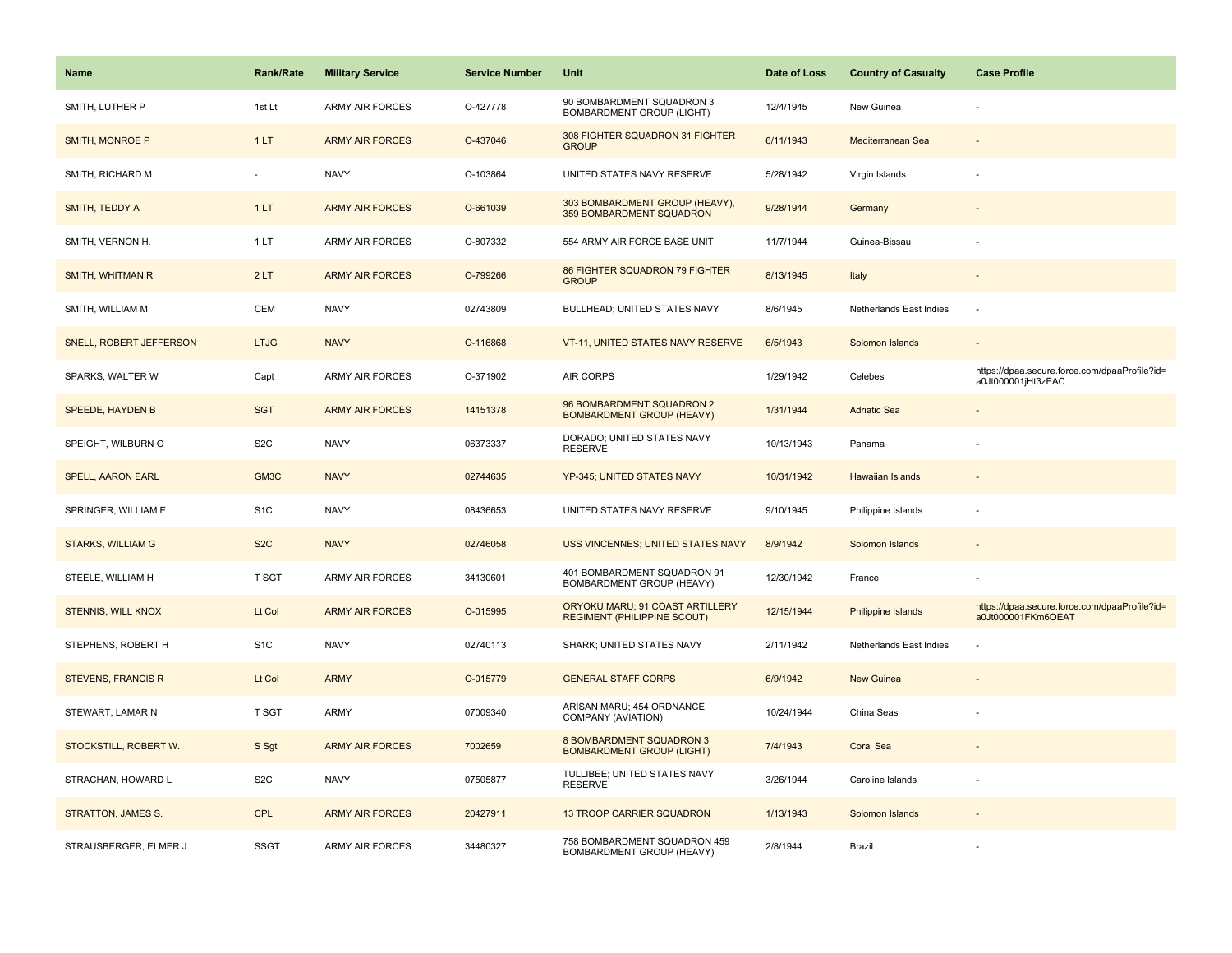| Name | Rank/Rate | Military Service | Service Number | Unit | Date of Loss | Country of Casualty | Case Profile |
|---|---|---|---|---|---|---|---|
| SMITH, LUTHER P | 1st Lt | ARMY AIR FORCES | O-427778 | 90 BOMBARDMENT SQUADRON 3 BOMBARDMENT GROUP (LIGHT) | 12/4/1945 | New Guinea | - |
| SMITH, MONROE P | 1 LT | ARMY AIR FORCES | O-437046 | 308 FIGHTER SQUADRON 31 FIGHTER GROUP | 6/11/1943 | Mediterranean Sea | - |
| SMITH, RICHARD M | - | NAVY | O-103864 | UNITED STATES NAVY RESERVE | 5/28/1942 | Virgin Islands | - |
| SMITH, TEDDY A | 1 LT | ARMY AIR FORCES | O-661039 | 303 BOMBARDMENT GROUP (HEAVY), 359 BOMBARDMENT SQUADRON | 9/28/1944 | Germany | - |
| SMITH, VERNON H. | 1 LT | ARMY AIR FORCES | O-807332 | 554 ARMY AIR FORCE BASE UNIT | 11/7/1944 | Guinea-Bissau | - |
| SMITH, WHITMAN R | 2 LT | ARMY AIR FORCES | O-799266 | 86 FIGHTER SQUADRON 79 FIGHTER GROUP | 8/13/1945 | Italy | - |
| SMITH, WILLIAM M | CEM | NAVY | 02743809 | BULLHEAD; UNITED STATES NAVY | 8/6/1945 | Netherlands East Indies | - |
| SNELL, ROBERT JEFFERSON | LTJG | NAVY | O-116868 | VT-11, UNITED STATES NAVY RESERVE | 6/5/1943 | Solomon Islands | - |
| SPARKS, WALTER W | Capt | ARMY AIR FORCES | O-371902 | AIR CORPS | 1/29/1942 | Celebes | https://dpaa.secure.force.com/dpaaProfile?id=a0Jt000001jHt3zEAC |
| SPEEDE, HAYDEN B | SGT | ARMY AIR FORCES | 14151378 | 96 BOMBARDMENT SQUADRON 2 BOMBARDMENT GROUP (HEAVY) | 1/31/1944 | Adriatic Sea | - |
| SPEIGHT, WILBURN O | S2C | NAVY | 06373337 | DORADO; UNITED STATES NAVY RESERVE | 10/13/1943 | Panama | - |
| SPELL, AARON EARL | GM3C | NAVY | 02744635 | YP-345; UNITED STATES NAVY | 10/31/1942 | Hawaiian Islands | - |
| SPRINGER, WILLIAM E | S1C | NAVY | 08436653 | UNITED STATES NAVY RESERVE | 9/10/1945 | Philippine Islands | - |
| STARKS, WILLIAM G | S2C | NAVY | 02746058 | USS VINCENNES; UNITED STATES NAVY | 8/9/1942 | Solomon Islands | - |
| STEELE, WILLIAM H | T SGT | ARMY AIR FORCES | 34130601 | 401 BOMBARDMENT SQUADRON 91 BOMBARDMENT GROUP (HEAVY) | 12/30/1942 | France | - |
| STENNIS, WILL KNOX | Lt Col | ARMY AIR FORCES | O-015995 | ORYOKU MARU; 91 COAST ARTILLERY REGIMENT (PHILIPPINE SCOUT) | 12/15/1944 | Philippine Islands | https://dpaa.secure.force.com/dpaaProfile?id=a0Jt000001FKm6OEAT |
| STEPHENS, ROBERT H | S1C | NAVY | 02740113 | SHARK; UNITED STATES NAVY | 2/11/1942 | Netherlands East Indies | - |
| STEVENS, FRANCIS R | Lt Col | ARMY | O-015779 | GENERAL STAFF CORPS | 6/9/1942 | New Guinea | - |
| STEWART, LAMAR N | T SGT | ARMY | 07009340 | ARISAN MARU; 454 ORDNANCE COMPANY (AVIATION) | 10/24/1944 | China Seas | - |
| STOCKSTILL, ROBERT W. | S Sgt | ARMY AIR FORCES | 7002659 | 8 BOMBARDMENT SQUADRON 3 BOMBARDMENT GROUP (LIGHT) | 7/4/1943 | Coral Sea | - |
| STRACHAN, HOWARD L | S2C | NAVY | 07505877 | TULLIBEE; UNITED STATES NAVY RESERVE | 3/26/1944 | Caroline Islands | - |
| STRATTON, JAMES S. | CPL | ARMY AIR FORCES | 20427911 | 13 TROOP CARRIER SQUADRON | 1/13/1943 | Solomon Islands | - |
| STRAUSBERGER, ELMER J | SSGT | ARMY AIR FORCES | 34480327 | 758 BOMBARDMENT SQUADRON 459 BOMBARDMENT GROUP (HEAVY) | 2/8/1944 | Brazil | - |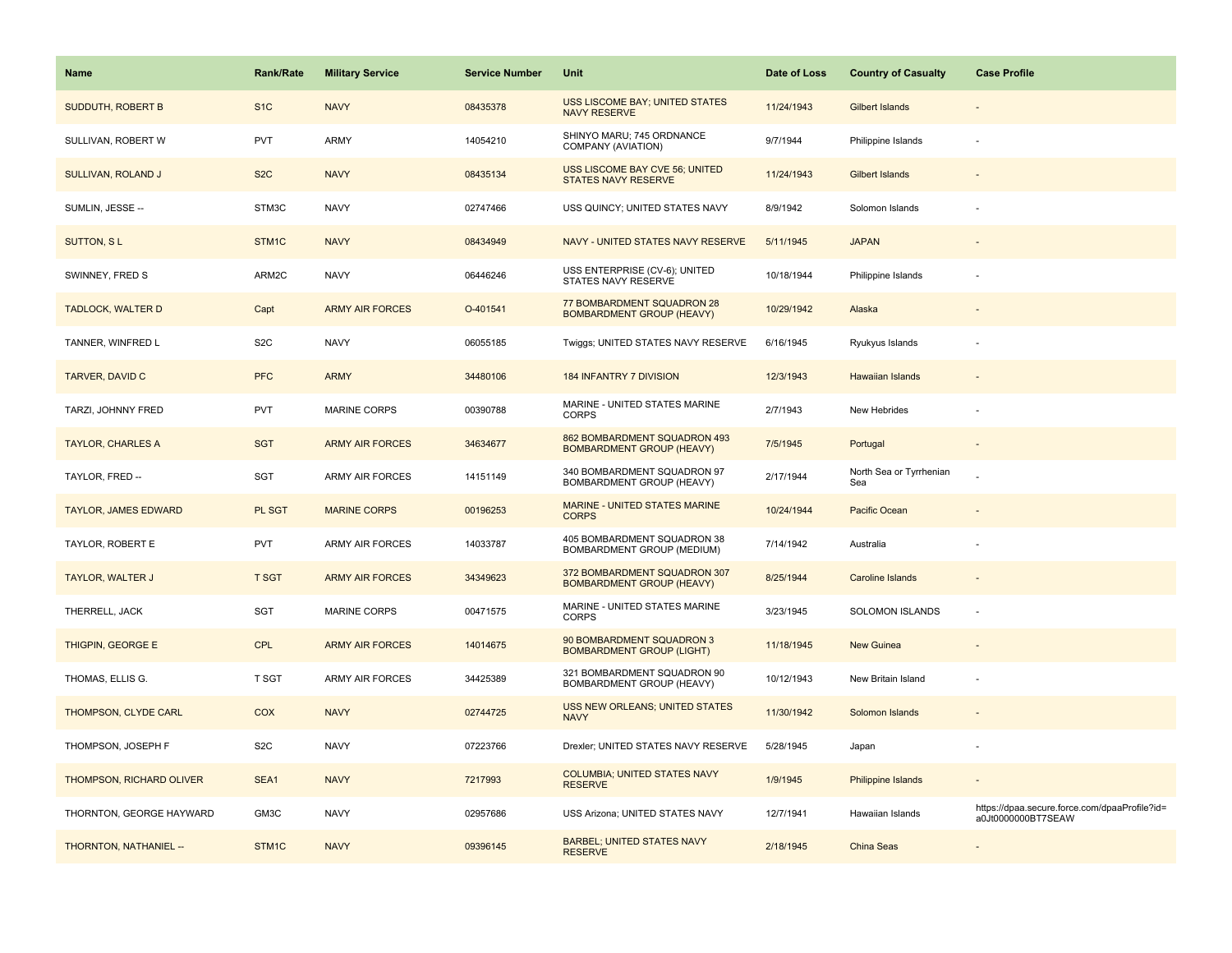| Name | Rank/Rate | Military Service | Service Number | Unit | Date of Loss | Country of Casualty | Case Profile |
| --- | --- | --- | --- | --- | --- | --- | --- |
| SUDDUTH, ROBERT B | S1C | NAVY | 08435378 | USS LISCOME BAY; UNITED STATES NAVY RESERVE | 11/24/1943 | Gilbert Islands | - |
| SULLIVAN, ROBERT W | PVT | ARMY | 14054210 | SHINYO MARU; 745 ORDNANCE COMPANY (AVIATION) | 9/7/1944 | Philippine Islands | - |
| SULLIVAN, ROLAND J | S2C | NAVY | 08435134 | USS LISCOME BAY CVE 56; UNITED STATES NAVY RESERVE | 11/24/1943 | Gilbert Islands | - |
| SUMLIN, JESSE -- | STM3C | NAVY | 02747466 | USS QUINCY; UNITED STATES NAVY | 8/9/1942 | Solomon Islands | - |
| SUTTON, S L | STM1C | NAVY | 08434949 | NAVY - UNITED STATES NAVY RESERVE | 5/11/1945 | JAPAN | - |
| SWINNEY, FRED S | ARM2C | NAVY | 06446246 | USS ENTERPRISE (CV-6); UNITED STATES NAVY RESERVE | 10/18/1944 | Philippine Islands | - |
| TADLOCK, WALTER D | Capt | ARMY AIR FORCES | O-401541 | 77 BOMBARDMENT SQUADRON 28 BOMBARDMENT GROUP (HEAVY) | 10/29/1942 | Alaska | - |
| TANNER, WINFRED L | S2C | NAVY | 06055185 | Twiggs; UNITED STATES NAVY RESERVE | 6/16/1945 | Ryukyus Islands | - |
| TARVER, DAVID C | PFC | ARMY | 34480106 | 184 INFANTRY 7 DIVISION | 12/3/1943 | Hawaiian Islands | - |
| TARZI, JOHNNY FRED | PVT | MARINE CORPS | 00390788 | MARINE - UNITED STATES MARINE CORPS | 2/7/1943 | New Hebrides | - |
| TAYLOR, CHARLES A | SGT | ARMY AIR FORCES | 34634677 | 862 BOMBARDMENT SQUADRON 493 BOMBARDMENT GROUP (HEAVY) | 7/5/1945 | Portugal | - |
| TAYLOR, FRED -- | SGT | ARMY AIR FORCES | 14151149 | 340 BOMBARDMENT SQUADRON 97 BOMBARDMENT GROUP (HEAVY) | 2/17/1944 | North Sea or Tyrrhenian Sea | - |
| TAYLOR, JAMES EDWARD | PL SGT | MARINE CORPS | 00196253 | MARINE - UNITED STATES MARINE CORPS | 10/24/1944 | Pacific Ocean | - |
| TAYLOR, ROBERT E | PVT | ARMY AIR FORCES | 14033787 | 405 BOMBARDMENT SQUADRON 38 BOMBARDMENT GROUP (MEDIUM) | 7/14/1942 | Australia | - |
| TAYLOR, WALTER J | T SGT | ARMY AIR FORCES | 34349623 | 372 BOMBARDMENT SQUADRON 307 BOMBARDMENT GROUP (HEAVY) | 8/25/1944 | Caroline Islands | - |
| THERRELL, JACK | SGT | MARINE CORPS | 00471575 | MARINE - UNITED STATES MARINE CORPS | 3/23/1945 | SOLOMON ISLANDS | - |
| THIGPIN, GEORGE E | CPL | ARMY AIR FORCES | 14014675 | 90 BOMBARDMENT SQUADRON 3 BOMBARDMENT GROUP (LIGHT) | 11/18/1945 | New Guinea | - |
| THOMAS, ELLIS G. | T SGT | ARMY AIR FORCES | 34425389 | 321 BOMBARDMENT SQUADRON 90 BOMBARDMENT GROUP (HEAVY) | 10/12/1943 | New Britain Island | - |
| THOMPSON, CLYDE CARL | COX | NAVY | 02744725 | USS NEW ORLEANS; UNITED STATES NAVY | 11/30/1942 | Solomon Islands | - |
| THOMPSON, JOSEPH F | S2C | NAVY | 07223766 | Drexler; UNITED STATES NAVY RESERVE | 5/28/1945 | Japan | - |
| THOMPSON, RICHARD OLIVER | SEA1 | NAVY | 7217993 | COLUMBIA; UNITED STATES NAVY RESERVE | 1/9/1945 | Philippine Islands | - |
| THORNTON, GEORGE HAYWARD | GM3C | NAVY | 02957686 | USS Arizona; UNITED STATES NAVY | 12/7/1941 | Hawaiian Islands | https://dpaa.secure.force.com/dpaaProfile?id=a0Jt0000000BT7SEAW |
| THORNTON, NATHANIEL -- | STM1C | NAVY | 09396145 | BARBEL; UNITED STATES NAVY RESERVE | 2/18/1945 | China Seas | - |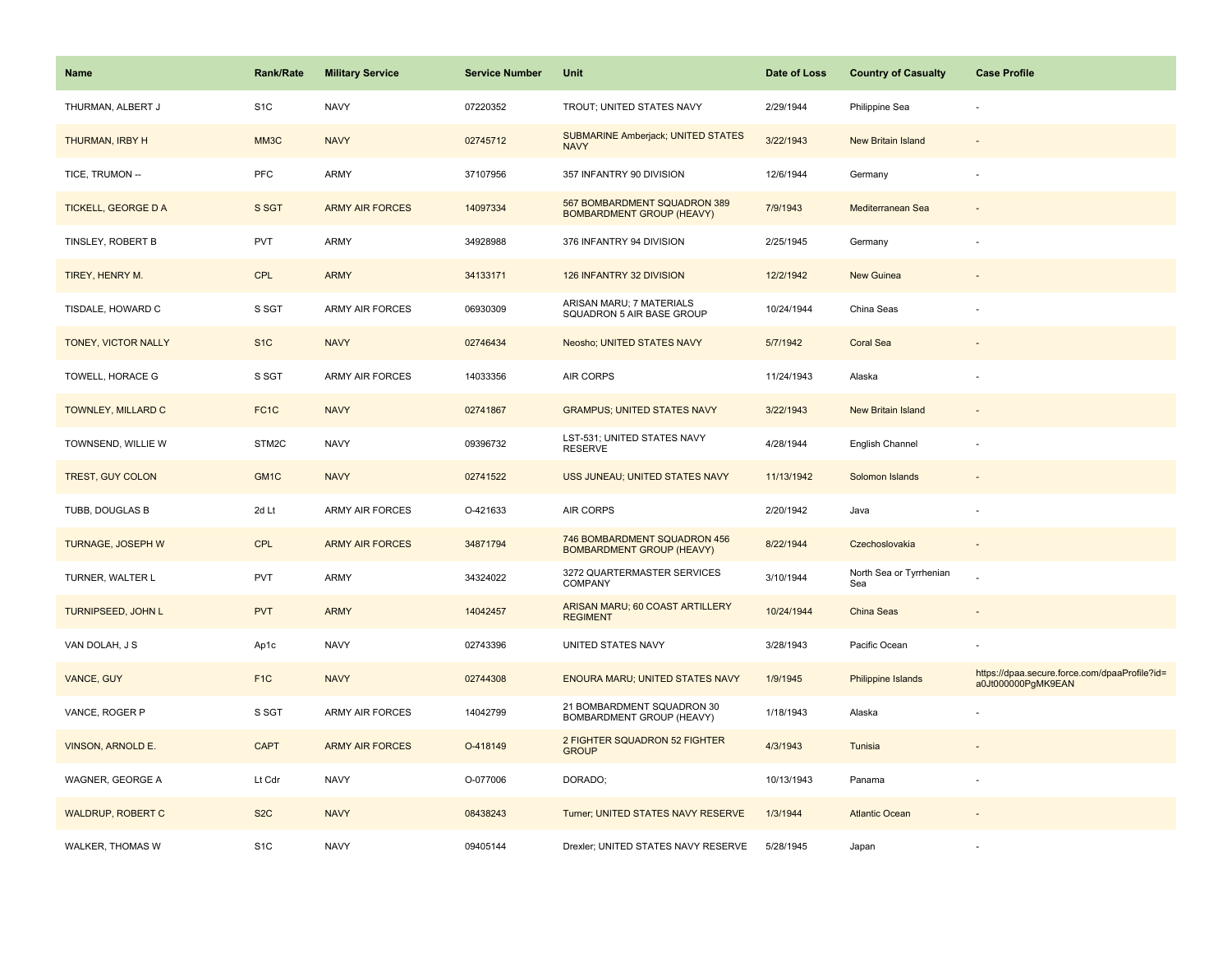| Name | Rank/Rate | Military Service | Service Number | Unit | Date of Loss | Country of Casualty | Case Profile |
|---|---|---|---|---|---|---|---|
| THURMAN, ALBERT J | S1C | NAVY | 07220352 | TROUT; UNITED STATES NAVY | 2/29/1944 | Philippine Sea | - |
| THURMAN, IRBY H | MM3C | NAVY | 02745712 | SUBMARINE Amberjack; UNITED STATES NAVY | 3/22/1943 | New Britain Island | - |
| TICE, TRUMON -- | PFC | ARMY | 37107956 | 357 INFANTRY 90 DIVISION | 12/6/1944 | Germany | - |
| TICKELL, GEORGE D A | S SGT | ARMY AIR FORCES | 14097334 | 567 BOMBARDMENT SQUADRON 389 BOMBARDMENT GROUP (HEAVY) | 7/9/1943 | Mediterranean Sea | - |
| TINSLEY, ROBERT B | PVT | ARMY | 34928988 | 376 INFANTRY 94 DIVISION | 2/25/1945 | Germany | - |
| TIREY, HENRY M. | CPL | ARMY | 34133171 | 126 INFANTRY 32 DIVISION | 12/2/1942 | New Guinea | - |
| TISDALE, HOWARD C | S SGT | ARMY AIR FORCES | 06930309 | ARISAN MARU; 7 MATERIALS SQUADRON 5 AIR BASE GROUP | 10/24/1944 | China Seas | - |
| TONEY, VICTOR NALLY | S1C | NAVY | 02746434 | Neosho; UNITED STATES NAVY | 5/7/1942 | Coral Sea | - |
| TOWELL, HORACE G | S SGT | ARMY AIR FORCES | 14033356 | AIR CORPS | 11/24/1943 | Alaska | - |
| TOWNLEY, MILLARD C | FC1C | NAVY | 02741867 | GRAMPUS; UNITED STATES NAVY | 3/22/1943 | New Britain Island | - |
| TOWNSEND, WILLIE W | STM2C | NAVY | 09396732 | LST-531; UNITED STATES NAVY RESERVE | 4/28/1944 | English Channel | - |
| TREST, GUY COLON | GM1C | NAVY | 02741522 | USS JUNEAU; UNITED STATES NAVY | 11/13/1942 | Solomon Islands | - |
| TUBB, DOUGLAS B | 2d Lt | ARMY AIR FORCES | O-421633 | AIR CORPS | 2/20/1942 | Java | - |
| TURNAGE, JOSEPH W | CPL | ARMY AIR FORCES | 34871794 | 746 BOMBARDMENT SQUADRON 456 BOMBARDMENT GROUP (HEAVY) | 8/22/1944 | Czechoslovakia | - |
| TURNER, WALTER L | PVT | ARMY | 34324022 | 3272 QUARTERMASTER SERVICES COMPANY | 3/10/1944 | North Sea or Tyrrhenian Sea | - |
| TURNIPSEED, JOHN L | PVT | ARMY | 14042457 | ARISAN MARU; 60 COAST ARTILLERY REGIMENT | 10/24/1944 | China Seas | - |
| VAN DOLAH, J S | Ap1c | NAVY | 02743396 | UNITED STATES NAVY | 3/28/1943 | Pacific Ocean | - |
| VANCE, GUY | F1C | NAVY | 02744308 | ENOURA MARU; UNITED STATES NAVY | 1/9/1945 | Philippine Islands | https://dpaa.secure.force.com/dpaaProfile?id=a0Jt000000PgMK9EAN |
| VANCE, ROGER P | S SGT | ARMY AIR FORCES | 14042799 | 21 BOMBARDMENT SQUADRON 30 BOMBARDMENT GROUP (HEAVY) | 1/18/1943 | Alaska | - |
| VINSON, ARNOLD E. | CAPT | ARMY AIR FORCES | O-418149 | 2 FIGHTER SQUADRON 52 FIGHTER GROUP | 4/3/1943 | Tunisia | - |
| WAGNER, GEORGE A | Lt Cdr | NAVY | O-077006 | DORADO; | 10/13/1943 | Panama | - |
| WALDRUP, ROBERT C | S2C | NAVY | 08438243 | Turner; UNITED STATES NAVY RESERVE | 1/3/1944 | Atlantic Ocean | - |
| WALKER, THOMAS W | S1C | NAVY | 09405144 | Drexler; UNITED STATES NAVY RESERVE | 5/28/1945 | Japan | - |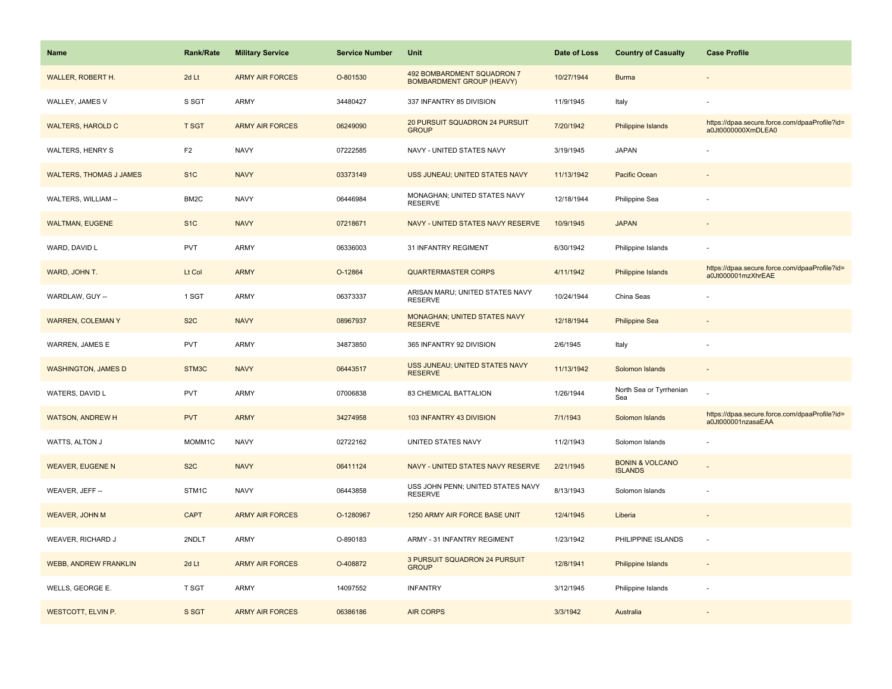| Name | Rank/Rate | Military Service | Service Number | Unit | Date of Loss | Country of Casualty | Case Profile |
| --- | --- | --- | --- | --- | --- | --- | --- |
| WALLER, ROBERT H. | 2d Lt | ARMY AIR FORCES | O-801530 | 492 BOMBARDMENT SQUADRON 7 BOMBARDMENT GROUP (HEAVY) | 10/27/1944 | Burma | - |
| WALLEY, JAMES V | S SGT | ARMY | 34480427 | 337 INFANTRY 85 DIVISION | 11/9/1945 | Italy | - |
| WALTERS, HAROLD C | T SGT | ARMY AIR FORCES | 06249090 | 20 PURSUIT SQUADRON 24 PURSUIT GROUP | 7/20/1942 | Philippine Islands | https://dpaa.secure.force.com/dpaaProfile?id=a0Jt0000000XmDLEA0 |
| WALTERS, HENRY S | F2 | NAVY | 07222585 | NAVY - UNITED STATES NAVY | 3/19/1945 | JAPAN | - |
| WALTERS, THOMAS J JAMES | S1C | NAVY | 03373149 | USS JUNEAU; UNITED STATES NAVY | 11/13/1942 | Pacific Ocean | - |
| WALTERS, WILLIAM -- | BM2C | NAVY | 06446984 | MONAGHAN; UNITED STATES NAVY RESERVE | 12/18/1944 | Philippine Sea | - |
| WALTMAN, EUGENE | S1C | NAVY | 07218671 | NAVY - UNITED STATES NAVY RESERVE | 10/9/1945 | JAPAN | - |
| WARD, DAVID L | PVT | ARMY | 06336003 | 31 INFANTRY REGIMENT | 6/30/1942 | Philippine Islands | - |
| WARD, JOHN T. | Lt Col | ARMY | O-12864 | QUARTERMASTER CORPS | 4/11/1942 | Philippine Islands | https://dpaa.secure.force.com/dpaaProfile?id=a0Jt000001mzXhrEAE |
| WARDLAW, GUY -- | 1 SGT | ARMY | 06373337 | ARISAN MARU; UNITED STATES NAVY RESERVE | 10/24/1944 | China Seas | - |
| WARREN, COLEMAN Y | S2C | NAVY | 08967937 | MONAGHAN; UNITED STATES NAVY RESERVE | 12/18/1944 | Philippine Sea | - |
| WARREN, JAMES E | PVT | ARMY | 34873850 | 365 INFANTRY 92 DIVISION | 2/6/1945 | Italy | - |
| WASHINGTON, JAMES D | STM3C | NAVY | 06443517 | USS JUNEAU; UNITED STATES NAVY RESERVE | 11/13/1942 | Solomon Islands | - |
| WATERS, DAVID L | PVT | ARMY | 07006838 | 83 CHEMICAL BATTALION | 1/26/1944 | North Sea or Tyrrhenian Sea | - |
| WATSON, ANDREW H | PVT | ARMY | 34274958 | 103 INFANTRY 43 DIVISION | 7/1/1943 | Solomon Islands | https://dpaa.secure.force.com/dpaaProfile?id=a0Jt000001nzasaEAA |
| WATTS, ALTON J | MOMM1C | NAVY | 02722162 | UNITED STATES NAVY | 11/2/1943 | Solomon Islands | - |
| WEAVER, EUGENE N | S2C | NAVY | 06411124 | NAVY - UNITED STATES NAVY RESERVE | 2/21/1945 | BONIN & VOLCANO ISLANDS | - |
| WEAVER, JEFF -- | STM1C | NAVY | 06443858 | USS JOHN PENN; UNITED STATES NAVY RESERVE | 8/13/1943 | Solomon Islands | - |
| WEAVER, JOHN M | CAPT | ARMY AIR FORCES | O-1280967 | 1250 ARMY AIR FORCE BASE UNIT | 12/4/1945 | Liberia | - |
| WEAVER, RICHARD J | 2NDLT | ARMY | O-890183 | ARMY - 31 INFANTRY REGIMENT | 1/23/1942 | PHILIPPINE ISLANDS | - |
| WEBB, ANDREW FRANKLIN | 2d Lt | ARMY AIR FORCES | O-408872 | 3 PURSUIT SQUADRON 24 PURSUIT GROUP | 12/8/1941 | Philippine Islands | - |
| WELLS, GEORGE E. | T SGT | ARMY | 14097552 | INFANTRY | 3/12/1945 | Philippine Islands | - |
| WESTCOTT, ELVIN P. | S SGT | ARMY AIR FORCES | 06386186 | AIR CORPS | 3/3/1942 | Australia | - |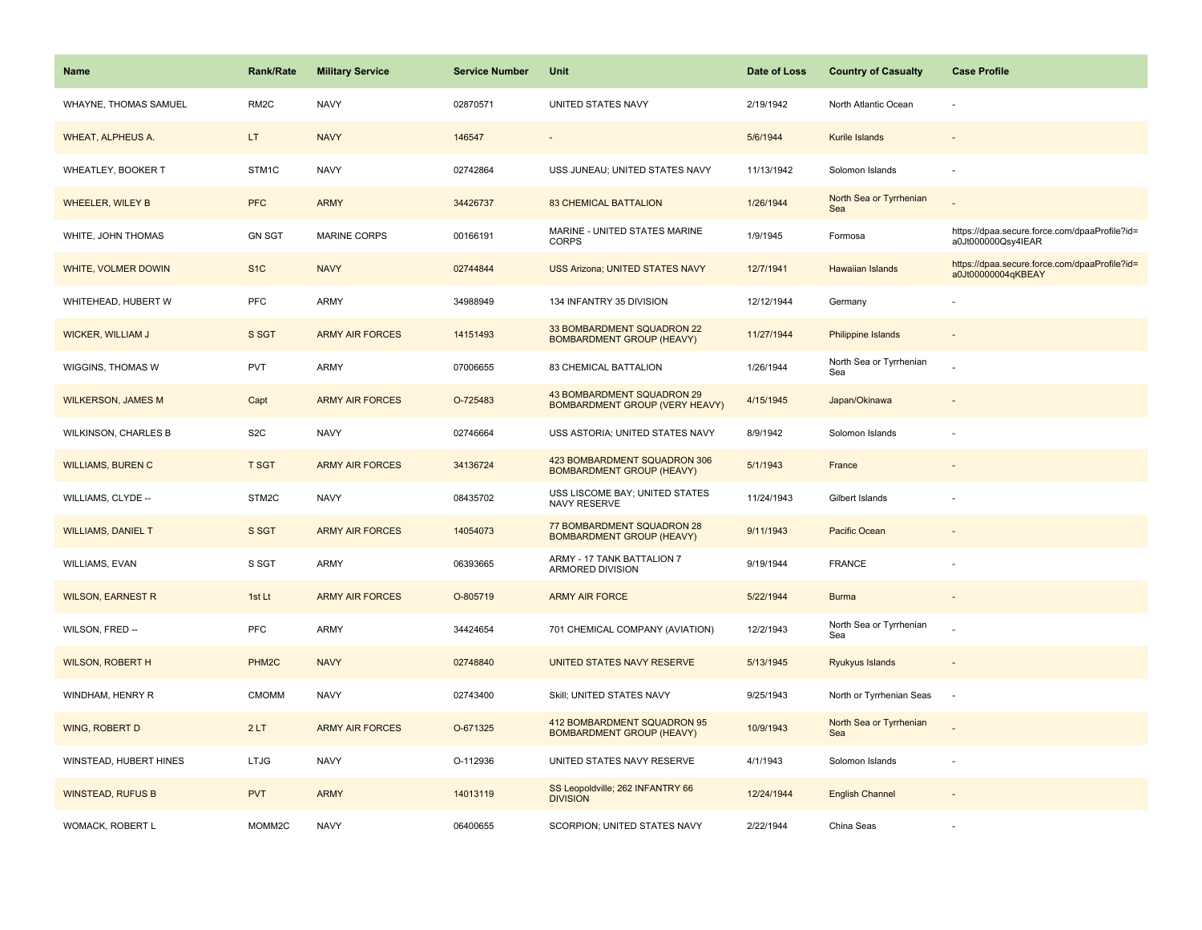| Name | Rank/Rate | Military Service | Service Number | Unit | Date of Loss | Country of Casualty | Case Profile |
|---|---|---|---|---|---|---|---|
| WHAYNE, THOMAS SAMUEL | RM2C | NAVY | 02870571 | UNITED STATES NAVY | 2/19/1942 | North Atlantic Ocean | - |
| WHEAT, ALPHEUS A. | LT | NAVY | 146547 | - | 5/6/1944 | Kurile Islands | - |
| WHEATLEY, BOOKER T | STM1C | NAVY | 02742864 | USS JUNEAU; UNITED STATES NAVY | 11/13/1942 | Solomon Islands | - |
| WHEELER, WILEY B | PFC | ARMY | 34426737 | 83 CHEMICAL BATTALION | 1/26/1944 | North Sea or Tyrrhenian Sea | - |
| WHITE, JOHN THOMAS | GN SGT | MARINE CORPS | 00166191 | MARINE - UNITED STATES MARINE CORPS | 1/9/1945 | Formosa | https://dpaa.secure.force.com/dpaaProfile?id=a0Jt000000Qsy4IEAR |
| WHITE, VOLMER DOWIN | S1C | NAVY | 02744844 | USS Arizona; UNITED STATES NAVY | 12/7/1941 | Hawaiian Islands | https://dpaa.secure.force.com/dpaaProfile?id=a0Jt00000004qKBEAY |
| WHITEHEAD, HUBERT W | PFC | ARMY | 34988949 | 134 INFANTRY 35 DIVISION | 12/12/1944 | Germany | - |
| WICKER, WILLIAM J | S SGT | ARMY AIR FORCES | 14151493 | 33 BOMBARDMENT SQUADRON 22 BOMBARDMENT GROUP (HEAVY) | 11/27/1944 | Philippine Islands | - |
| WIGGINS, THOMAS W | PVT | ARMY | 07006655 | 83 CHEMICAL BATTALION | 1/26/1944 | North Sea or Tyrrhenian Sea | - |
| WILKERSON, JAMES M | Capt | ARMY AIR FORCES | O-725483 | 43 BOMBARDMENT SQUADRON 29 BOMBARDMENT GROUP (VERY HEAVY) | 4/15/1945 | Japan/Okinawa | - |
| WILKINSON, CHARLES B | S2C | NAVY | 02746664 | USS ASTORIA; UNITED STATES NAVY | 8/9/1942 | Solomon Islands | - |
| WILLIAMS, BUREN C | T SGT | ARMY AIR FORCES | 34136724 | 423 BOMBARDMENT SQUADRON 306 BOMBARDMENT GROUP (HEAVY) | 5/1/1943 | France | - |
| WILLIAMS, CLYDE -- | STM2C | NAVY | 08435702 | USS LISCOME BAY; UNITED STATES NAVY RESERVE | 11/24/1943 | Gilbert Islands | - |
| WILLIAMS, DANIEL T | S SGT | ARMY AIR FORCES | 14054073 | 77 BOMBARDMENT SQUADRON 28 BOMBARDMENT GROUP (HEAVY) | 9/11/1943 | Pacific Ocean | - |
| WILLIAMS, EVAN | S SGT | ARMY | 06393665 | ARMY - 17 TANK BATTALION 7 ARMORED DIVISION | 9/19/1944 | FRANCE | - |
| WILSON, EARNEST R | 1st Lt | ARMY AIR FORCES | O-805719 | ARMY AIR FORCE | 5/22/1944 | Burma | - |
| WILSON, FRED -- | PFC | ARMY | 34424654 | 701 CHEMICAL COMPANY (AVIATION) | 12/2/1943 | North Sea or Tyrrhenian Sea | - |
| WILSON, ROBERT H | PHM2C | NAVY | 02748840 | UNITED STATES NAVY RESERVE | 5/13/1945 | Ryukyus Islands | - |
| WINDHAM, HENRY R | CMOMM | NAVY | 02743400 | Skill; UNITED STATES NAVY | 9/25/1943 | North or Tyrrhenian Seas | - |
| WING, ROBERT D | 2 LT | ARMY AIR FORCES | O-671325 | 412 BOMBARDMENT SQUADRON 95 BOMBARDMENT GROUP (HEAVY) | 10/9/1943 | North Sea or Tyrrhenian Sea | - |
| WINSTEAD, HUBERT HINES | LTJG | NAVY | O-112936 | UNITED STATES NAVY RESERVE | 4/1/1943 | Solomon Islands | - |
| WINSTEAD, RUFUS B | PVT | ARMY | 14013119 | SS Leopoldville; 262 INFANTRY 66 DIVISION | 12/24/1944 | English Channel | - |
| WOMACK, ROBERT L | MOMM2C | NAVY | 06400655 | SCORPION; UNITED STATES NAVY | 2/22/1944 | China Seas | - |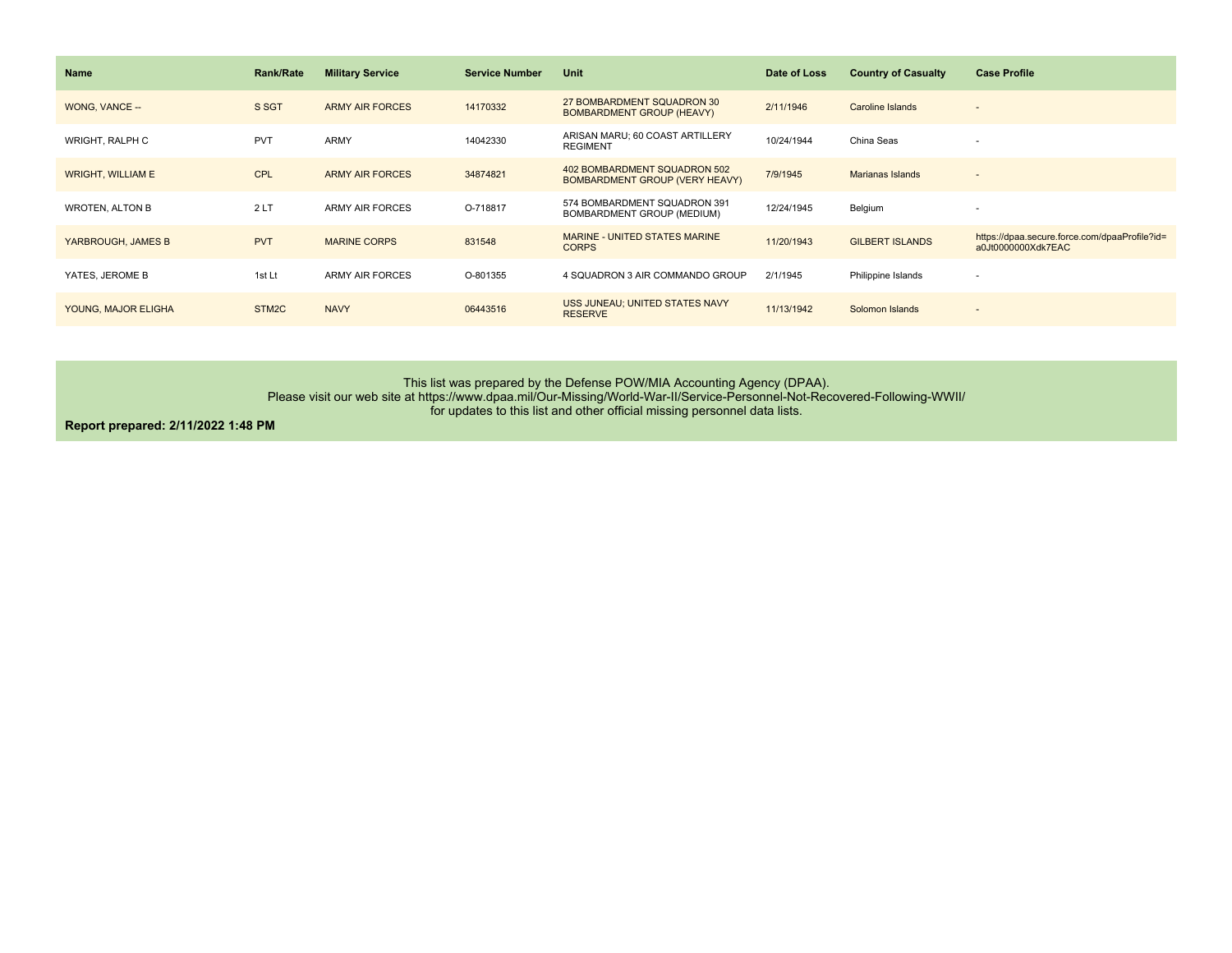| Name | Rank/Rate | Military Service | Service Number | Unit | Date of Loss | Country of Casualty | Case Profile |
|---|---|---|---|---|---|---|---|
| WONG, VANCE -- | S SGT | ARMY AIR FORCES | 14170332 | 27 BOMBARDMENT SQUADRON 30 BOMBARDMENT GROUP (HEAVY) | 2/11/1946 | Caroline Islands | - |
| WRIGHT, RALPH C | PVT | ARMY | 14042330 | ARISAN MARU; 60 COAST ARTILLERY REGIMENT | 10/24/1944 | China Seas | - |
| WRIGHT, WILLIAM E | CPL | ARMY AIR FORCES | 34874821 | 402 BOMBARDMENT SQUADRON 502 BOMBARDMENT GROUP (VERY HEAVY) | 7/9/1945 | Marianas Islands | - |
| WROTEN, ALTON B | 2 LT | ARMY AIR FORCES | O-718817 | 574 BOMBARDMENT SQUADRON 391 BOMBARDMENT GROUP (MEDIUM) | 12/24/1945 | Belgium | - |
| YARBROUGH, JAMES B | PVT | MARINE CORPS | 831548 | MARINE - UNITED STATES MARINE CORPS | 11/20/1943 | GILBERT ISLANDS | https://dpaa.secure.force.com/dpaaProfile?id=a0Jt0000000Xdk7EAC |
| YATES, JEROME B | 1st Lt | ARMY AIR FORCES | O-801355 | 4 SQUADRON 3 AIR COMMANDO GROUP | 2/1/1945 | Philippine Islands | - |
| YOUNG, MAJOR ELIGHA | STM2C | NAVY | 06443516 | USS JUNEAU; UNITED STATES NAVY RESERVE | 11/13/1942 | Solomon Islands | - |

This list was prepared by the Defense POW/MIA Accounting Agency (DPAA).
Please visit our web site at https://www.dpaa.mil/Our-Missing/World-War-II/Service-Personnel-Not-Recovered-Following-WWII/
for updates to this list and other official missing personnel data lists.

**Report prepared: 2/11/2022 1:48 PM**